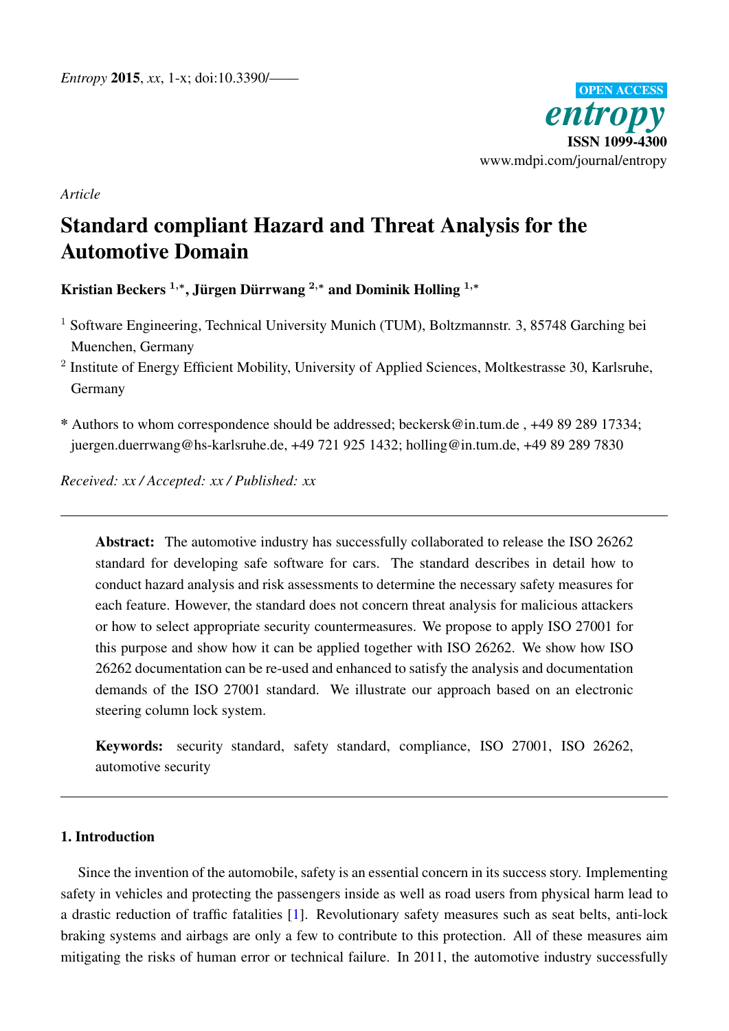*Article*

# Standard compliant Hazard and Threat Analysis for the Automotive Domain

**Kristian Beckers [1,*], Jürgen Dürrwang [2,*] and Dominik Holling [1,*]**

[1] Software Engineering, Technical University Munich (TUM), Boltzmannstr. 3, 85748 Garching bei Muenchen, Germany

[2] Institute of Energy Efficient Mobility, University of Applied Sciences, Moltkestrasse 30, Karlsruhe, Germany

* Authors to whom correspondence should be addressed; beckersk@in.tum.de , +49 89 289 17334; juergen.duerrwang@hs-karlsruhe.de, +49 721 925 1432; holling@in.tum.de, +49 89 289 7830

*Received: xx / Accepted: xx / Published: xx*

---

**Abstract:** The automotive industry has successfully collaborated to release the ISO 26262 standard for developing safe software for cars. The standard describes in detail how to conduct hazard analysis and risk assessments to determine the necessary safety measures for each feature. However, the standard does not concern threat analysis for malicious attackers or how to select appropriate security countermeasures. We propose to apply ISO 27001 for this purpose and show how it can be applied together with ISO 26262. We show how ISO 26262 documentation can be re-used and enhanced to satisfy the analysis and documentation demands of the ISO 27001 standard. We illustrate our approach based on an electronic steering column lock system.

**Keywords:** security standard, safety standard, compliance, ISO 27001, ISO 26262, automotive security

---

## 1. Introduction

Since the invention of the automobile, safety is an essential concern in its success story. Implementing safety in vehicles and protecting the passengers inside as well as road users from physical harm lead to a drastic reduction of traffic fatalities [1]. Revolutionary safety measures such as seat belts, anti-lock braking systems and airbags are only a few to contribute to this protection. All of these measures aim mitigating the risks of human error or technical failure. In 2011, the automotive industry successfully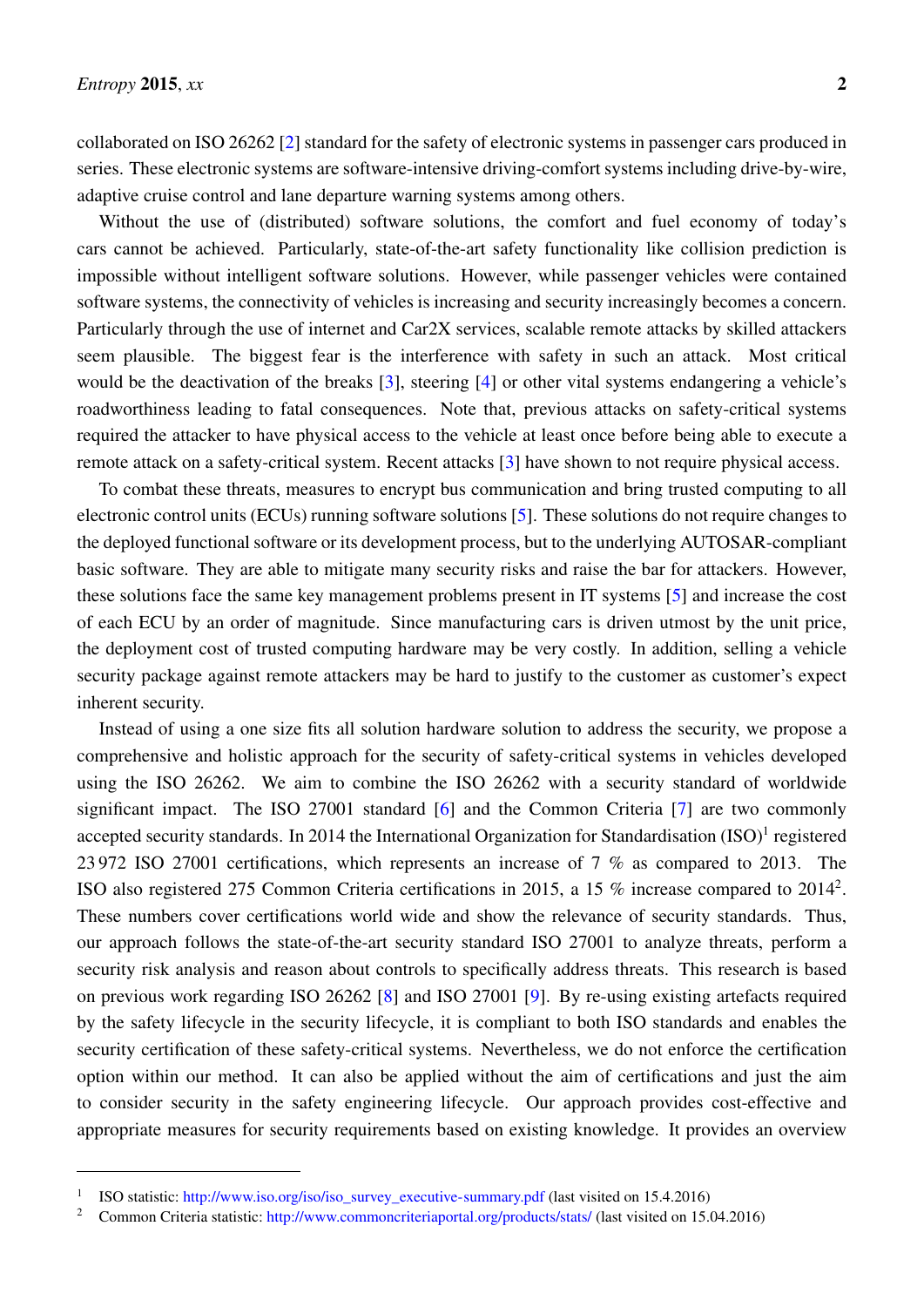collaborated on ISO 26262 [2] standard for the safety of electronic systems in passenger cars produced in series. These electronic systems are software-intensive driving-comfort systems including drive-by-wire, adaptive cruise control and lane departure warning systems among others.

Without the use of (distributed) software solutions, the comfort and fuel economy of today's cars cannot be achieved. Particularly, state-of-the-art safety functionality like collision prediction is impossible without intelligent software solutions. However, while passenger vehicles were contained software systems, the connectivity of vehicles is increasing and security increasingly becomes a concern. Particularly through the use of internet and Car2X services, scalable remote attacks by skilled attackers seem plausible. The biggest fear is the interference with safety in such an attack. Most critical would be the deactivation of the breaks [3], steering [4] or other vital systems endangering a vehicle's roadworthiness leading to fatal consequences. Note that, previous attacks on safety-critical systems required the attacker to have physical access to the vehicle at least once before being able to execute a remote attack on a safety-critical system. Recent attacks [3] have shown to not require physical access.

To combat these threats, measures to encrypt bus communication and bring trusted computing to all electronic control units (ECUs) running software solutions [5]. These solutions do not require changes to the deployed functional software or its development process, but to the underlying AUTOSAR-compliant basic software. They are able to mitigate many security risks and raise the bar for attackers. However, these solutions face the same key management problems present in IT systems [5] and increase the cost of each ECU by an order of magnitude. Since manufacturing cars is driven utmost by the unit price, the deployment cost of trusted computing hardware may be very costly. In addition, selling a vehicle security package against remote attackers may be hard to justify to the customer as customer's expect inherent security.

Instead of using a one size fits all solution hardware solution to address the security, we propose a comprehensive and holistic approach for the security of safety-critical systems in vehicles developed using the ISO 26262. We aim to combine the ISO 26262 with a security standard of worldwide significant impact. The ISO 27001 standard [6] and the Common Criteria [7] are two commonly accepted security standards. In 2014 the International Organization for Standardisation (ISO)[1] registered 23 972 ISO 27001 certifications, which represents an increase of 7 % as compared to 2013. The ISO also registered 275 Common Criteria certifications in 2015, a 15 % increase compared to 2014[2]. These numbers cover certifications world wide and show the relevance of security standards. Thus, our approach follows the state-of-the-art security standard ISO 27001 to analyze threats, perform a security risk analysis and reason about controls to specifically address threats. This research is based on previous work regarding ISO 26262 [8] and ISO 27001 [9]. By re-using existing artefacts required by the safety lifecycle in the security lifecycle, it is compliant to both ISO standards and enables the security certification of these safety-critical systems. Nevertheless, we do not enforce the certification option within our method. It can also be applied without the aim of certifications and just the aim to consider security in the safety engineering lifecycle. Our approach provides cost-effective and appropriate measures for security requirements based on existing knowledge. It provides an overview

---

[1] ISO statistic: http://www.iso.org/iso/iso_survey_executive-summary.pdf (last visited on 15.4.2016)

[2] Common Criteria statistic: http://www.commoncriteriaportal.org/products/stats/ (last visited on 15.04.2016)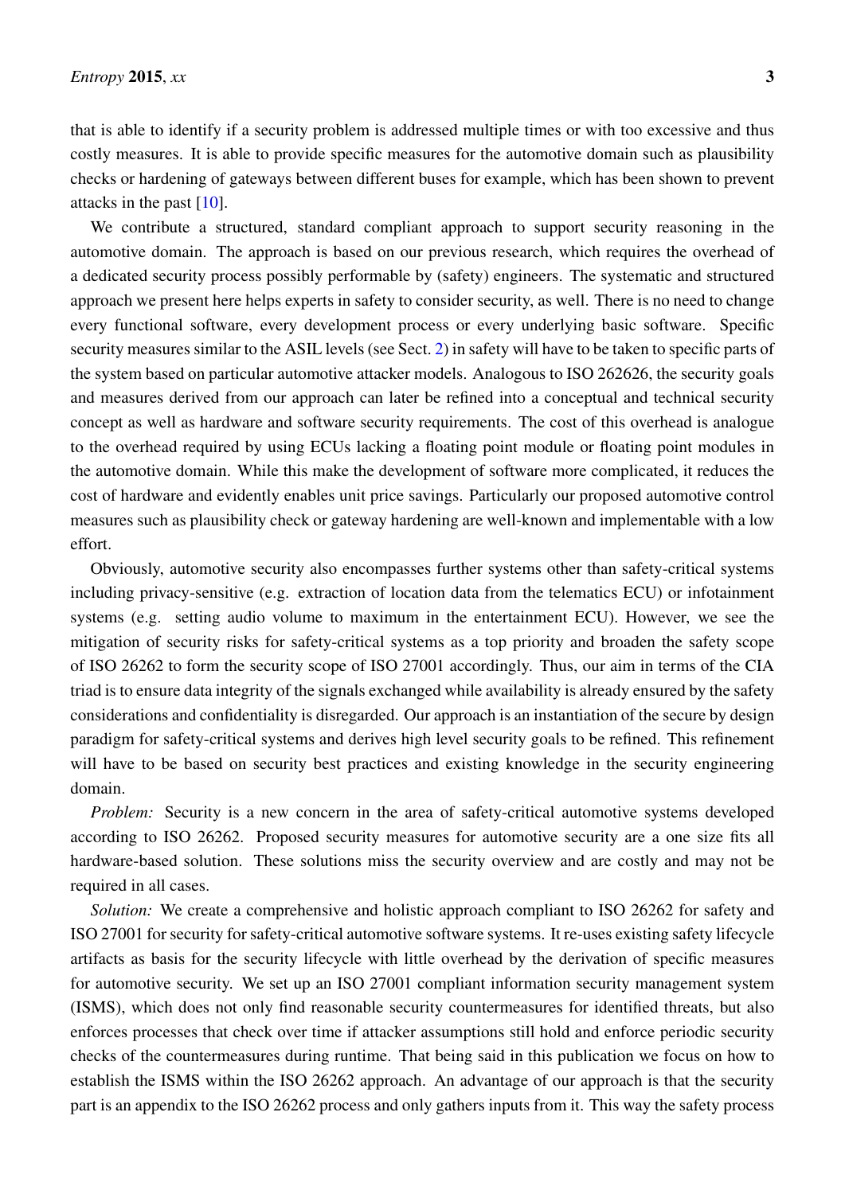that is able to identify if a security problem is addressed multiple times or with too excessive and thus costly measures. It is able to provide specific measures for the automotive domain such as plausibility checks or hardening of gateways between different buses for example, which has been shown to prevent attacks in the past [10].

We contribute a structured, standard compliant approach to support security reasoning in the automotive domain. The approach is based on our previous research, which requires the overhead of a dedicated security process possibly performable by (safety) engineers. The systematic and structured approach we present here helps experts in safety to consider security, as well. There is no need to change every functional software, every development process or every underlying basic software. Specific security measures similar to the ASIL levels (see Sect. 2) in safety will have to be taken to specific parts of the system based on particular automotive attacker models. Analogous to ISO 262626, the security goals and measures derived from our approach can later be refined into a conceptual and technical security concept as well as hardware and software security requirements. The cost of this overhead is analogue to the overhead required by using ECUs lacking a floating point module or floating point modules in the automotive domain. While this make the development of software more complicated, it reduces the cost of hardware and evidently enables unit price savings. Particularly our proposed automotive control measures such as plausibility check or gateway hardening are well-known and implementable with a low effort.

Obviously, automotive security also encompasses further systems other than safety-critical systems including privacy-sensitive (e.g. extraction of location data from the telematics ECU) or infotainment systems (e.g. setting audio volume to maximum in the entertainment ECU). However, we see the mitigation of security risks for safety-critical systems as a top priority and broaden the safety scope of ISO 26262 to form the security scope of ISO 27001 accordingly. Thus, our aim in terms of the CIA triad is to ensure data integrity of the signals exchanged while availability is already ensured by the safety considerations and confidentiality is disregarded. Our approach is an instantiation of the secure by design paradigm for safety-critical systems and derives high level security goals to be refined. This refinement will have to be based on security best practices and existing knowledge in the security engineering domain.

*Problem:* Security is a new concern in the area of safety-critical automotive systems developed according to ISO 26262. Proposed security measures for automotive security are a one size fits all hardware-based solution. These solutions miss the security overview and are costly and may not be required in all cases.

*Solution:* We create a comprehensive and holistic approach compliant to ISO 26262 for safety and ISO 27001 for security for safety-critical automotive software systems. It re-uses existing safety lifecycle artifacts as basis for the security lifecycle with little overhead by the derivation of specific measures for automotive security. We set up an ISO 27001 compliant information security management system (ISMS), which does not only find reasonable security countermeasures for identified threats, but also enforces processes that check over time if attacker assumptions still hold and enforce periodic security checks of the countermeasures during runtime. That being said in this publication we focus on how to establish the ISMS within the ISO 26262 approach. An advantage of our approach is that the security part is an appendix to the ISO 26262 process and only gathers inputs from it. This way the safety process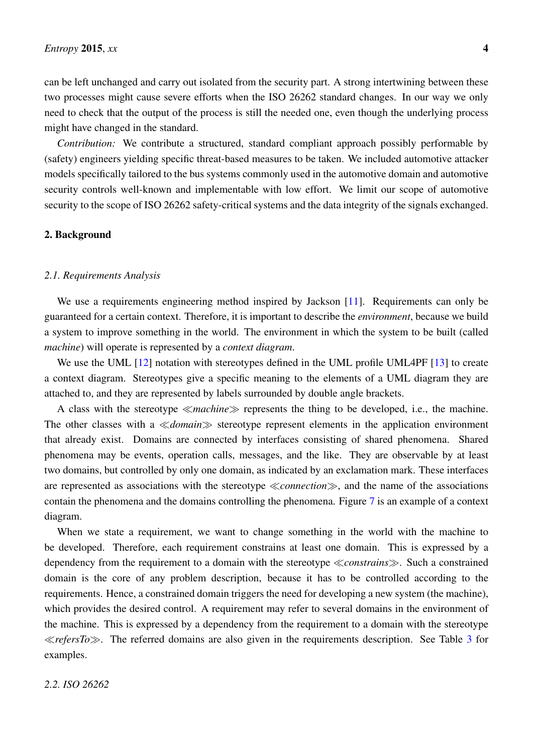can be left unchanged and carry out isolated from the security part. A strong intertwining between these two processes might cause severe efforts when the ISO 26262 standard changes. In our way we only need to check that the output of the process is still the needed one, even though the underlying process might have changed in the standard.

*Contribution:* We contribute a structured, standard compliant approach possibly performable by (safety) engineers yielding specific threat-based measures to be taken. We included automotive attacker models specifically tailored to the bus systems commonly used in the automotive domain and automotive security controls well-known and implementable with low effort. We limit our scope of automotive security to the scope of ISO 26262 safety-critical systems and the data integrity of the signals exchanged.

## 2. Background

### 2.1. Requirements Analysis

We use a requirements engineering method inspired by Jackson [11]. Requirements can only be guaranteed for a certain context. Therefore, it is important to describe the *environment*, because we build a system to improve something in the world. The environment in which the system to be built (called *machine*) will operate is represented by a *context diagram*.

We use the UML [12] notation with stereotypes defined in the UML profile UML4PF [13] to create a context diagram. Stereotypes give a specific meaning to the elements of a UML diagram they are attached to, and they are represented by labels surrounded by double angle brackets.

A class with the stereotype ≪*machine*≫ represents the thing to be developed, i.e., the machine. The other classes with a ≪*domain*≫ stereotype represent elements in the application environment that already exist. Domains are connected by interfaces consisting of shared phenomena. Shared phenomena may be events, operation calls, messages, and the like. They are observable by at least two domains, but controlled by only one domain, as indicated by an exclamation mark. These interfaces are represented as associations with the stereotype ≪*connection*≫, and the name of the associations contain the phenomena and the domains controlling the phenomena. Figure 7 is an example of a context diagram.

When we state a requirement, we want to change something in the world with the machine to be developed. Therefore, each requirement constrains at least one domain. This is expressed by a dependency from the requirement to a domain with the stereotype ≪*constrains*≫. Such a constrained domain is the core of any problem description, because it has to be controlled according to the requirements. Hence, a constrained domain triggers the need for developing a new system (the machine), which provides the desired control. A requirement may refer to several domains in the environment of the machine. This is expressed by a dependency from the requirement to a domain with the stereotype ≪*refersTo*≫. The referred domains are also given in the requirements description. See Table 3 for examples.

### 2.2. ISO 26262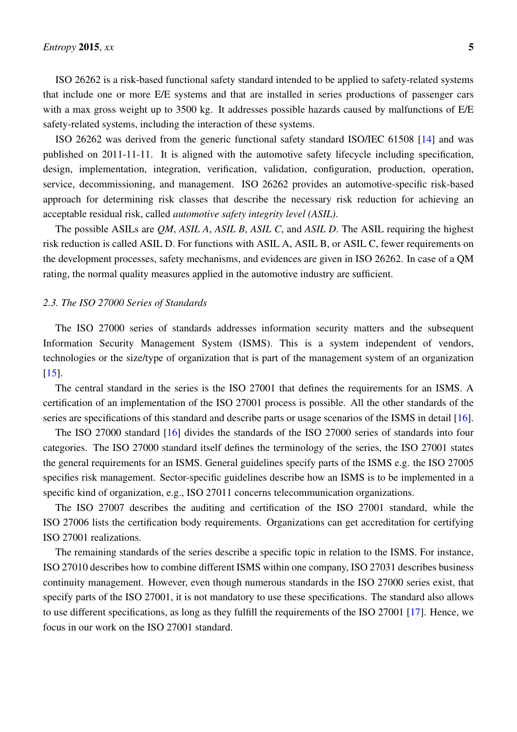ISO 26262 is a risk-based functional safety standard intended to be applied to safety-related systems that include one or more E/E systems and that are installed in series productions of passenger cars with a max gross weight up to 3500 kg. It addresses possible hazards caused by malfunctions of E/E safety-related systems, including the interaction of these systems.

ISO 26262 was derived from the generic functional safety standard ISO/IEC 61508 [14] and was published on 2011-11-11. It is aligned with the automotive safety lifecycle including specification, design, implementation, integration, verification, validation, configuration, production, operation, service, decommissioning, and management. ISO 26262 provides an automotive-specific risk-based approach for determining risk classes that describe the necessary risk reduction for achieving an acceptable residual risk, called *automotive safety integrity level (ASIL)*.

The possible ASILs are *QM*, *ASIL A*, *ASIL B*, *ASIL C*, and *ASIL D*. The ASIL requiring the highest risk reduction is called ASIL D. For functions with ASIL A, ASIL B, or ASIL C, fewer requirements on the development processes, safety mechanisms, and evidences are given in ISO 26262. In case of a QM rating, the normal quality measures applied in the automotive industry are sufficient.

### *2.3. The ISO 27000 Series of Standards*

The ISO 27000 series of standards addresses information security matters and the subsequent Information Security Management System (ISMS). This is a system independent of vendors, technologies or the size/type of organization that is part of the management system of an organization [15].

The central standard in the series is the ISO 27001 that defines the requirements for an ISMS. A certification of an implementation of the ISO 27001 process is possible. All the other standards of the series are specifications of this standard and describe parts or usage scenarios of the ISMS in detail [16].

The ISO 27000 standard [16] divides the standards of the ISO 27000 series of standards into four categories. The ISO 27000 standard itself defines the terminology of the series, the ISO 27001 states the general requirements for an ISMS. General guidelines specify parts of the ISMS e.g. the ISO 27005 specifies risk management. Sector-specific guidelines describe how an ISMS is to be implemented in a specific kind of organization, e.g., ISO 27011 concerns telecommunication organizations.

The ISO 27007 describes the auditing and certification of the ISO 27001 standard, while the ISO 27006 lists the certification body requirements. Organizations can get accreditation for certifying ISO 27001 realizations.

The remaining standards of the series describe a specific topic in relation to the ISMS. For instance, ISO 27010 describes how to combine different ISMS within one company, ISO 27031 describes business continuity management. However, even though numerous standards in the ISO 27000 series exist, that specify parts of the ISO 27001, it is not mandatory to use these specifications. The standard also allows to use different specifications, as long as they fulfill the requirements of the ISO 27001 [17]. Hence, we focus in our work on the ISO 27001 standard.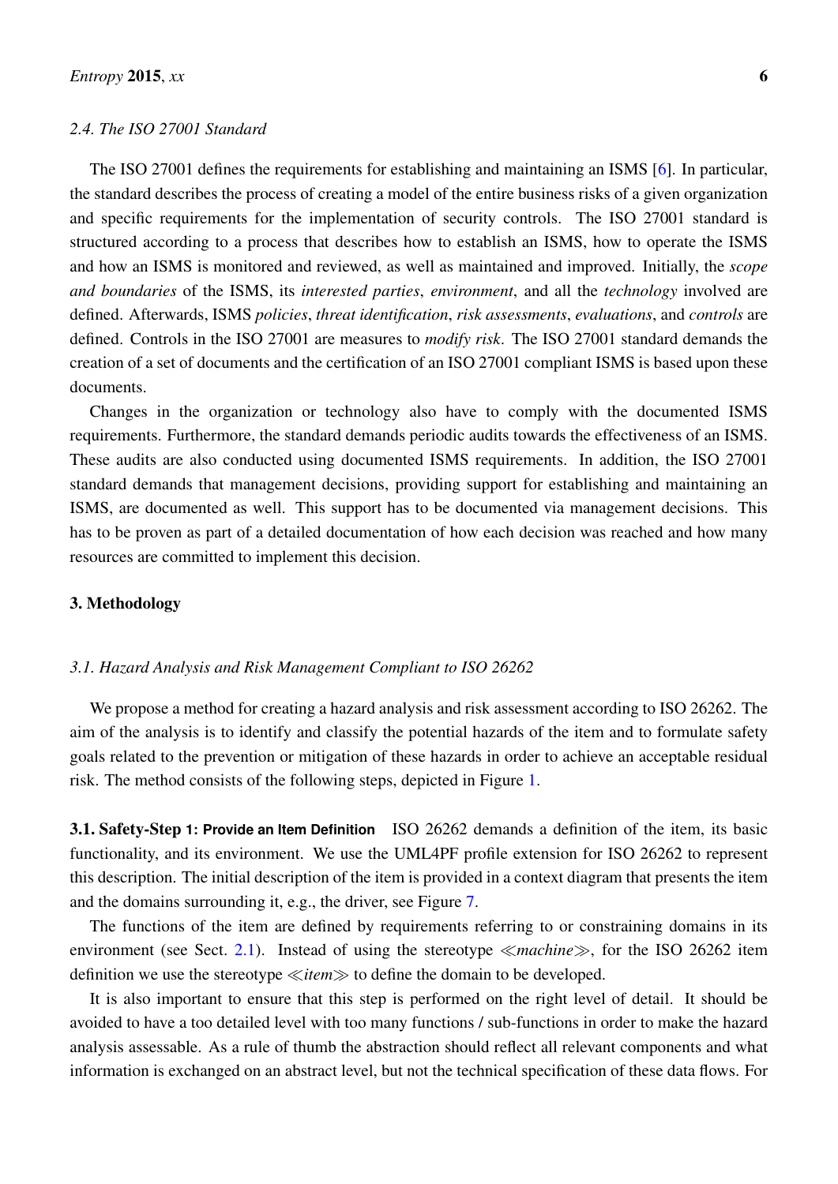### 2.4. The ISO 27001 Standard

The ISO 27001 defines the requirements for establishing and maintaining an ISMS [6]. In particular, the standard describes the process of creating a model of the entire business risks of a given organization and specific requirements for the implementation of security controls. The ISO 27001 standard is structured according to a process that describes how to establish an ISMS, how to operate the ISMS and how an ISMS is monitored and reviewed, as well as maintained and improved. Initially, the *scope and boundaries* of the ISMS, its *interested parties*, *environment*, and all the *technology* involved are defined. Afterwards, ISMS *policies*, *threat identification*, *risk assessments*, *evaluations*, and *controls* are defined. Controls in the ISO 27001 are measures to *modify risk*. The ISO 27001 standard demands the creation of a set of documents and the certification of an ISO 27001 compliant ISMS is based upon these documents.

Changes in the organization or technology also have to comply with the documented ISMS requirements. Furthermore, the standard demands periodic audits towards the effectiveness of an ISMS. These audits are also conducted using documented ISMS requirements. In addition, the ISO 27001 standard demands that management decisions, providing support for establishing and maintaining an ISMS, are documented as well. This support has to be documented via management decisions. This has to be proven as part of a detailed documentation of how each decision was reached and how many resources are committed to implement this decision.

## 3. Methodology

### 3.1. Hazard Analysis and Risk Management Compliant to ISO 26262

We propose a method for creating a hazard analysis and risk assessment according to ISO 26262. The aim of the analysis is to identify and classify the potential hazards of the item and to formulate safety goals related to the prevention or mitigation of these hazards in order to achieve an acceptable residual risk. The method consists of the following steps, depicted in Figure 1.

**3.1. Safety-Step 1: Provide an Item Definition** ISO 26262 demands a definition of the item, its basic functionality, and its environment. We use the UML4PF profile extension for ISO 26262 to represent this description. The initial description of the item is provided in a context diagram that presents the item and the domains surrounding it, e.g., the driver, see Figure 7.

The functions of the item are defined by requirements referring to or constraining domains in its environment (see Sect. 2.1). Instead of using the stereotype ≪*machine*≫, for the ISO 26262 item definition we use the stereotype ≪*item*≫ to define the domain to be developed.

It is also important to ensure that this step is performed on the right level of detail. It should be avoided to have a too detailed level with too many functions / sub-functions in order to make the hazard analysis assessable. As a rule of thumb the abstraction should reflect all relevant components and what information is exchanged on an abstract level, but not the technical specification of these data flows. For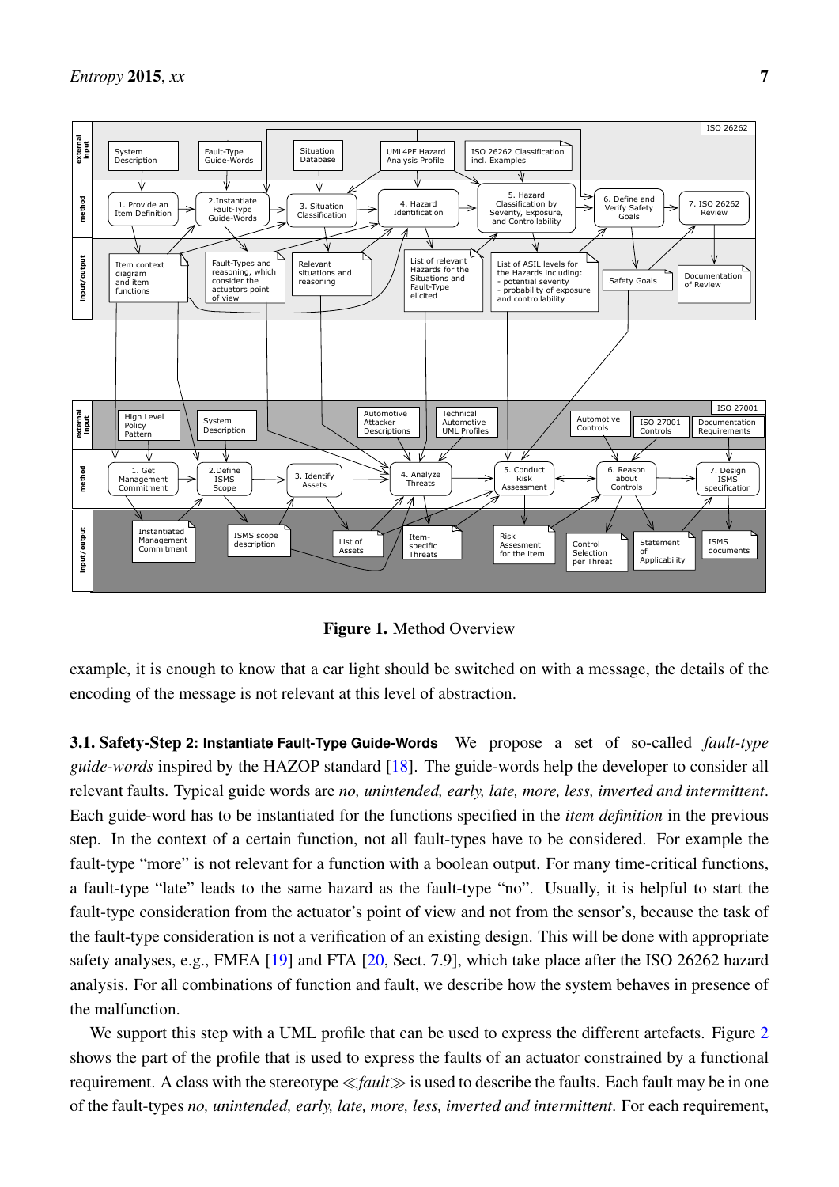Figure 1. Method Overview

example, it is enough to know that a car light should be switched on with a message, the details of the encoding of the message is not relevant at this level of abstraction.

### 3.1. Safety-Step 2: Instantiate Fault-Type Guide-Words

We propose a set of so-called *fault-type guide-words* inspired by the HAZOP standard [18]. The guide-words help the developer to consider all relevant faults. Typical guide words are *no, unintended, early, late, more, less, inverted and intermittent*. Each guide-word has to be instantiated for the functions specified in the *item definition* in the previous step. In the context of a certain function, not all fault-types have to be considered. For example the fault-type "more" is not relevant for a function with a boolean output. For many time-critical functions, a fault-type "late" leads to the same hazard as the fault-type "no". Usually, it is helpful to start the fault-type consideration from the actuator's point of view and not from the sensor's, because the task of the fault-type consideration is not a verification of an existing design. This will be done with appropriate safety analyses, e.g., FMEA [19] and FTA [20, Sect. 7.9], which take place after the ISO 26262 hazard analysis. For all combinations of function and fault, we describe how the system behaves in presence of the malfunction.

We support this step with a UML profile that can be used to express the different artefacts. Figure 2 shows the part of the profile that is used to express the faults of an actuator constrained by a functional requirement. A class with the stereotype ≪*fault*≫ is used to describe the faults. Each fault may be in one of the fault-types *no, unintended, early, late, more, less, inverted and intermittent*. For each requirement,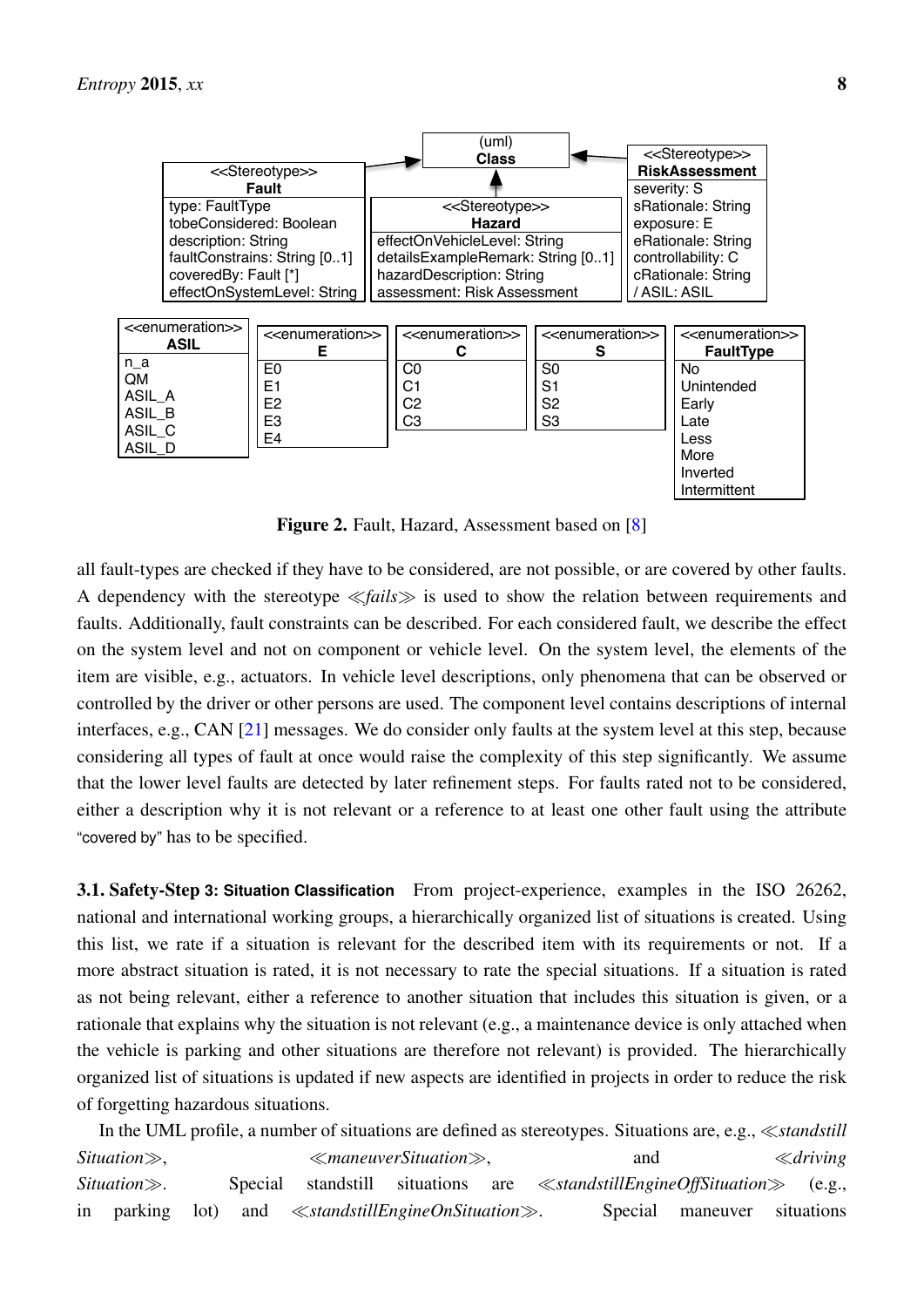(uml)
**Class**

<<Stereotype>>
**Fault**

| type: FaultType |
|---|
| tobeConsidered: Boolean |
| description: String |
| faultConstrains: String [0..1] |
| coveredBy: Fault [*] |
| effectOnSystemLevel: String |

<<Stereotype>>
**Hazard**

| effectOnVehicleLevel: String |
|---|
| detailsExampleRemark: String [0..1] |
| hazardDescription: String |
| assessment: Risk Assessment |

<<Stereotype>>
**RiskAssessment**

| severity: S |
|---|
| sRationale: String |
| exposure: E |
| eRationale: String |
| controllability: C |
| cRationale: String |
| / ASIL: ASIL |

| <<enumeration>> ASIL | <<enumeration>> E | <<enumeration>> C | <<enumeration>> S | <<enumeration>> FaultType |
|---|---|---|---|---|
| n_a | E0 | C0 | S0 | No |
| QM | E1 | C1 | S1 | Unintended |
| ASIL_A | E2 | C2 | S2 | Early |
| ASIL_B | E3 | C3 | S3 | Late |
| ASIL_C | E4 | | | Less |
| ASIL_D | | | | More |
| | | | | Inverted |
| | | | | Intermittent |

**Figure 2.** Fault, Hazard, Assessment based on [8]

all fault-types are checked if they have to be considered, are not possible, or are covered by other faults. A dependency with the stereotype ≪*fails*≫ is used to show the relation between requirements and faults. Additionally, fault constraints can be described. For each considered fault, we describe the effect on the system level and not on component or vehicle level. On the system level, the elements of the item are visible, e.g., actuators. In vehicle level descriptions, only phenomena that can be observed or controlled by the driver or other persons are used. The component level contains descriptions of internal interfaces, e.g., CAN [21] messages. We do consider only faults at the system level at this step, because considering all types of fault at once would raise the complexity of this step significantly. We assume that the lower level faults are detected by later refinement steps. For faults rated not to be considered, either a description why it is not relevant or a reference to at least one other fault using the attribute "covered by" has to be specified.

**3.1. Safety-Step 3: Situation Classification** From project-experience, examples in the ISO 26262, national and international working groups, a hierarchically organized list of situations is created. Using this list, we rate if a situation is relevant for the described item with its requirements or not. If a more abstract situation is rated, it is not necessary to rate the special situations. If a situation is rated as not being relevant, either a reference to another situation that includes this situation is given, or a rationale that explains why the situation is not relevant (e.g., a maintenance device is only attached when the vehicle is parking and other situations are therefore not relevant) is provided. The hierarchically organized list of situations is updated if new aspects are identified in projects in order to reduce the risk of forgetting hazardous situations.

In the UML profile, a number of situations are defined as stereotypes. Situations are, e.g., ≪*standstill Situation*≫, ≪*maneuverSituation*≫, and ≪*driving Situation*≫. Special standstill situations are ≪*standstillEngineOffSituation*≫ (e.g., in parking lot) and ≪*standstillEngineOnSituation*≫. Special maneuver situations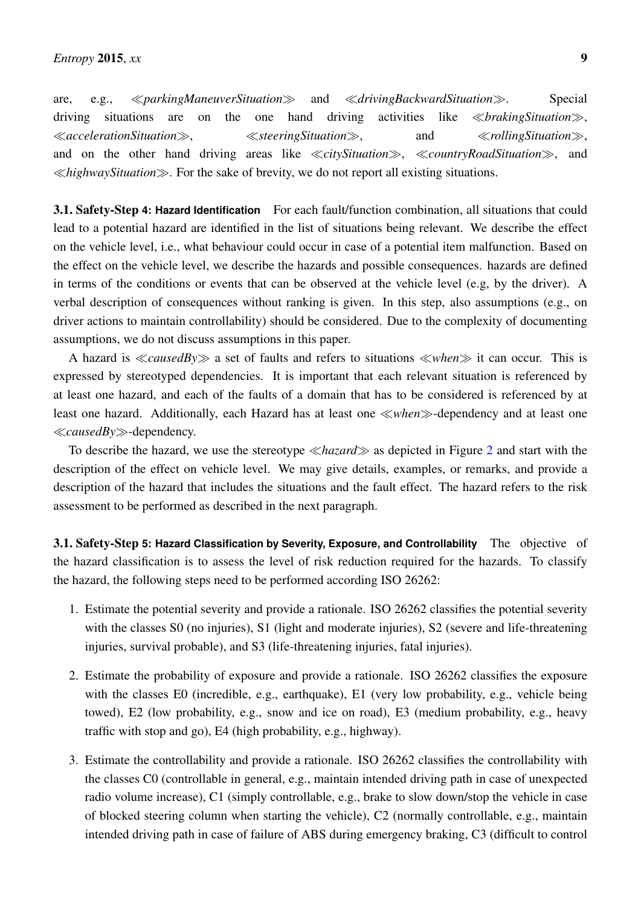are, e.g., ≪*parkingManeuverSituation*≫ and ≪*drivingBackwardSituation*≫. Special driving situations are on the one hand driving activities like ≪*brakingSituation*≫, ≪*accelerationSituation*≫, ≪*steeringSituation*≫, and ≪*rollingSituation*≫, and on the other hand driving areas like ≪*citySituation*≫, ≪*countryRoadSituation*≫, and ≪*highwaySituation*≫. For the sake of brevity, we do not report all existing situations.

**3.1. Safety-Step 4: Hazard Identification** For each fault/function combination, all situations that could lead to a potential hazard are identified in the list of situations being relevant. We describe the effect on the vehicle level, i.e., what behaviour could occur in case of a potential item malfunction. Based on the effect on the vehicle level, we describe the hazards and possible consequences. hazards are defined in terms of the conditions or events that can be observed at the vehicle level (e.g, by the driver). A verbal description of consequences without ranking is given. In this step, also assumptions (e.g., on driver actions to maintain controllability) should be considered. Due to the complexity of documenting assumptions, we do not discuss assumptions in this paper.

A hazard is ≪*causedBy*≫ a set of faults and refers to situations ≪*when*≫ it can occur. This is expressed by stereotyped dependencies. It is important that each relevant situation is referenced by at least one hazard, and each of the faults of a domain that has to be considered is referenced by at least one hazard. Additionally, each Hazard has at least one ≪*when*≫-dependency and at least one ≪*causedBy*≫-dependency.

To describe the hazard, we use the stereotype ≪*hazard*≫ as depicted in Figure 2 and start with the description of the effect on vehicle level. We may give details, examples, or remarks, and provide a description of the hazard that includes the situations and the fault effect. The hazard refers to the risk assessment to be performed as described in the next paragraph.

**3.1. Safety-Step 5: Hazard Classification by Severity, Exposure, and Controllability** The objective of the hazard classification is to assess the level of risk reduction required for the hazards. To classify the hazard, the following steps need to be performed according ISO 26262:

1. Estimate the potential severity and provide a rationale. ISO 26262 classifies the potential severity with the classes S0 (no injuries), S1 (light and moderate injuries), S2 (severe and life-threatening injuries, survival probable), and S3 (life-threatening injuries, fatal injuries).

2. Estimate the probability of exposure and provide a rationale. ISO 26262 classifies the exposure with the classes E0 (incredible, e.g., earthquake), E1 (very low probability, e.g., vehicle being towed), E2 (low probability, e.g., snow and ice on road), E3 (medium probability, e.g., heavy traffic with stop and go), E4 (high probability, e.g., highway).

3. Estimate the controllability and provide a rationale. ISO 26262 classifies the controllability with the classes C0 (controllable in general, e.g., maintain intended driving path in case of unexpected radio volume increase), C1 (simply controllable, e.g., brake to slow down/stop the vehicle in case of blocked steering column when starting the vehicle), C2 (normally controllable, e.g., maintain intended driving path in case of failure of ABS during emergency braking, C3 (difficult to control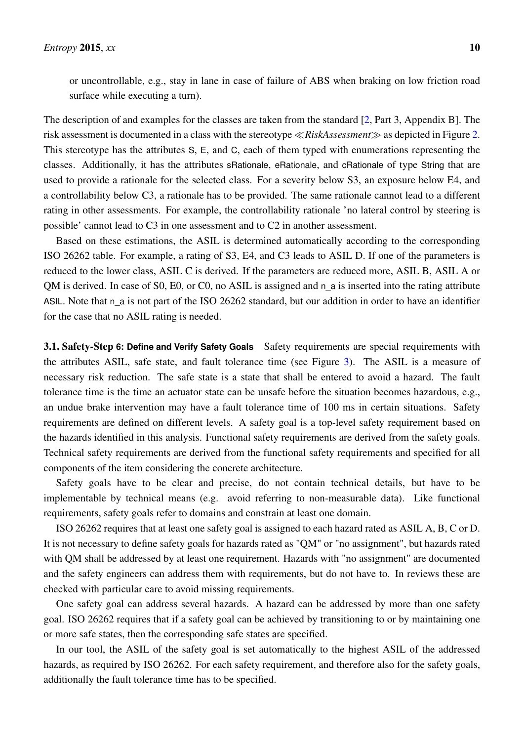or uncontrollable, e.g., stay in lane in case of failure of ABS when braking on low friction road surface while executing a turn).

The description of and examples for the classes are taken from the standard [2, Part 3, Appendix B]. The risk assessment is documented in a class with the stereotype ≪*RiskAssessment*≫ as depicted in Figure 2. This stereotype has the attributes S, E, and C, each of them typed with enumerations representing the classes. Additionally, it has the attributes sRationale, eRationale, and cRationale of type String that are used to provide a rationale for the selected class. For a severity below S3, an exposure below E4, and a controllability below C3, a rationale has to be provided. The same rationale cannot lead to a different rating in other assessments. For example, the controllability rationale 'no lateral control by steering is possible' cannot lead to C3 in one assessment and to C2 in another assessment.

Based on these estimations, the ASIL is determined automatically according to the corresponding ISO 26262 table. For example, a rating of S3, E4, and C3 leads to ASIL D. If one of the parameters is reduced to the lower class, ASIL C is derived. If the parameters are reduced more, ASIL B, ASIL A or QM is derived. In case of S0, E0, or C0, no ASIL is assigned and n_a is inserted into the rating attribute ASIL. Note that n_a is not part of the ISO 26262 standard, but our addition in order to have an identifier for the case that no ASIL rating is needed.

**3.1. Safety-Step 6: Define and Verify Safety Goals** Safety requirements are special requirements with the attributes ASIL, safe state, and fault tolerance time (see Figure 3). The ASIL is a measure of necessary risk reduction. The safe state is a state that shall be entered to avoid a hazard. The fault tolerance time is the time an actuator state can be unsafe before the situation becomes hazardous, e.g., an undue brake intervention may have a fault tolerance time of 100 ms in certain situations. Safety requirements are defined on different levels. A safety goal is a top-level safety requirement based on the hazards identified in this analysis. Functional safety requirements are derived from the safety goals. Technical safety requirements are derived from the functional safety requirements and specified for all components of the item considering the concrete architecture.

Safety goals have to be clear and precise, do not contain technical details, but have to be implementable by technical means (e.g. avoid referring to non-measurable data). Like functional requirements, safety goals refer to domains and constrain at least one domain.

ISO 26262 requires that at least one safety goal is assigned to each hazard rated as ASIL A, B, C or D. It is not necessary to define safety goals for hazards rated as "QM" or "no assignment", but hazards rated with QM shall be addressed by at least one requirement. Hazards with "no assignment" are documented and the safety engineers can address them with requirements, but do not have to. In reviews these are checked with particular care to avoid missing requirements.

One safety goal can address several hazards. A hazard can be addressed by more than one safety goal. ISO 26262 requires that if a safety goal can be achieved by transitioning to or by maintaining one or more safe states, then the corresponding safe states are specified.

In our tool, the ASIL of the safety goal is set automatically to the highest ASIL of the addressed hazards, as required by ISO 26262. For each safety requirement, and therefore also for the safety goals, additionally the fault tolerance time has to be specified.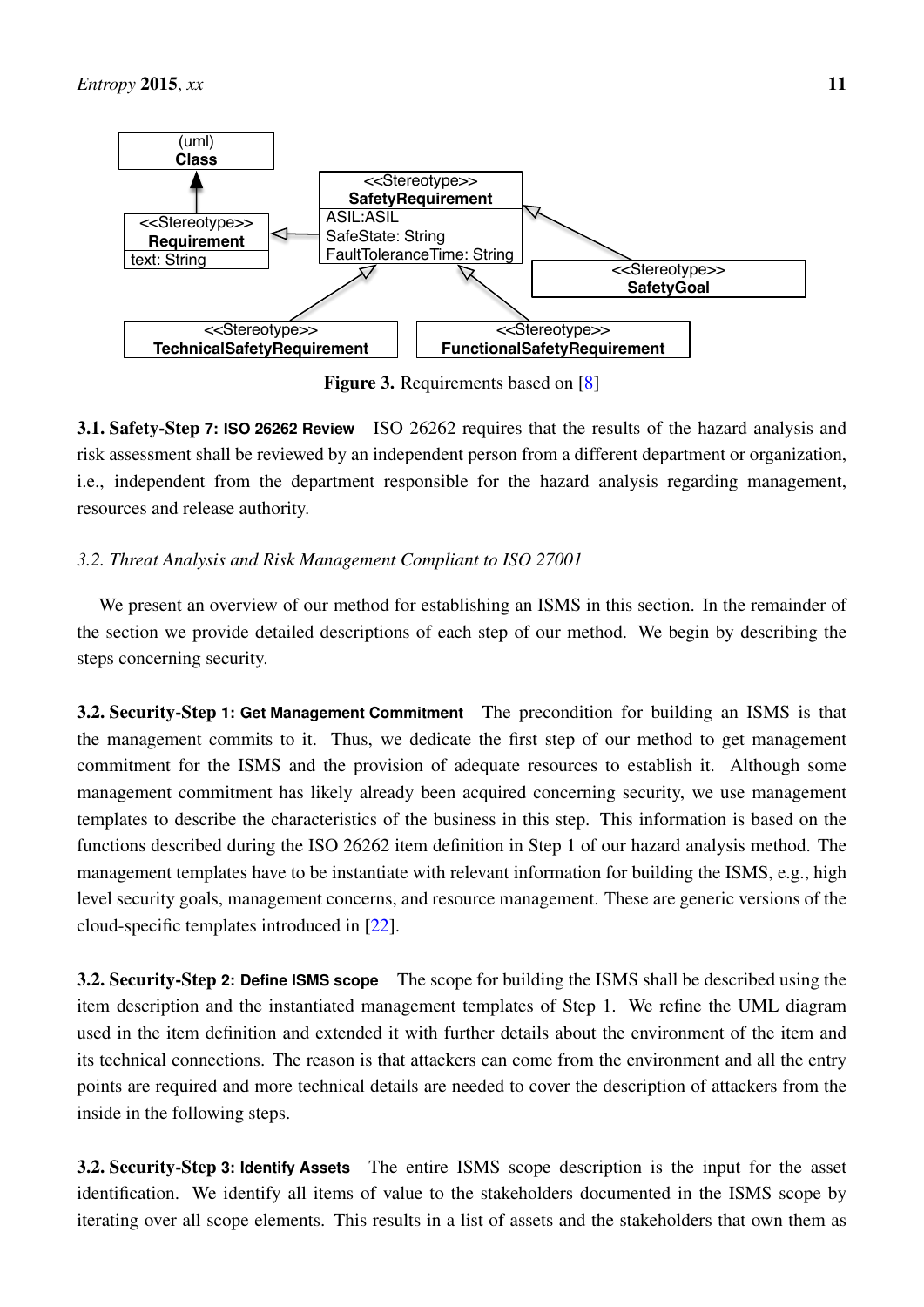Figure 3. Requirements based on [8]

**3.1. Safety-Step 7: ISO 26262 Review** ISO 26262 requires that the results of the hazard analysis and risk assessment shall be reviewed by an independent person from a different department or organization, i.e., independent from the department responsible for the hazard analysis regarding management, resources and release authority.

### *3.2. Threat Analysis and Risk Management Compliant to ISO 27001*

We present an overview of our method for establishing an ISMS in this section. In the remainder of the section we provide detailed descriptions of each step of our method. We begin by describing the steps concerning security.

**3.2. Security-Step 1: Get Management Commitment** The precondition for building an ISMS is that the management commits to it. Thus, we dedicate the first step of our method to get management commitment for the ISMS and the provision of adequate resources to establish it. Although some management commitment has likely already been acquired concerning security, we use management templates to describe the characteristics of the business in this step. This information is based on the functions described during the ISO 26262 item definition in Step 1 of our hazard analysis method. The management templates have to be instantiate with relevant information for building the ISMS, e.g., high level security goals, management concerns, and resource management. These are generic versions of the cloud-specific templates introduced in [22].

**3.2. Security-Step 2: Define ISMS scope** The scope for building the ISMS shall be described using the item description and the instantiated management templates of Step 1. We refine the UML diagram used in the item definition and extended it with further details about the environment of the item and its technical connections. The reason is that attackers can come from the environment and all the entry points are required and more technical details are needed to cover the description of attackers from the inside in the following steps.

**3.2. Security-Step 3: Identify Assets** The entire ISMS scope description is the input for the asset identification. We identify all items of value to the stakeholders documented in the ISMS scope by iterating over all scope elements. This results in a list of assets and the stakeholders that own them as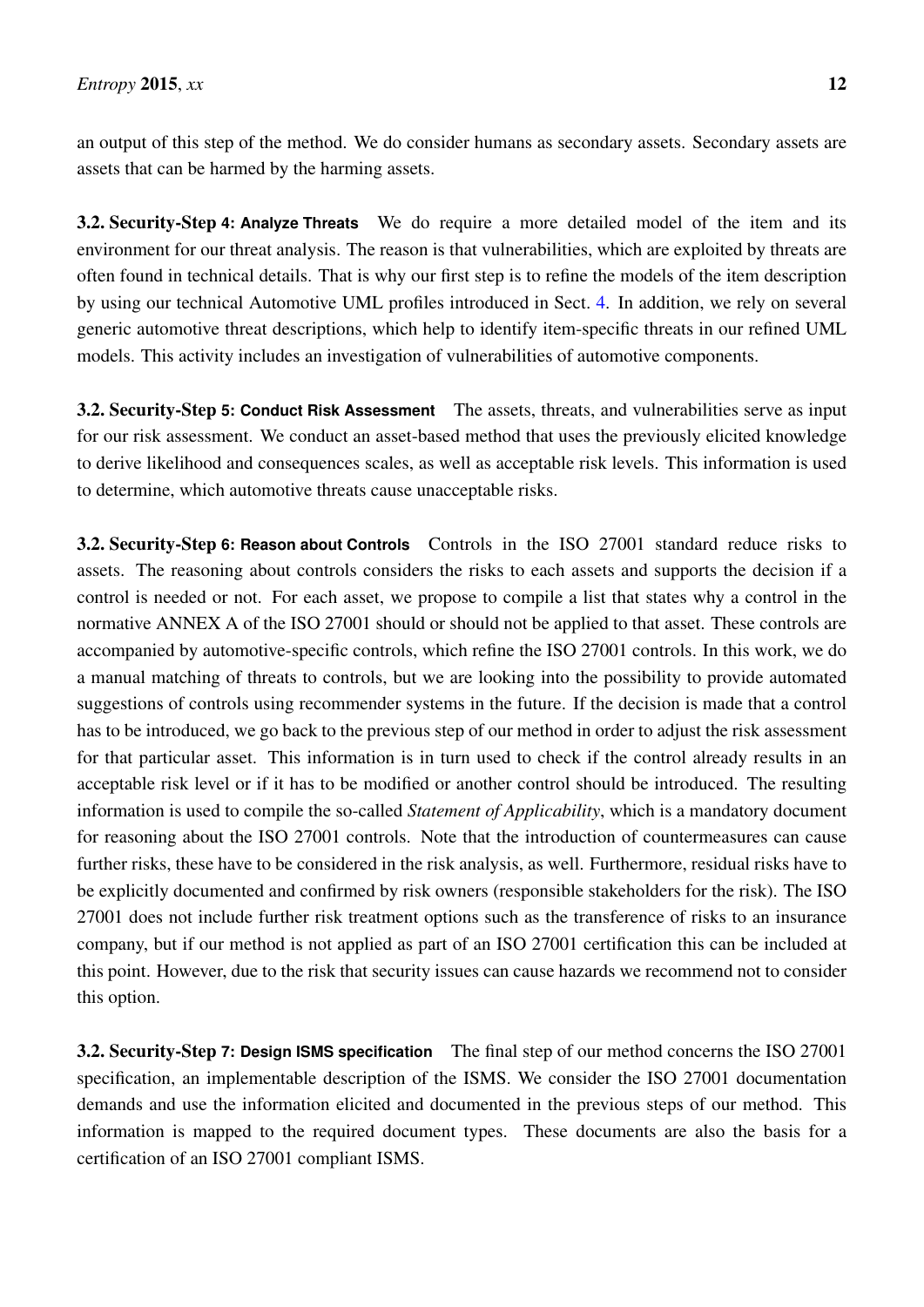an output of this step of the method. We do consider humans as secondary assets. Secondary assets are assets that can be harmed by the harming assets.

**3.2. Security-Step 4: Analyze Threats** We do require a more detailed model of the item and its environment for our threat analysis. The reason is that vulnerabilities, which are exploited by threats are often found in technical details. That is why our first step is to refine the models of the item description by using our technical Automotive UML profiles introduced in Sect. 4. In addition, we rely on several generic automotive threat descriptions, which help to identify item-specific threats in our refined UML models. This activity includes an investigation of vulnerabilities of automotive components.

**3.2. Security-Step 5: Conduct Risk Assessment** The assets, threats, and vulnerabilities serve as input for our risk assessment. We conduct an asset-based method that uses the previously elicited knowledge to derive likelihood and consequences scales, as well as acceptable risk levels. This information is used to determine, which automotive threats cause unacceptable risks.

**3.2. Security-Step 6: Reason about Controls** Controls in the ISO 27001 standard reduce risks to assets. The reasoning about controls considers the risks to each assets and supports the decision if a control is needed or not. For each asset, we propose to compile a list that states why a control in the normative ANNEX A of the ISO 27001 should or should not be applied to that asset. These controls are accompanied by automotive-specific controls, which refine the ISO 27001 controls. In this work, we do a manual matching of threats to controls, but we are looking into the possibility to provide automated suggestions of controls using recommender systems in the future. If the decision is made that a control has to be introduced, we go back to the previous step of our method in order to adjust the risk assessment for that particular asset. This information is in turn used to check if the control already results in an acceptable risk level or if it has to be modified or another control should be introduced. The resulting information is used to compile the so-called *Statement of Applicability*, which is a mandatory document for reasoning about the ISO 27001 controls. Note that the introduction of countermeasures can cause further risks, these have to be considered in the risk analysis, as well. Furthermore, residual risks have to be explicitly documented and confirmed by risk owners (responsible stakeholders for the risk). The ISO 27001 does not include further risk treatment options such as the transference of risks to an insurance company, but if our method is not applied as part of an ISO 27001 certification this can be included at this point. However, due to the risk that security issues can cause hazards we recommend not to consider this option.

**3.2. Security-Step 7: Design ISMS specification** The final step of our method concerns the ISO 27001 specification, an implementable description of the ISMS. We consider the ISO 27001 documentation demands and use the information elicited and documented in the previous steps of our method. This information is mapped to the required document types. These documents are also the basis for a certification of an ISO 27001 compliant ISMS.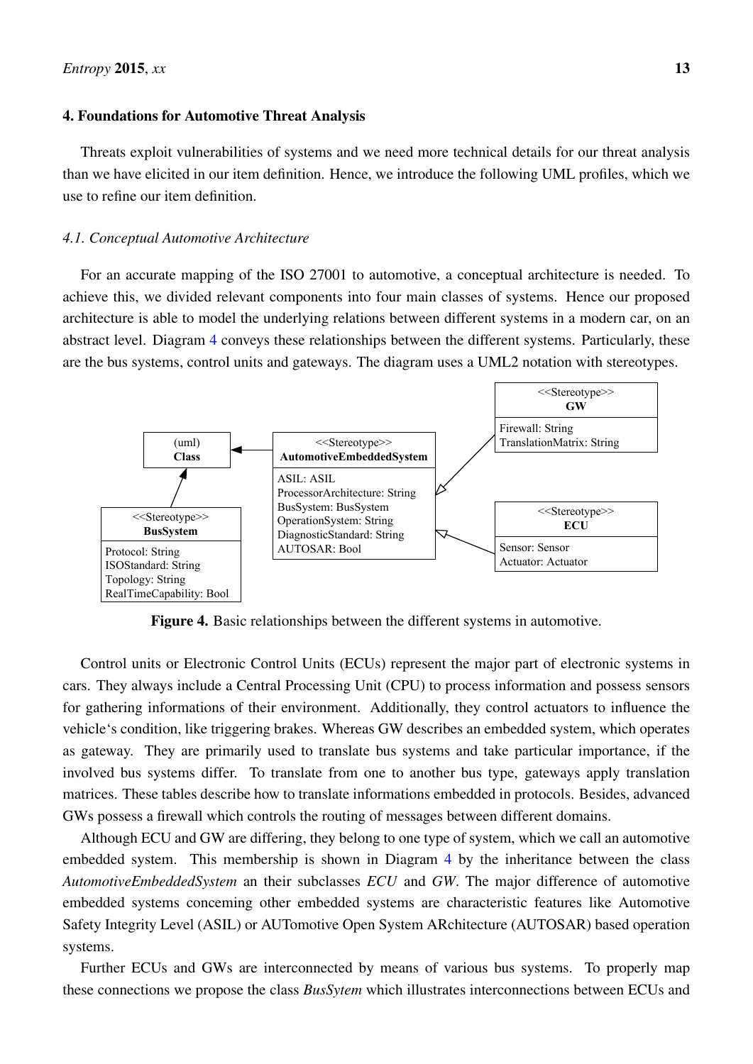## 4. Foundations for Automotive Threat Analysis

Threats exploit vulnerabilities of systems and we need more technical details for our threat analysis than we have elicited in our item definition. Hence, we introduce the following UML profiles, which we use to refine our item definition.

### 4.1. Conceptual Automotive Architecture

For an accurate mapping of the ISO 27001 to automotive, a conceptual architecture is needed. To achieve this, we divided relevant components into four main classes of systems. Hence our proposed architecture is able to model the underlying relations between different systems in a modern car, on an abstract level. Diagram 4 conveys these relationships between the different systems. Particularly, these are the bus systems, control units and gateways. The diagram uses a UML2 notation with stereotypes.

(uml)
**Class**

<<Stereotype>>
**AutomotiveEmbeddedSystem**
ASIL: ASIL
ProcessorArchitecture: String
BusSystem: BusSystem
OperationSystem: String
DiagnosticStandard: String
AUTOSAR: Bool

<<Stereotype>>
**GW**
Firewall: String
TranslationMatrix: String

<<Stereotype>>
**ECU**
Sensor: Sensor
Actuator: Actuator

<<Stereotype>>
**BusSystem**
Protocol: String
ISOStandard: String
Topology: String
RealTimeCapability: Bool

**Figure 4.** Basic relationships between the different systems in automotive.

Control units or Electronic Control Units (ECUs) represent the major part of electronic systems in cars. They always include a Central Processing Unit (CPU) to process information and possess sensors for gathering informations of their environment. Additionally, they control actuators to influence the vehicle‘s condition, like triggering brakes. Whereas GW describes an embedded system, which operates as gateway. They are primarily used to translate bus systems and take particular importance, if the involved bus systems differ. To translate from one to another bus type, gateways apply translation matrices. These tables describe how to translate informations embedded in protocols. Besides, advanced GWs possess a firewall which controls the routing of messages between different domains.

Although ECU and GW are differing, they belong to one type of system, which we call an automotive embedded system. This membership is shown in Diagram 4 by the inheritance between the class *AutomotiveEmbeddedSystem* an their subclasses *ECU* and *GW*. The major difference of automotive embedded systems conceming other embedded systems are characteristic features like Automotive Safety Integrity Level (ASIL) or AUTomotive Open System ARchitecture (AUTOSAR) based operation systems.

Further ECUs and GWs are interconnected by means of various bus systems. To properly map these connections we propose the class *BusSytem* which illustrates interconnections between ECUs and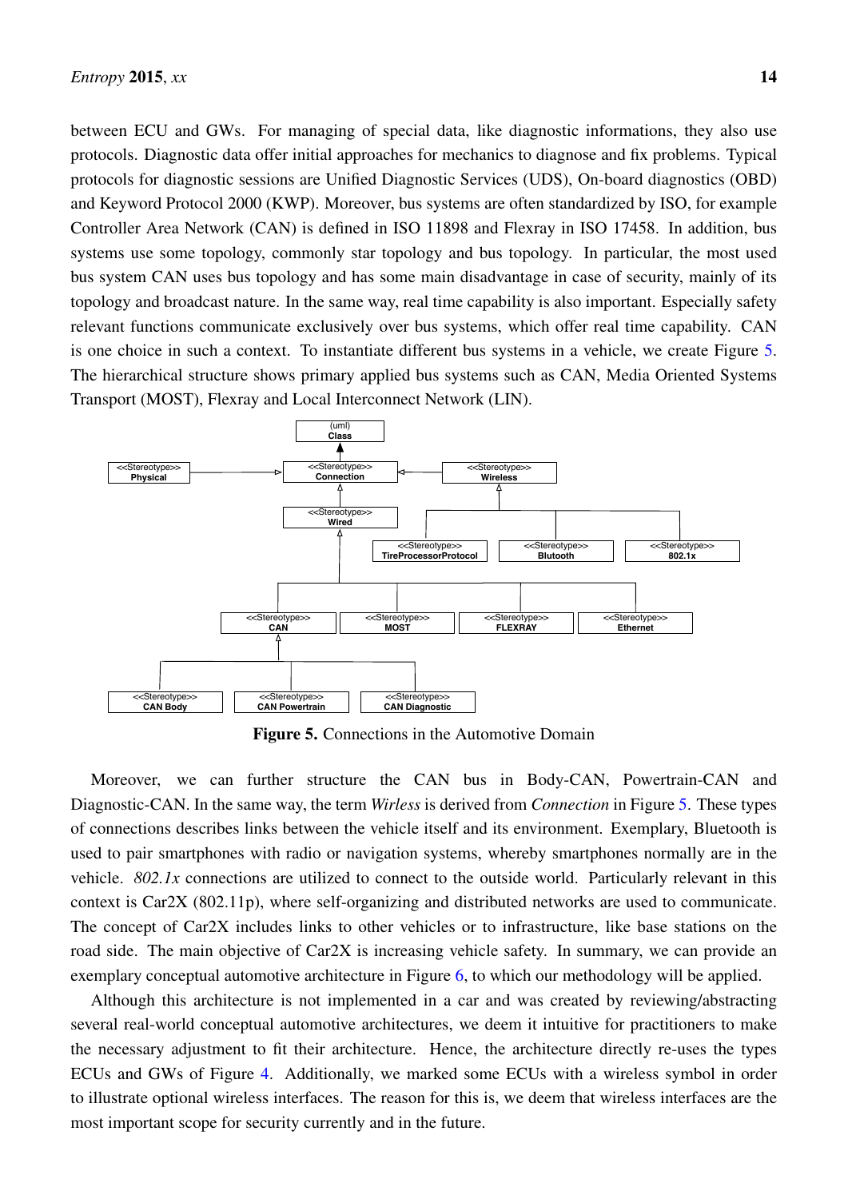between ECU and GWs. For managing of special data, like diagnostic informations, they also use protocols. Diagnostic data offer initial approaches for mechanics to diagnose and fix problems. Typical protocols for diagnostic sessions are Unified Diagnostic Services (UDS), On-board diagnostics (OBD) and Keyword Protocol 2000 (KWP). Moreover, bus systems are often standardized by ISO, for example Controller Area Network (CAN) is defined in ISO 11898 and Flexray in ISO 17458. In addition, bus systems use some topology, commonly star topology and bus topology. In particular, the most used bus system CAN uses bus topology and has some main disadvantage in case of security, mainly of its topology and broadcast nature. In the same way, real time capability is also important. Especially safety relevant functions communicate exclusively over bus systems, which offer real time capability. CAN is one choice in such a context. To instantiate different bus systems in a vehicle, we create Figure 5. The hierarchical structure shows primary applied bus systems such as CAN, Media Oriented Systems Transport (MOST), Flexray and Local Interconnect Network (LIN).

**Figure 5.** Connections in the Automotive Domain

Moreover, we can further structure the CAN bus in Body-CAN, Powertrain-CAN and Diagnostic-CAN. In the same way, the term *Wirless* is derived from *Connection* in Figure 5. These types of connections describes links between the vehicle itself and its environment. Exemplary, Bluetooth is used to pair smartphones with radio or navigation systems, whereby smartphones normally are in the vehicle. *802.1x* connections are utilized to connect to the outside world. Particularly relevant in this context is Car2X (802.11p), where self-organizing and distributed networks are used to communicate. The concept of Car2X includes links to other vehicles or to infrastructure, like base stations on the road side. The main objective of Car2X is increasing vehicle safety. In summary, we can provide an exemplary conceptual automotive architecture in Figure 6, to which our methodology will be applied.

Although this architecture is not implemented in a car and was created by reviewing/abstracting several real-world conceptual automotive architectures, we deem it intuitive for practitioners to make the necessary adjustment to fit their architecture. Hence, the architecture directly re-uses the types ECUs and GWs of Figure 4. Additionally, we marked some ECUs with a wireless symbol in order to illustrate optional wireless interfaces. The reason for this is, we deem that wireless interfaces are the most important scope for security currently and in the future.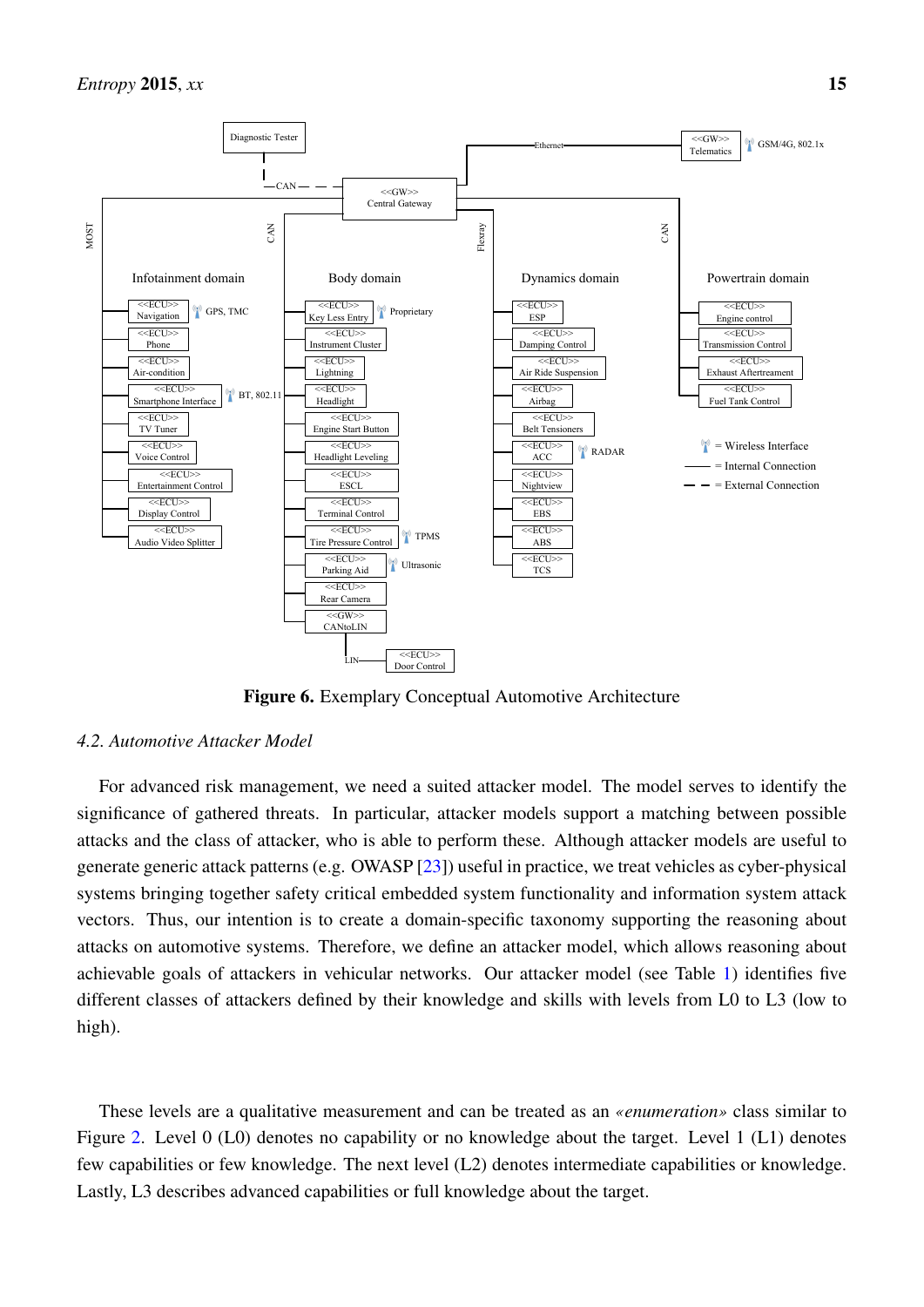**Figure 6.** Exemplary Conceptual Automotive Architecture

### 4.2. Automotive Attacker Model

For advanced risk management, we need a suited attacker model. The model serves to identify the significance of gathered threats. In particular, attacker models support a matching between possible attacks and the class of attacker, who is able to perform these. Although attacker models are useful to generate generic attack patterns (e.g. OWASP [23]) useful in practice, we treat vehicles as cyber-physical systems bringing together safety critical embedded system functionality and information system attack vectors. Thus, our intention is to create a domain-specific taxonomy supporting the reasoning about attacks on automotive systems. Therefore, we define an attacker model, which allows reasoning about achievable goals of attackers in vehicular networks. Our attacker model (see Table 1) identifies five different classes of attackers defined by their knowledge and skills with levels from L0 to L3 (low to high).

These levels are a qualitative measurement and can be treated as an *«enumeration»* class similar to Figure 2. Level 0 (L0) denotes no capability or no knowledge about the target. Level 1 (L1) denotes few capabilities or few knowledge. The next level (L2) denotes intermediate capabilities or knowledge. Lastly, L3 describes advanced capabilities or full knowledge about the target.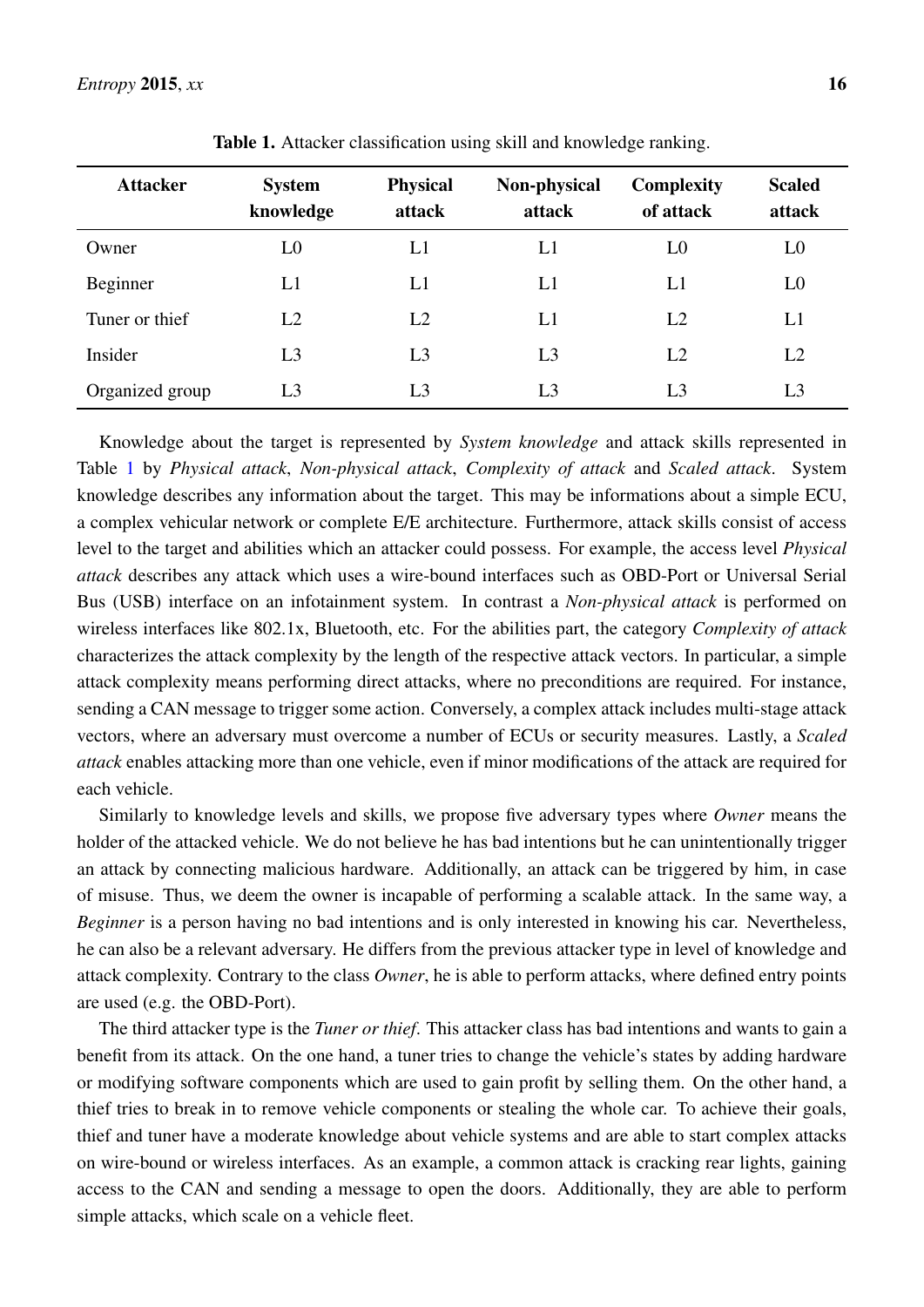**Table 1.** Attacker classification using skill and knowledge ranking.

| Attacker | System knowledge | Physical attack | Non-physical attack | Complexity of attack | Scaled attack |
|---|---|---|---|---|---|
| Owner | L0 | L1 | L1 | L0 | L0 |
| Beginner | L1 | L1 | L1 | L1 | L0 |
| Tuner or thief | L2 | L2 | L1 | L2 | L1 |
| Insider | L3 | L3 | L3 | L2 | L2 |
| Organized group | L3 | L3 | L3 | L3 | L3 |

Knowledge about the target is represented by *System knowledge* and attack skills represented in Table 1 by *Physical attack*, *Non-physical attack*, *Complexity of attack* and *Scaled attack*. System knowledge describes any information about the target. This may be informations about a simple ECU, a complex vehicular network or complete E/E architecture. Furthermore, attack skills consist of access level to the target and abilities which an attacker could possess. For example, the access level *Physical attack* describes any attack which uses a wire-bound interfaces such as OBD-Port or Universal Serial Bus (USB) interface on an infotainment system. In contrast a *Non-physical attack* is performed on wireless interfaces like 802.1x, Bluetooth, etc. For the abilities part, the category *Complexity of attack* characterizes the attack complexity by the length of the respective attack vectors. In particular, a simple attack complexity means performing direct attacks, where no preconditions are required. For instance, sending a CAN message to trigger some action. Conversely, a complex attack includes multi-stage attack vectors, where an adversary must overcome a number of ECUs or security measures. Lastly, a *Scaled attack* enables attacking more than one vehicle, even if minor modifications of the attack are required for each vehicle.

Similarly to knowledge levels and skills, we propose five adversary types where *Owner* means the holder of the attacked vehicle. We do not believe he has bad intentions but he can unintentionally trigger an attack by connecting malicious hardware. Additionally, an attack can be triggered by him, in case of misuse. Thus, we deem the owner is incapable of performing a scalable attack. In the same way, a *Beginner* is a person having no bad intentions and is only interested in knowing his car. Nevertheless, he can also be a relevant adversary. He differs from the previous attacker type in level of knowledge and attack complexity. Contrary to the class *Owner*, he is able to perform attacks, where defined entry points are used (e.g. the OBD-Port).

The third attacker type is the *Tuner or thief*. This attacker class has bad intentions and wants to gain a benefit from its attack. On the one hand, a tuner tries to change the vehicle's states by adding hardware or modifying software components which are used to gain profit by selling them. On the other hand, a thief tries to break in to remove vehicle components or stealing the whole car. To achieve their goals, thief and tuner have a moderate knowledge about vehicle systems and are able to start complex attacks on wire-bound or wireless interfaces. As an example, a common attack is cracking rear lights, gaining access to the CAN and sending a message to open the doors. Additionally, they are able to perform simple attacks, which scale on a vehicle fleet.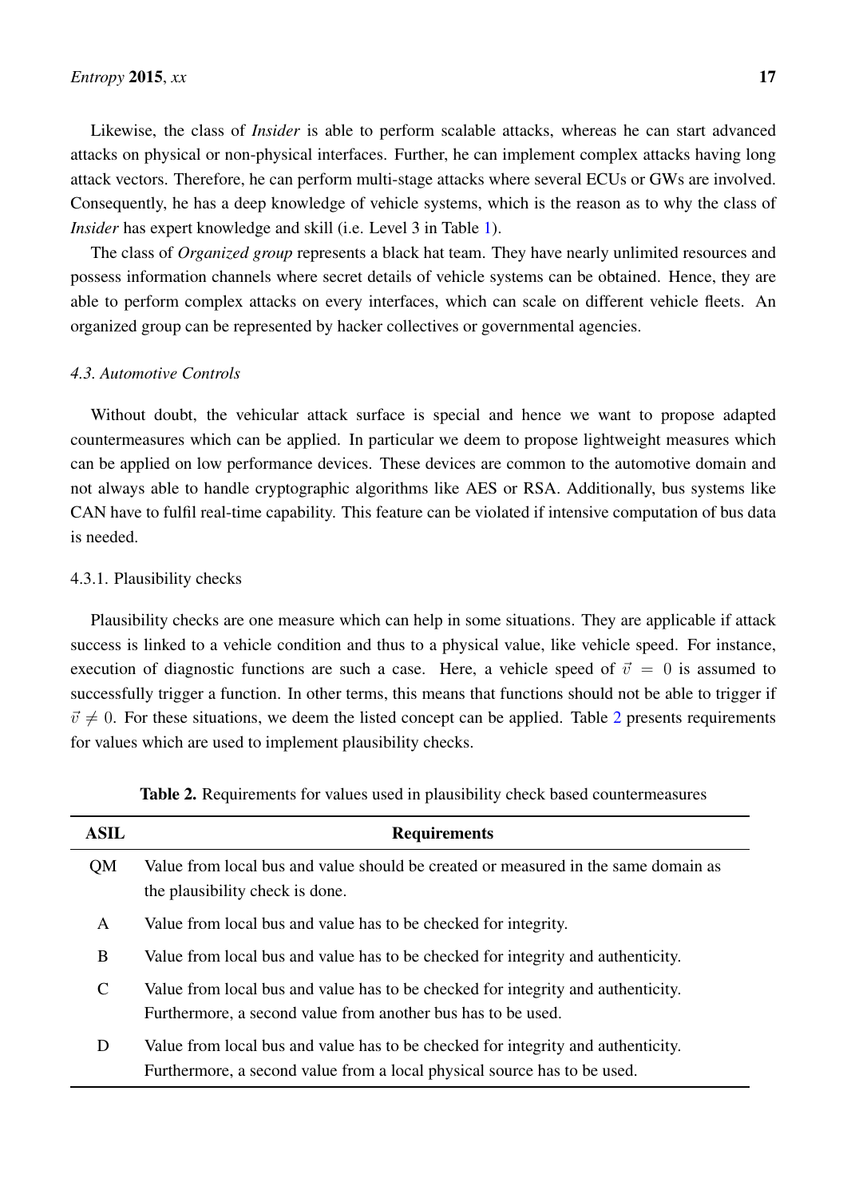Likewise, the class of *Insider* is able to perform scalable attacks, whereas he can start advanced attacks on physical or non-physical interfaces. Further, he can implement complex attacks having long attack vectors. Therefore, he can perform multi-stage attacks where several ECUs or GWs are involved. Consequently, he has a deep knowledge of vehicle systems, which is the reason as to why the class of *Insider* has expert knowledge and skill (i.e. Level 3 in Table 1).

The class of *Organized group* represents a black hat team. They have nearly unlimited resources and possess information channels where secret details of vehicle systems can be obtained. Hence, they are able to perform complex attacks on every interfaces, which can scale on different vehicle fleets. An organized group can be represented by hacker collectives or governmental agencies.

### *4.3. Automotive Controls*

Without doubt, the vehicular attack surface is special and hence we want to propose adapted countermeasures which can be applied. In particular we deem to propose lightweight measures which can be applied on low performance devices. These devices are common to the automotive domain and not always able to handle cryptographic algorithms like AES or RSA. Additionally, bus systems like CAN have to fulfil real-time capability. This feature can be violated if intensive computation of bus data is needed.

#### 4.3.1. Plausibility checks

Plausibility checks are one measure which can help in some situations. They are applicable if attack success is linked to a vehicle condition and thus to a physical value, like vehicle speed. For instance, execution of diagnostic functions are such a case. Here, a vehicle speed of $\vec{v} = 0$ is assumed to successfully trigger a function. In other terms, this means that functions should not be able to trigger if $\vec{v} \neq 0$. For these situations, we deem the listed concept can be applied. Table 2 presents requirements for values which are used to implement plausibility checks.

**Table 2.** Requirements for values used in plausibility check based countermeasures

| ASIL | Requirements |
| --- | --- |
| QM | Value from local bus and value should be created or measured in the same domain as the plausibility check is done. |
| A | Value from local bus and value has to be checked for integrity. |
| B | Value from local bus and value has to be checked for integrity and authenticity. |
| C | Value from local bus and value has to be checked for integrity and authenticity. Furthermore, a second value from another bus has to be used. |
| D | Value from local bus and value has to be checked for integrity and authenticity. Furthermore, a second value from a local physical source has to be used. |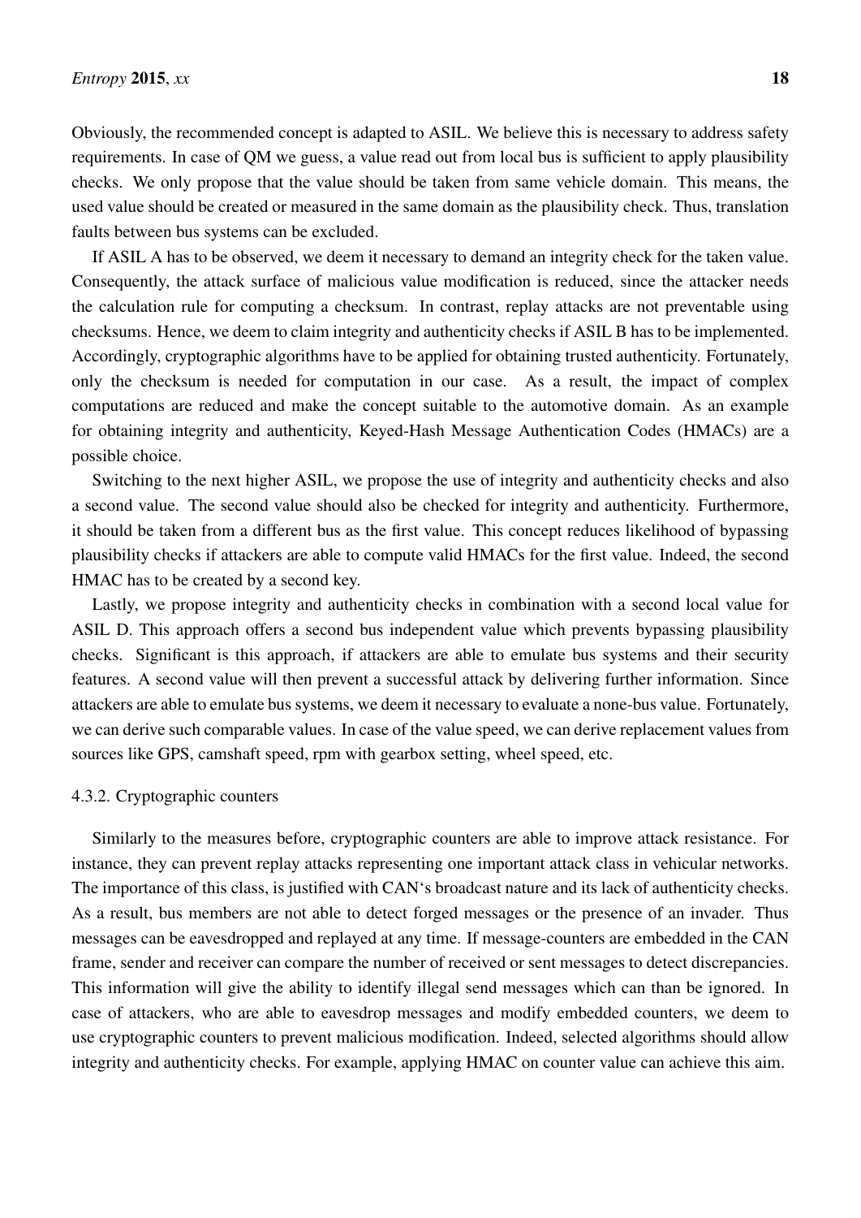Obviously, the recommended concept is adapted to ASIL. We believe this is necessary to address safety requirements. In case of QM we guess, a value read out from local bus is sufficient to apply plausibility checks. We only propose that the value should be taken from same vehicle domain. This means, the used value should be created or measured in the same domain as the plausibility check. Thus, translation faults between bus systems can be excluded.

If ASIL A has to be observed, we deem it necessary to demand an integrity check for the taken value. Consequently, the attack surface of malicious value modification is reduced, since the attacker needs the calculation rule for computing a checksum. In contrast, replay attacks are not preventable using checksums. Hence, we deem to claim integrity and authenticity checks if ASIL B has to be implemented. Accordingly, cryptographic algorithms have to be applied for obtaining trusted authenticity. Fortunately, only the checksum is needed for computation in our case. As a result, the impact of complex computations are reduced and make the concept suitable to the automotive domain. As an example for obtaining integrity and authenticity, Keyed-Hash Message Authentication Codes (HMACs) are a possible choice.

Switching to the next higher ASIL, we propose the use of integrity and authenticity checks and also a second value. The second value should also be checked for integrity and authenticity. Furthermore, it should be taken from a different bus as the first value. This concept reduces likelihood of bypassing plausibility checks if attackers are able to compute valid HMACs for the first value. Indeed, the second HMAC has to be created by a second key.

Lastly, we propose integrity and authenticity checks in combination with a second local value for ASIL D. This approach offers a second bus independent value which prevents bypassing plausibility checks. Significant is this approach, if attackers are able to emulate bus systems and their security features. A second value will then prevent a successful attack by delivering further information. Since attackers are able to emulate bus systems, we deem it necessary to evaluate a none-bus value. Fortunately, we can derive such comparable values. In case of the value speed, we can derive replacement values from sources like GPS, camshaft speed, rpm with gearbox setting, wheel speed, etc.

#### 4.3.2. Cryptographic counters

Similarly to the measures before, cryptographic counters are able to improve attack resistance. For instance, they can prevent replay attacks representing one important attack class in vehicular networks. The importance of this class, is justified with CAN‘s broadcast nature and its lack of authenticity checks. As a result, bus members are not able to detect forged messages or the presence of an invader. Thus messages can be eavesdropped and replayed at any time. If message-counters are embedded in the CAN frame, sender and receiver can compare the number of received or sent messages to detect discrepancies. This information will give the ability to identify illegal send messages which can than be ignored. In case of attackers, who are able to eavesdrop messages and modify embedded counters, we deem to use cryptographic counters to prevent malicious modification. Indeed, selected algorithms should allow integrity and authenticity checks. For example, applying HMAC on counter value can achieve this aim.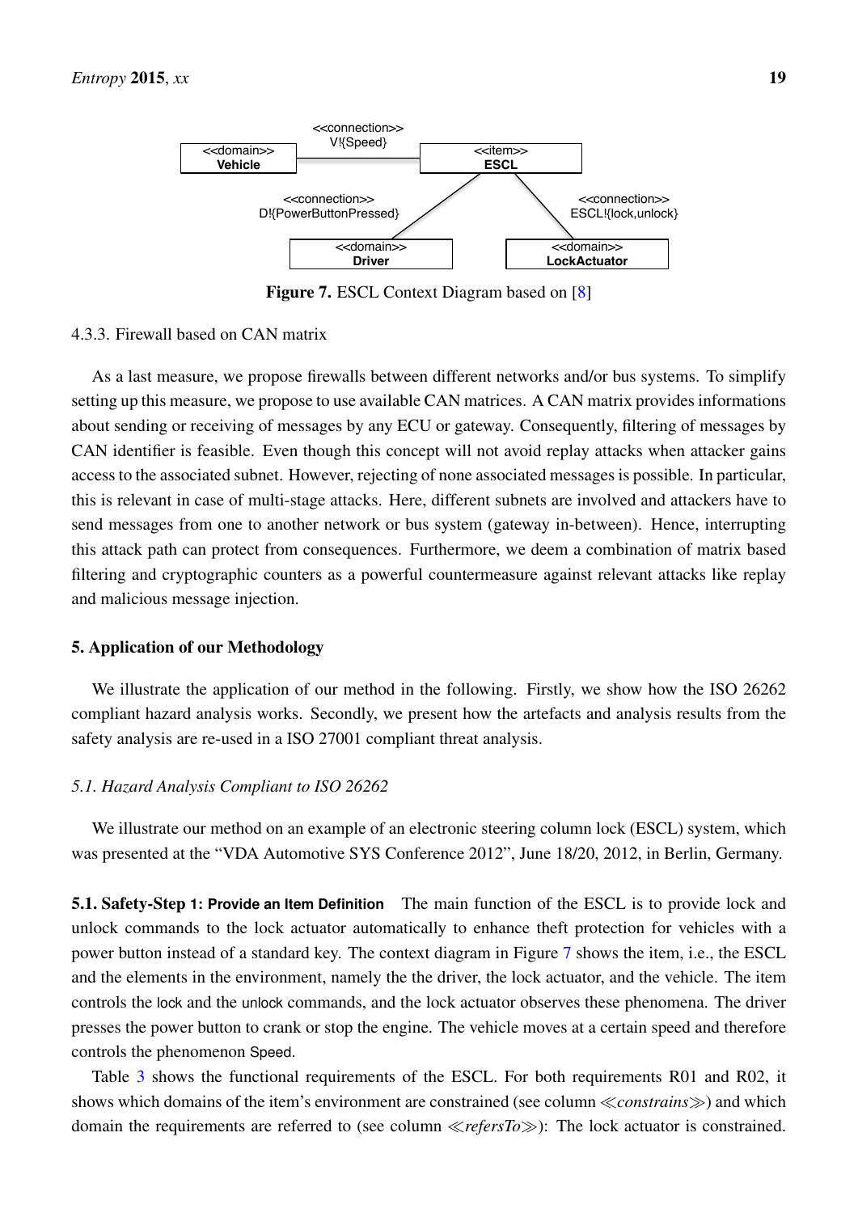<<connection>>
V!{Speed}

<<domain>>
**Vehicle**

<<item>>
**ESCL**

<<connection>>
D!{PowerButtonPressed}

<<connection>>
ESCL!{lock,unlock}

<<domain>>
**Driver**

<<domain>>
**LockActuator**

**Figure 7.** ESCL Context Diagram based on [8]

#### 4.3.3. Firewall based on CAN matrix

As a last measure, we propose firewalls between different networks and/or bus systems. To simplify setting up this measure, we propose to use available CAN matrices. A CAN matrix provides informations about sending or receiving of messages by any ECU or gateway. Consequently, filtering of messages by CAN identifier is feasible. Even though this concept will not avoid replay attacks when attacker gains access to the associated subnet. However, rejecting of none associated messages is possible. In particular, this is relevant in case of multi-stage attacks. Here, different subnets are involved and attackers have to send messages from one to another network or bus system (gateway in-between). Hence, interrupting this attack path can protect from consequences. Furthermore, we deem a combination of matrix based filtering and cryptographic counters as a powerful countermeasure against relevant attacks like replay and malicious message injection.

## 5. Application of our Methodology

We illustrate the application of our method in the following. Firstly, we show how the ISO 26262 compliant hazard analysis works. Secondly, we present how the artefacts and analysis results from the safety analysis are re-used in a ISO 27001 compliant threat analysis.

### *5.1. Hazard Analysis Compliant to ISO 26262*

We illustrate our method on an example of an electronic steering column lock (ESCL) system, which was presented at the "VDA Automotive SYS Conference 2012", June 18/20, 2012, in Berlin, Germany.

**5.1. Safety-Step 1: Provide an Item Definition** The main function of the ESCL is to provide lock and unlock commands to the lock actuator automatically to enhance theft protection for vehicles with a power button instead of a standard key. The context diagram in Figure 7 shows the item, i.e., the ESCL and the elements in the environment, namely the the driver, the lock actuator, and the vehicle. The item controls the lock and the unlock commands, and the lock actuator observes these phenomena. The driver presses the power button to crank or stop the engine. The vehicle moves at a certain speed and therefore controls the phenomenon Speed.

Table 3 shows the functional requirements of the ESCL. For both requirements R01 and R02, it shows which domains of the item's environment are constrained (see column ≪*constrains*≫) and which domain the requirements are referred to (see column ≪*refersTo*≫): The lock actuator is constrained.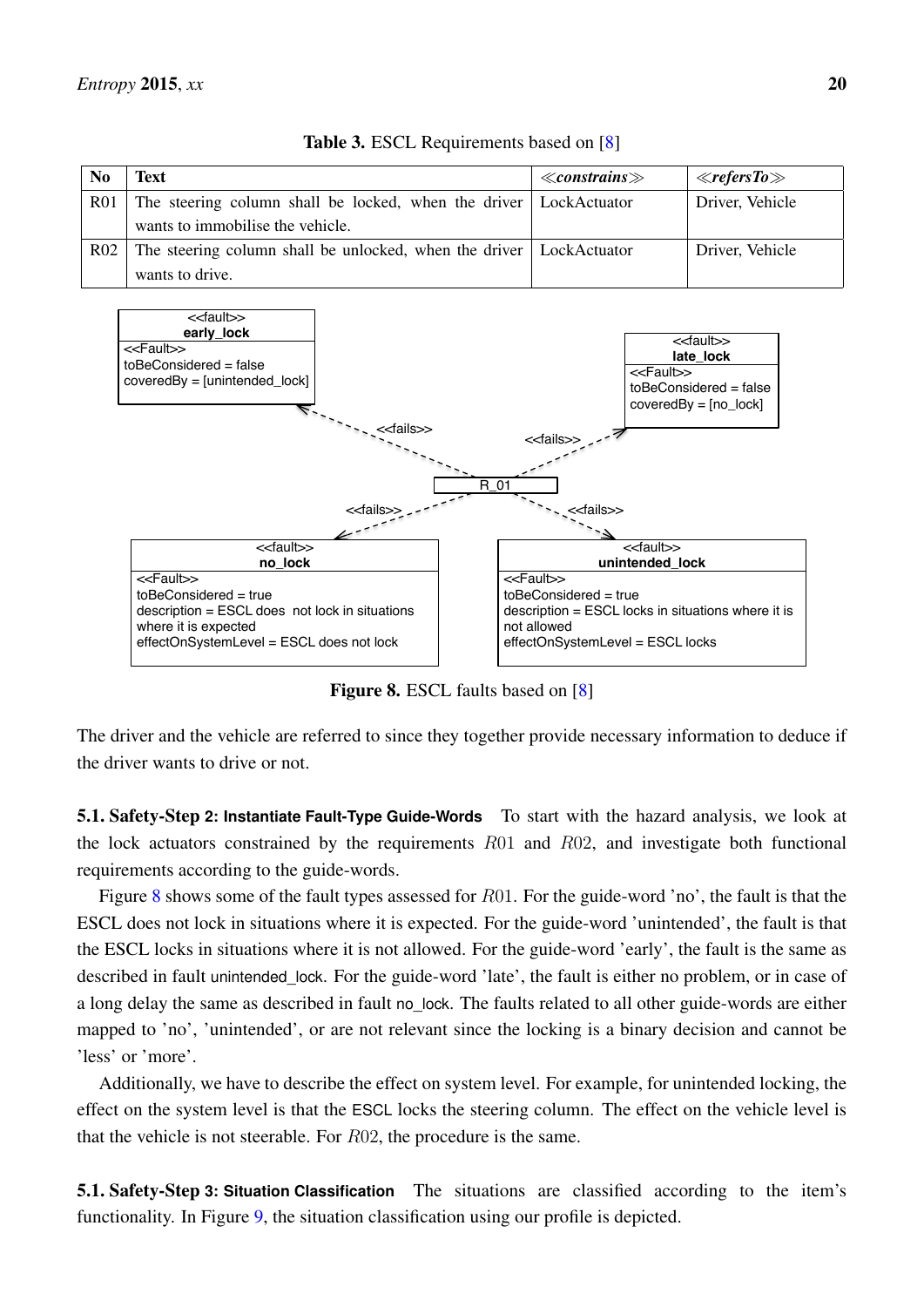**Table 3.** ESCL Requirements based on [8]

| No | Text | ≪*constrains*≫ | ≪*refersTo*≫ |
|---|---|---|---|
| R01 | The steering column shall be locked, when the driver wants to immobilise the vehicle. | LockActuator | Driver, Vehicle |
| R02 | The steering column shall be unlocked, when the driver wants to drive. | LockActuator | Driver, Vehicle |

**Figure 8.** ESCL faults based on [8]

The driver and the vehicle are referred to since they together provide necessary information to deduce if the driver wants to drive or not.

**5.1. Safety-Step 2: Instantiate Fault-Type Guide-Words** To start with the hazard analysis, we look at the lock actuators constrained by the requirements $R01$ and $R02$, and investigate both functional requirements according to the guide-words.

Figure 8 shows some of the fault types assessed for $R01$. For the guide-word 'no', the fault is that the ESCL does not lock in situations where it is expected. For the guide-word 'unintended', the fault is that the ESCL locks in situations where it is not allowed. For the guide-word 'early', the fault is the same as described in fault unintended_lock. For the guide-word 'late', the fault is either no problem, or in case of a long delay the same as described in fault no_lock. The faults related to all other guide-words are either mapped to 'no', 'unintended', or are not relevant since the locking is a binary decision and cannot be 'less' or 'more'.

Additionally, we have to describe the effect on system level. For example, for unintended locking, the effect on the system level is that the ESCL locks the steering column. The effect on the vehicle level is that the vehicle is not steerable. For $R02$, the procedure is the same.

**5.1. Safety-Step 3: Situation Classification** The situations are classified according to the item's functionality. In Figure 9, the situation classification using our profile is depicted.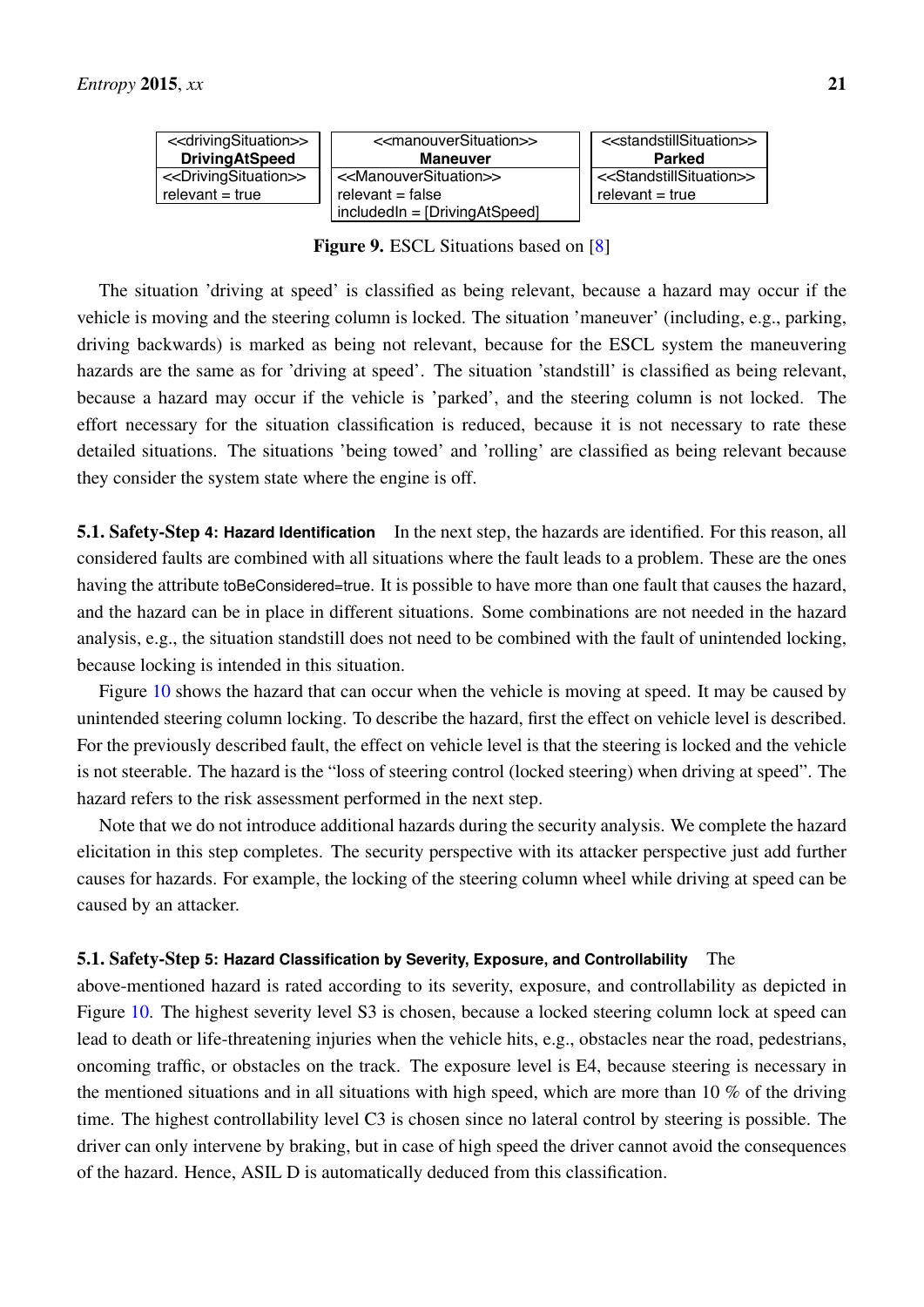| <<drivingSituation>> **DrivingAtSpeed** |
| --- |
| <<DrivingSituation>> relevant = true |

| <<manouverSituation>> **Maneuver** |
| --- |
| <<ManouverSituation>> relevant = false includedIn = [DrivingAtSpeed] |

| <<standstillSituation>> **Parked** |
| --- |
| <<StandstillSituation>> relevant = true |

**Figure 9.** ESCL Situations based on [8]

The situation 'driving at speed' is classified as being relevant, because a hazard may occur if the vehicle is moving and the steering column is locked. The situation 'maneuver' (including, e.g., parking, driving backwards) is marked as being not relevant, because for the ESCL system the maneuvering hazards are the same as for 'driving at speed'. The situation 'standstill' is classified as being relevant, because a hazard may occur if the vehicle is 'parked', and the steering column is not locked. The effort necessary for the situation classification is reduced, because it is not necessary to rate these detailed situations. The situations 'being towed' and 'rolling' are classified as being relevant because they consider the system state where the engine is off.

**5.1. Safety-Step 4: Hazard Identification** In the next step, the hazards are identified. For this reason, all considered faults are combined with all situations where the fault leads to a problem. These are the ones having the attribute toBeConsidered=true. It is possible to have more than one fault that causes the hazard, and the hazard can be in place in different situations. Some combinations are not needed in the hazard analysis, e.g., the situation standstill does not need to be combined with the fault of unintended locking, because locking is intended in this situation.

Figure 10 shows the hazard that can occur when the vehicle is moving at speed. It may be caused by unintended steering column locking. To describe the hazard, first the effect on vehicle level is described. For the previously described fault, the effect on vehicle level is that the steering is locked and the vehicle is not steerable. The hazard is the "loss of steering control (locked steering) when driving at speed". The hazard refers to the risk assessment performed in the next step.

Note that we do not introduce additional hazards during the security analysis. We complete the hazard elicitation in this step completes. The security perspective with its attacker perspective just add further causes for hazards. For example, the locking of the steering column wheel while driving at speed can be caused by an attacker.

**5.1. Safety-Step 5: Hazard Classification by Severity, Exposure, and Controllability** The above-mentioned hazard is rated according to its severity, exposure, and controllability as depicted in Figure 10. The highest severity level S3 is chosen, because a locked steering column lock at speed can lead to death or life-threatening injuries when the vehicle hits, e.g., obstacles near the road, pedestrians, oncoming traffic, or obstacles on the track. The exposure level is E4, because steering is necessary in the mentioned situations and in all situations with high speed, which are more than 10 % of the driving time. The highest controllability level C3 is chosen since no lateral control by steering is possible. The driver can only intervene by braking, but in case of high speed the driver cannot avoid the consequences of the hazard. Hence, ASIL D is automatically deduced from this classification.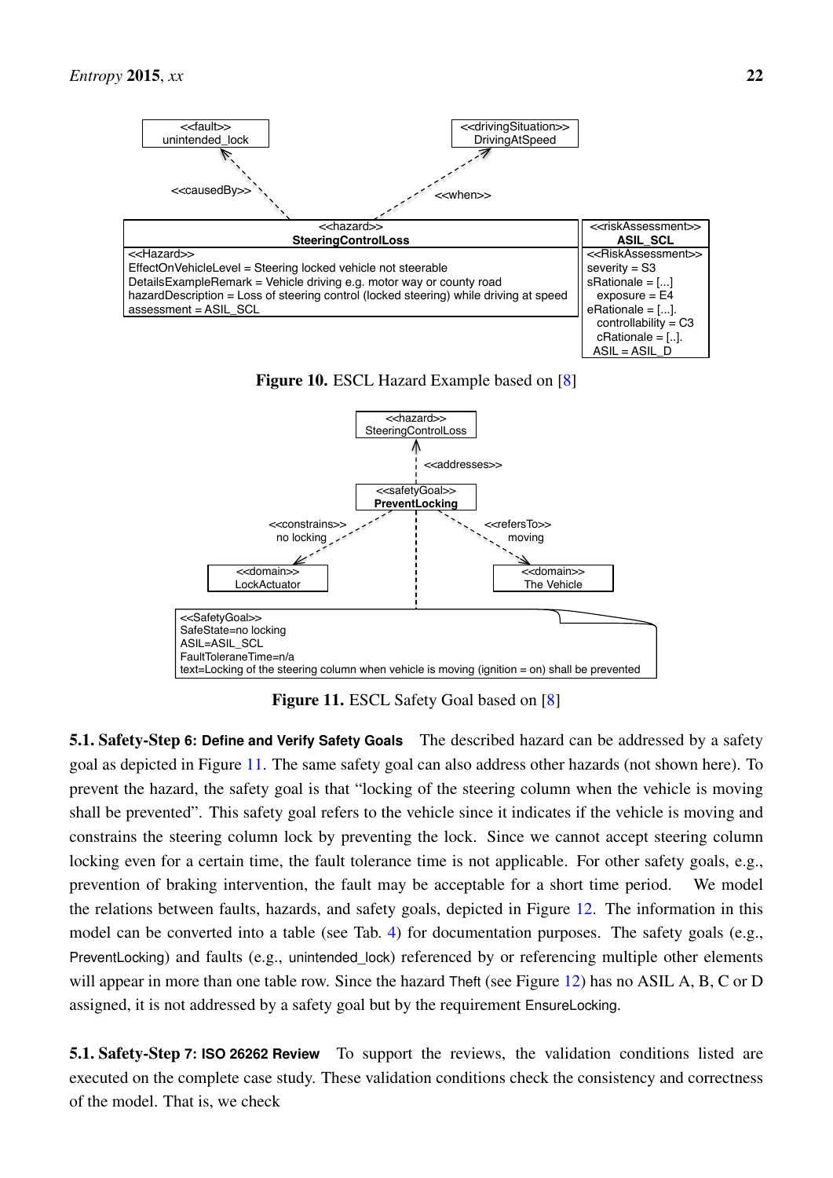**Figure 10.** ESCL Hazard Example based on [8]

**Figure 11.** ESCL Safety Goal based on [8]

**5.1. Safety-Step 6: Define and Verify Safety Goals** The described hazard can be addressed by a safety goal as depicted in Figure 11. The same safety goal can also address other hazards (not shown here). To prevent the hazard, the safety goal is that "locking of the steering column when the vehicle is moving shall be prevented". This safety goal refers to the vehicle since it indicates if the vehicle is moving and constrains the steering column lock by preventing the lock. Since we cannot accept steering column locking even for a certain time, the fault tolerance time is not applicable. For other safety goals, e.g., prevention of braking intervention, the fault may be acceptable for a short time period. We model the relations between faults, hazards, and safety goals, depicted in Figure 12. The information in this model can be converted into a table (see Tab. 4) for documentation purposes. The safety goals (e.g., PreventLocking) and faults (e.g., unintended_lock) referenced by or referencing multiple other elements will appear in more than one table row. Since the hazard Theft (see Figure 12) has no ASIL A, B, C or D assigned, it is not addressed by a safety goal but by the requirement EnsureLocking.

**5.1. Safety-Step 7: ISO 26262 Review** To support the reviews, the validation conditions listed are executed on the complete case study. These validation conditions check the consistency and correctness of the model. That is, we check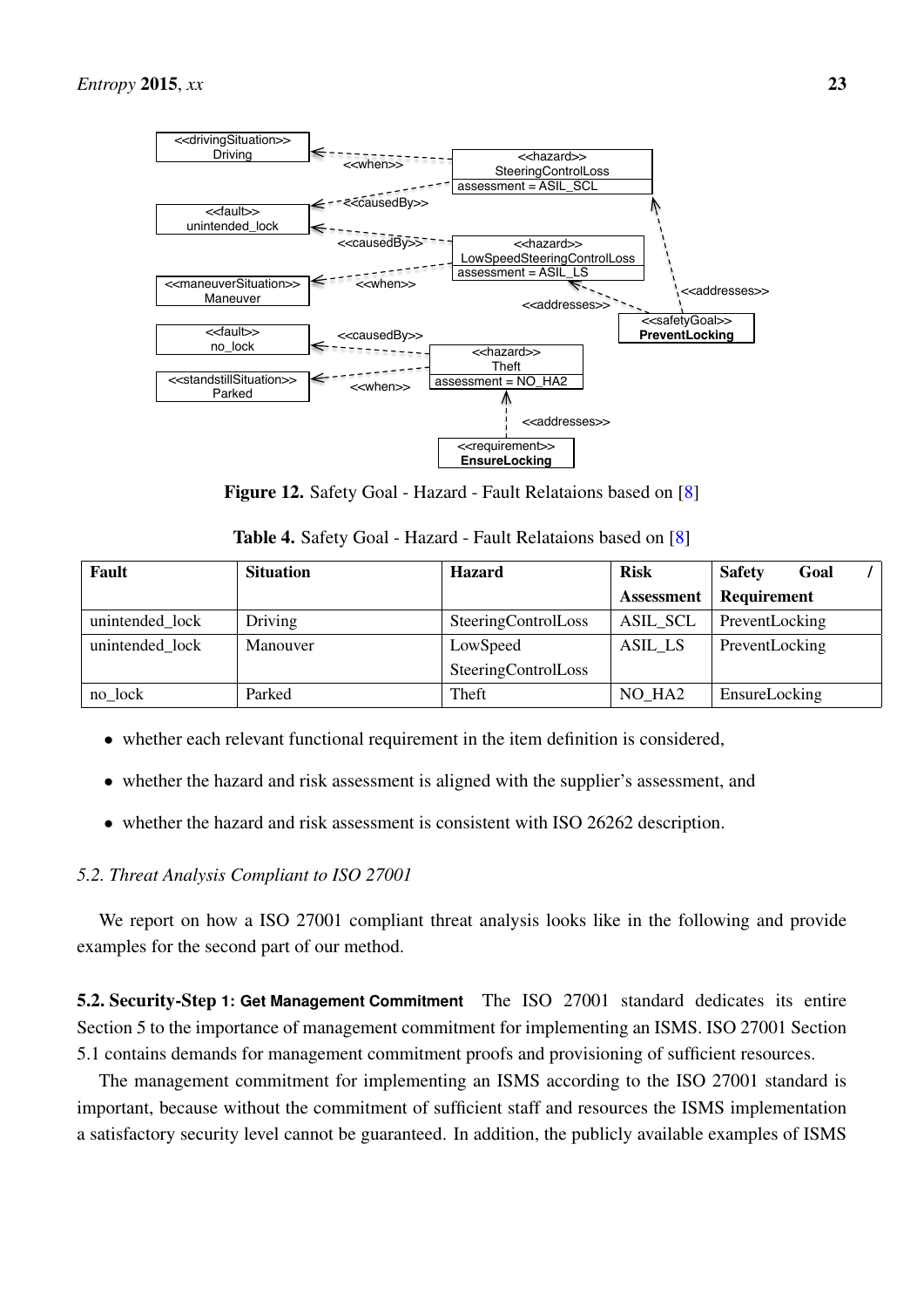Figure 12. Safety Goal - Hazard - Fault Relataions based on [8]

Table 4. Safety Goal - Hazard - Fault Relataions based on [8]

| Fault | Situation | Hazard | Risk Assessment | Safety Goal / Requirement |
|---|---|---|---|---|
| unintended_lock | Driving | SteeringControlLoss | ASIL_SCL | PreventLocking |
| unintended_lock | Manouver | LowSpeed SteeringControlLoss | ASIL_LS | PreventLocking |
| no_lock | Parked | Theft | NO_HA2 | EnsureLocking |

- whether each relevant functional requirement in the item definition is considered,
- whether the hazard and risk assessment is aligned with the supplier's assessment, and
- whether the hazard and risk assessment is consistent with ISO 26262 description.

### *5.2. Threat Analysis Compliant to ISO 27001*

We report on how a ISO 27001 compliant threat analysis looks like in the following and provide examples for the second part of our method.

**5.2. Security-Step 1: Get Management Commitment** The ISO 27001 standard dedicates its entire Section 5 to the importance of management commitment for implementing an ISMS. ISO 27001 Section 5.1 contains demands for management commitment proofs and provisioning of sufficient resources.

The management commitment for implementing an ISMS according to the ISO 27001 standard is important, because without the commitment of sufficient staff and resources the ISMS implementation a satisfactory security level cannot be guaranteed. In addition, the publicly available examples of ISMS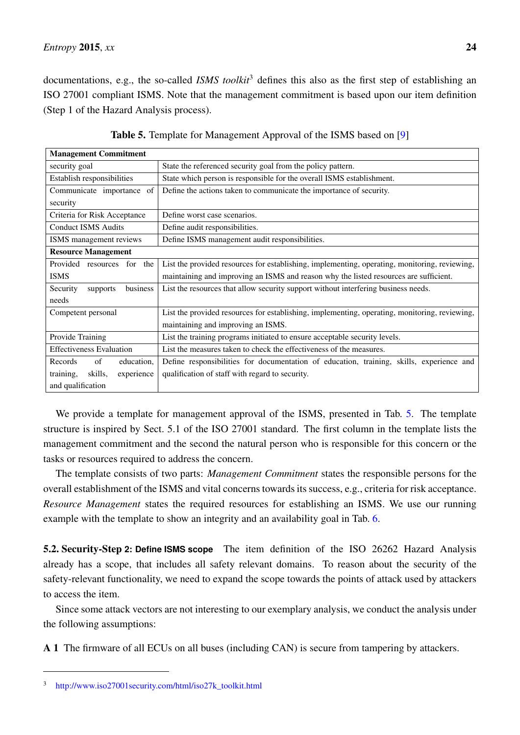documentations, e.g., the so-called *ISMS toolkit*[3] defines this also as the first step of establishing an ISO 27001 compliant ISMS. Note that the management commitment is based upon our item definition (Step 1 of the Hazard Analysis process).

**Table 5.** Template for Management Approval of the ISMS based on [9]

| **Management Commitment** | |
|---|---|
| security goal | State the referenced security goal from the policy pattern. |
| Establish responsibilities | State which person is responsible for the overall ISMS establishment. |
| Communicate importance of security | Define the actions taken to communicate the importance of security. |
| Criteria for Risk Acceptance | Define worst case scenarios. |
| Conduct ISMS Audits | Define audit responsibilities. |
| ISMS management reviews | Define ISMS management audit responsibilities. |
| **Resource Management** | |
| Provided resources for the ISMS | List the provided resources for establishing, implementing, operating, monitoring, reviewing, maintaining and improving an ISMS and reason why the listed resources are sufficient. |
| Security supports business needs | List the resources that allow security support without interfering business needs. |
| Competent personal | List the provided resources for establishing, implementing, operating, monitoring, reviewing, maintaining and improving an ISMS. |
| Provide Training | List the training programs initiated to ensure acceptable security levels. |
| Effectiveness Evaluation | List the measures taken to check the effectiveness of the measures. |
| Records of education, training, skills, experience and qualification | Define responsibilities for documentation of education, training, skills, experience and qualification of staff with regard to security. |

We provide a template for management approval of the ISMS, presented in Tab. 5. The template structure is inspired by Sect. 5.1 of the ISO 27001 standard. The first column in the template lists the management commitment and the second the natural person who is responsible for this concern or the tasks or resources required to address the concern.

The template consists of two parts: *Management Commitment* states the responsible persons for the overall establishment of the ISMS and vital concerns towards its success, e.g., criteria for risk acceptance. *Resource Management* states the required resources for establishing an ISMS. We use our running example with the template to show an integrity and an availability goal in Tab. 6.

**5.2. Security-Step 2: Define ISMS scope** The item definition of the ISO 26262 Hazard Analysis already has a scope, that includes all safety relevant domains. To reason about the security of the safety-relevant functionality, we need to expand the scope towards the points of attack used by attackers to access the item.

Since some attack vectors are not interesting to our exemplary analysis, we conduct the analysis under the following assumptions:

**A 1** The firmware of all ECUs on all buses (including CAN) is secure from tampering by attackers.

[3] http://www.iso27001security.com/html/iso27k_toolkit.html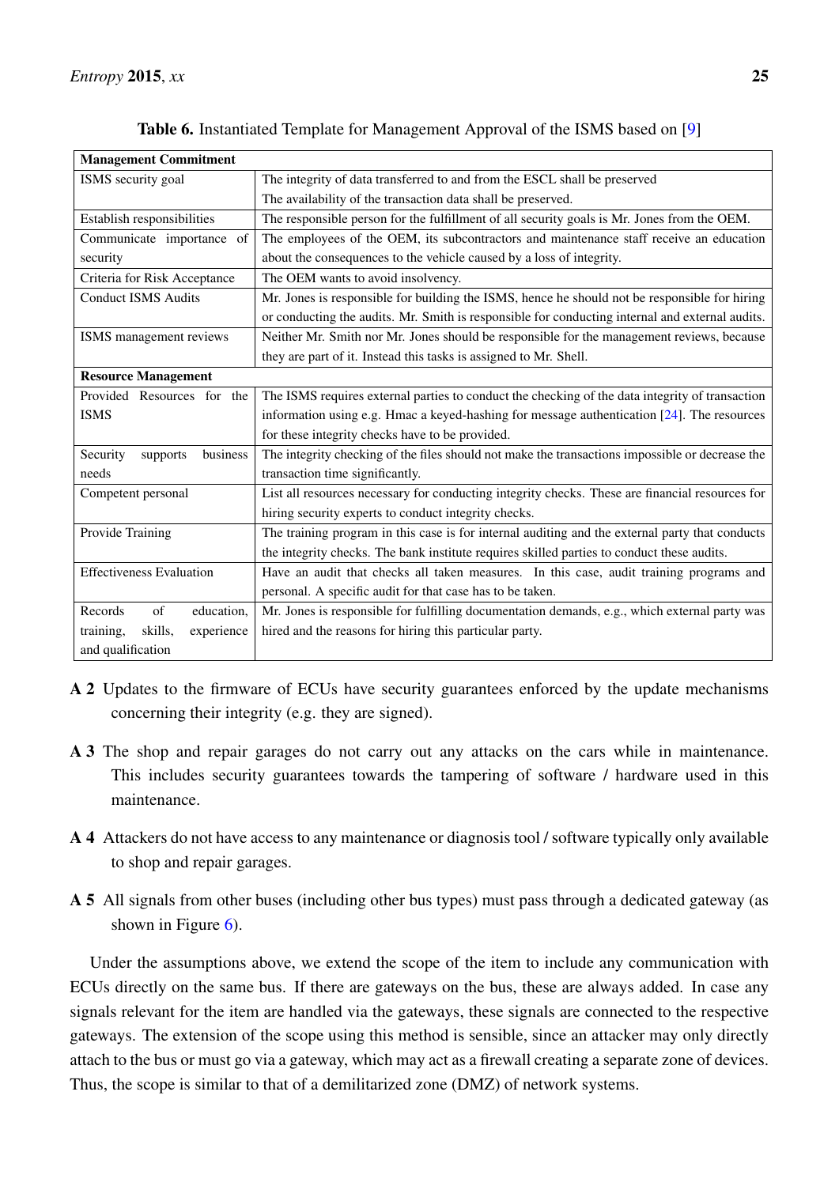**Table 6.** Instantiated Template for Management Approval of the ISMS based on [9]

| **Management Commitment** | |
|---|---|
| ISMS security goal | The integrity of data transferred to and from the ESCL shall be preserved<br>The availability of the transaction data shall be preserved. |
| Establish responsibilities | The responsible person for the fulfillment of all security goals is Mr. Jones from the OEM. |
| Communicate importance of security | The employees of the OEM, its subcontractors and maintenance staff receive an education about the consequences to the vehicle caused by a loss of integrity. |
| Criteria for Risk Acceptance | The OEM wants to avoid insolvency. |
| Conduct ISMS Audits | Mr. Jones is responsible for building the ISMS, hence he should not be responsible for hiring or conducting the audits. Mr. Smith is responsible for conducting internal and external audits. |
| ISMS management reviews | Neither Mr. Smith nor Mr. Jones should be responsible for the management reviews, because they are part of it. Instead this tasks is assigned to Mr. Shell. |
| **Resource Management** | |
| Provided Resources for the ISMS | The ISMS requires external parties to conduct the checking of the data integrity of transaction information using e.g. Hmac a keyed-hashing for message authentication [24]. The resources for these integrity checks have to be provided. |
| Security supports business needs | The integrity checking of the files should not make the transactions impossible or decrease the transaction time significantly. |
| Competent personal | List all resources necessary for conducting integrity checks. These are financial resources for hiring security experts to conduct integrity checks. |
| Provide Training | The training program in this case is for internal auditing and the external party that conducts the integrity checks. The bank institute requires skilled parties to conduct these audits. |
| Effectiveness Evaluation | Have an audit that checks all taken measures. In this case, audit training programs and personal. A specific audit for that case has to be taken. |
| Records of education, training, skills, experience and qualification | Mr. Jones is responsible for fulfilling documentation demands, e.g., which external party was hired and the reasons for hiring this particular party. |

**A 2** Updates to the firmware of ECUs have security guarantees enforced by the update mechanisms concerning their integrity (e.g. they are signed).

**A 3** The shop and repair garages do not carry out any attacks on the cars while in maintenance. This includes security guarantees towards the tampering of software / hardware used in this maintenance.

**A 4** Attackers do not have access to any maintenance or diagnosis tool / software typically only available to shop and repair garages.

**A 5** All signals from other buses (including other bus types) must pass through a dedicated gateway (as shown in Figure 6).

Under the assumptions above, we extend the scope of the item to include any communication with ECUs directly on the same bus. If there are gateways on the bus, these are always added. In case any signals relevant for the item are handled via the gateways, these signals are connected to the respective gateways. The extension of the scope using this method is sensible, since an attacker may only directly attach to the bus or must go via a gateway, which may act as a firewall creating a separate zone of devices. Thus, the scope is similar to that of a demilitarized zone (DMZ) of network systems.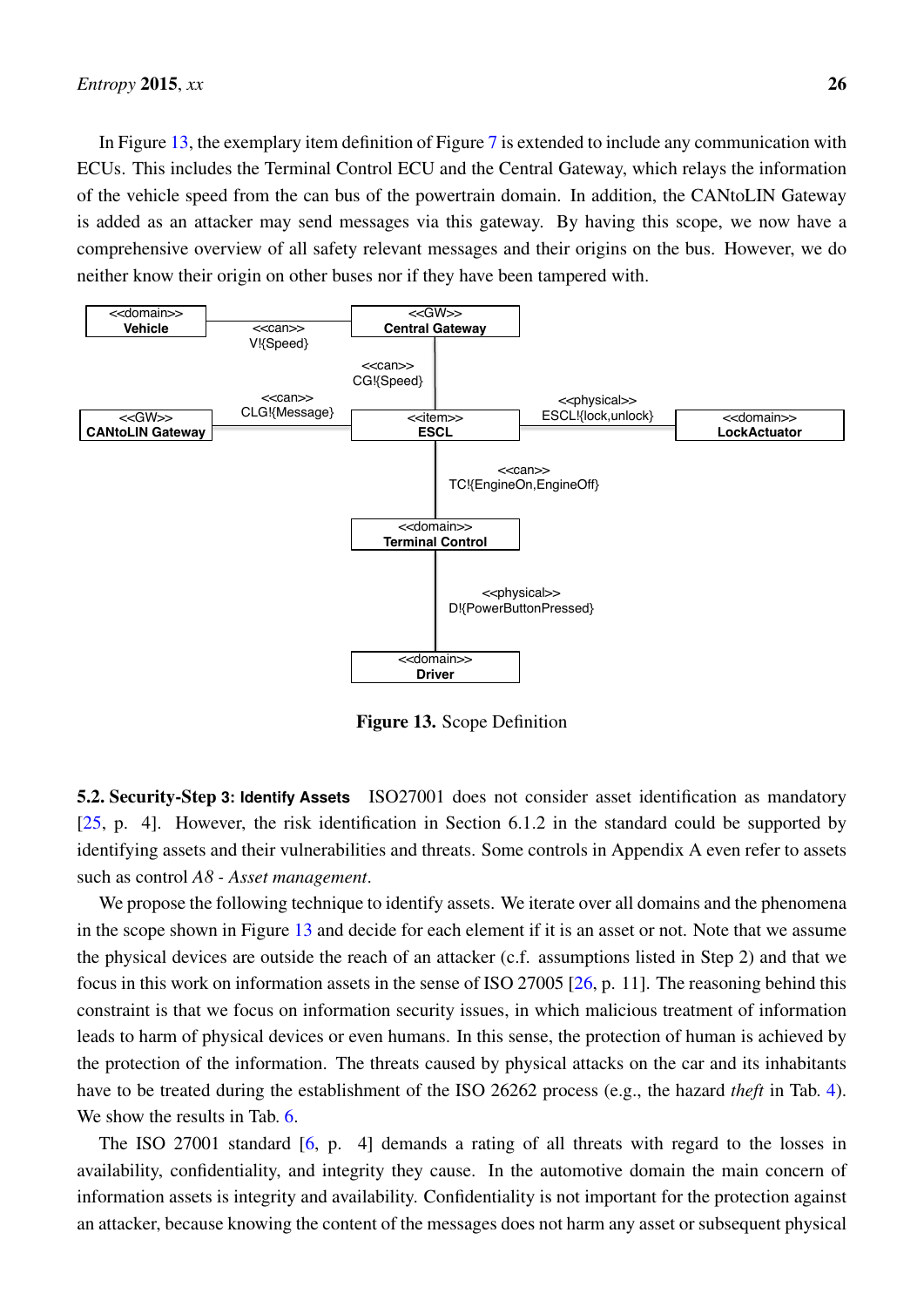In Figure 13, the exemplary item definition of Figure 7 is extended to include any communication with ECUs. This includes the Terminal Control ECU and the Central Gateway, which relays the information of the vehicle speed from the can bus of the powertrain domain. In addition, the CANtoLIN Gateway is added as an attacker may send messages via this gateway. By having this scope, we now have a comprehensive overview of all safety relevant messages and their origins on the bus. However, we do neither know their origin on other buses nor if they have been tampered with.

**Figure 13.** Scope Definition

**5.2. Security-Step 3: Identify Assets** ISO27001 does not consider asset identification as mandatory [25, p. 4]. However, the risk identification in Section 6.1.2 in the standard could be supported by identifying assets and their vulnerabilities and threats. Some controls in Appendix A even refer to assets such as control *A8 - Asset management*.

We propose the following technique to identify assets. We iterate over all domains and the phenomena in the scope shown in Figure 13 and decide for each element if it is an asset or not. Note that we assume the physical devices are outside the reach of an attacker (c.f. assumptions listed in Step 2) and that we focus in this work on information assets in the sense of ISO 27005 [26, p. 11]. The reasoning behind this constraint is that we focus on information security issues, in which malicious treatment of information leads to harm of physical devices or even humans. In this sense, the protection of human is achieved by the protection of the information. The threats caused by physical attacks on the car and its inhabitants have to be treated during the establishment of the ISO 26262 process (e.g., the hazard *theft* in Tab. 4). We show the results in Tab. 6.

The ISO 27001 standard [6, p. 4] demands a rating of all threats with regard to the losses in availability, confidentiality, and integrity they cause. In the automotive domain the main concern of information assets is integrity and availability. Confidentiality is not important for the protection against an attacker, because knowing the content of the messages does not harm any asset or subsequent physical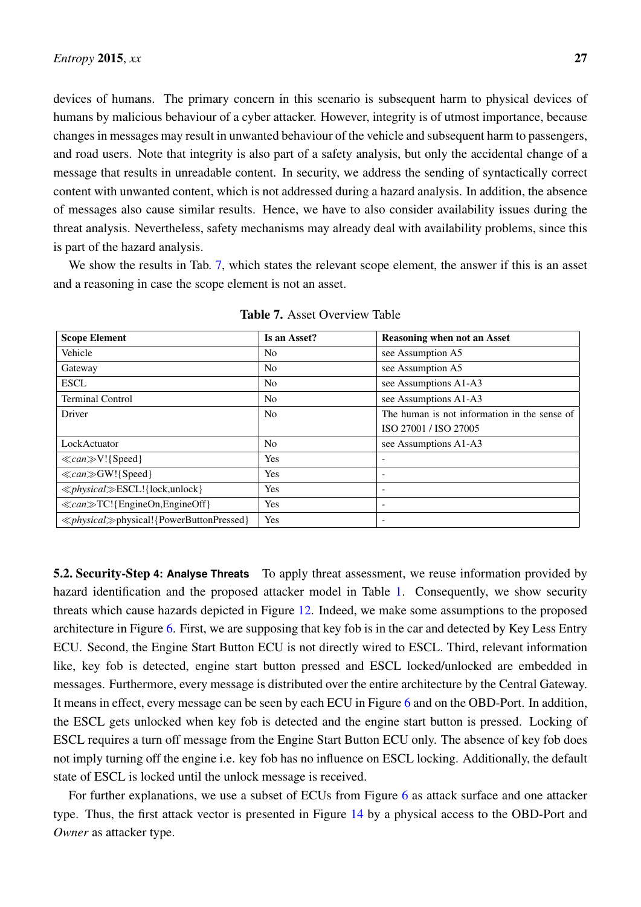devices of humans. The primary concern in this scenario is subsequent harm to physical devices of humans by malicious behaviour of a cyber attacker. However, integrity is of utmost importance, because changes in messages may result in unwanted behaviour of the vehicle and subsequent harm to passengers, and road users. Note that integrity is also part of a safety analysis, but only the accidental change of a message that results in unreadable content. In security, we address the sending of syntactically correct content with unwanted content, which is not addressed during a hazard analysis. In addition, the absence of messages also cause similar results. Hence, we have to also consider availability issues during the threat analysis. Nevertheless, safety mechanisms may already deal with availability problems, since this is part of the hazard analysis.

We show the results in Tab. 7, which states the relevant scope element, the answer if this is an asset and a reasoning in case the scope element is not an asset.

**Table 7.** Asset Overview Table

| **Scope Element** | **Is an Asset?** | **Reasoning when not an Asset** |
|---|---|---|
| Vehicle | No | see Assumption A5 |
| Gateway | No | see Assumption A5 |
| ESCL | No | see Assumptions A1-A3 |
| Terminal Control | No | see Assumptions A1-A3 |
| Driver | No | The human is not information in the sense of ISO 27001 / ISO 27005 |
| LockActuator | No | see Assumptions A1-A3 |
| ≪*can*≫V!{Speed} | Yes | - |
| ≪*can*≫GW!{Speed} | Yes | - |
| ≪*physical*≫ESCL!{lock,unlock} | Yes | - |
| ≪*can*≫TC!{EngineOn,EngineOff} | Yes | - |
| ≪*physical*≫physical!{PowerButtonPressed} | Yes | - |

**5.2. Security-Step 4: Analyse Threats** To apply threat assessment, we reuse information provided by hazard identification and the proposed attacker model in Table 1. Consequently, we show security threats which cause hazards depicted in Figure 12. Indeed, we make some assumptions to the proposed architecture in Figure 6. First, we are supposing that key fob is in the car and detected by Key Less Entry ECU. Second, the Engine Start Button ECU is not directly wired to ESCL. Third, relevant information like, key fob is detected, engine start button pressed and ESCL locked/unlocked are embedded in messages. Furthermore, every message is distributed over the entire architecture by the Central Gateway. It means in effect, every message can be seen by each ECU in Figure 6 and on the OBD-Port. In addition, the ESCL gets unlocked when key fob is detected and the engine start button is pressed. Locking of ESCL requires a turn off message from the Engine Start Button ECU only. The absence of key fob does not imply turning off the engine i.e. key fob has no influence on ESCL locking. Additionally, the default state of ESCL is locked until the unlock message is received.

For further explanations, we use a subset of ECUs from Figure 6 as attack surface and one attacker type. Thus, the first attack vector is presented in Figure 14 by a physical access to the OBD-Port and *Owner* as attacker type.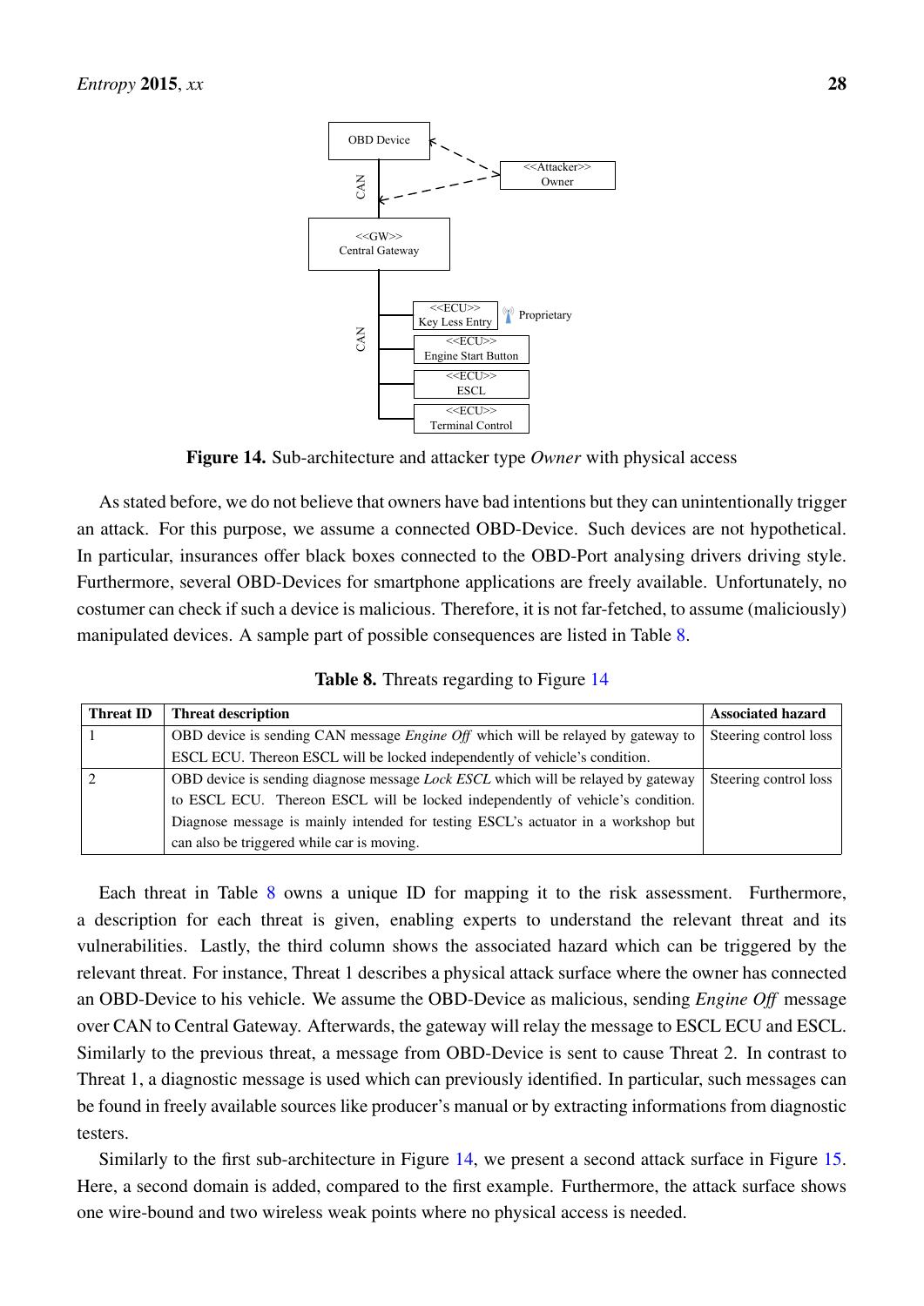**Figure 14.** Sub-architecture and attacker type *Owner* with physical access

As stated before, we do not believe that owners have bad intentions but they can unintentionally trigger an attack. For this purpose, we assume a connected OBD-Device. Such devices are not hypothetical. In particular, insurances offer black boxes connected to the OBD-Port analysing drivers driving style. Furthermore, several OBD-Devices for smartphone applications are freely available. Unfortunately, no costumer can check if such a device is malicious. Therefore, it is not far-fetched, to assume (maliciously) manipulated devices. A sample part of possible consequences are listed in Table 8.

**Table 8.** Threats regarding to Figure 14

| Threat ID | Threat description | Associated hazard |
|---|---|---|
| 1 | OBD device is sending CAN message *Engine Off* which will be relayed by gateway to ESCL ECU. Thereon ESCL will be locked independently of vehicle's condition. | Steering control loss |
| 2 | OBD device is sending diagnose message *Lock ESCL* which will be relayed by gateway to ESCL ECU. Thereon ESCL will be locked independently of vehicle's condition. Diagnose message is mainly intended for testing ESCL's actuator in a workshop but can also be triggered while car is moving. | Steering control loss |

Each threat in Table 8 owns a unique ID for mapping it to the risk assessment. Furthermore, a description for each threat is given, enabling experts to understand the relevant threat and its vulnerabilities. Lastly, the third column shows the associated hazard which can be triggered by the relevant threat. For instance, Threat 1 describes a physical attack surface where the owner has connected an OBD-Device to his vehicle. We assume the OBD-Device as malicious, sending *Engine Off* message over CAN to Central Gateway. Afterwards, the gateway will relay the message to ESCL ECU and ESCL. Similarly to the previous threat, a message from OBD-Device is sent to cause Threat 2. In contrast to Threat 1, a diagnostic message is used which can previously identified. In particular, such messages can be found in freely available sources like producer's manual or by extracting informations from diagnostic testers.

Similarly to the first sub-architecture in Figure 14, we present a second attack surface in Figure 15. Here, a second domain is added, compared to the first example. Furthermore, the attack surface shows one wire-bound and two wireless weak points where no physical access is needed.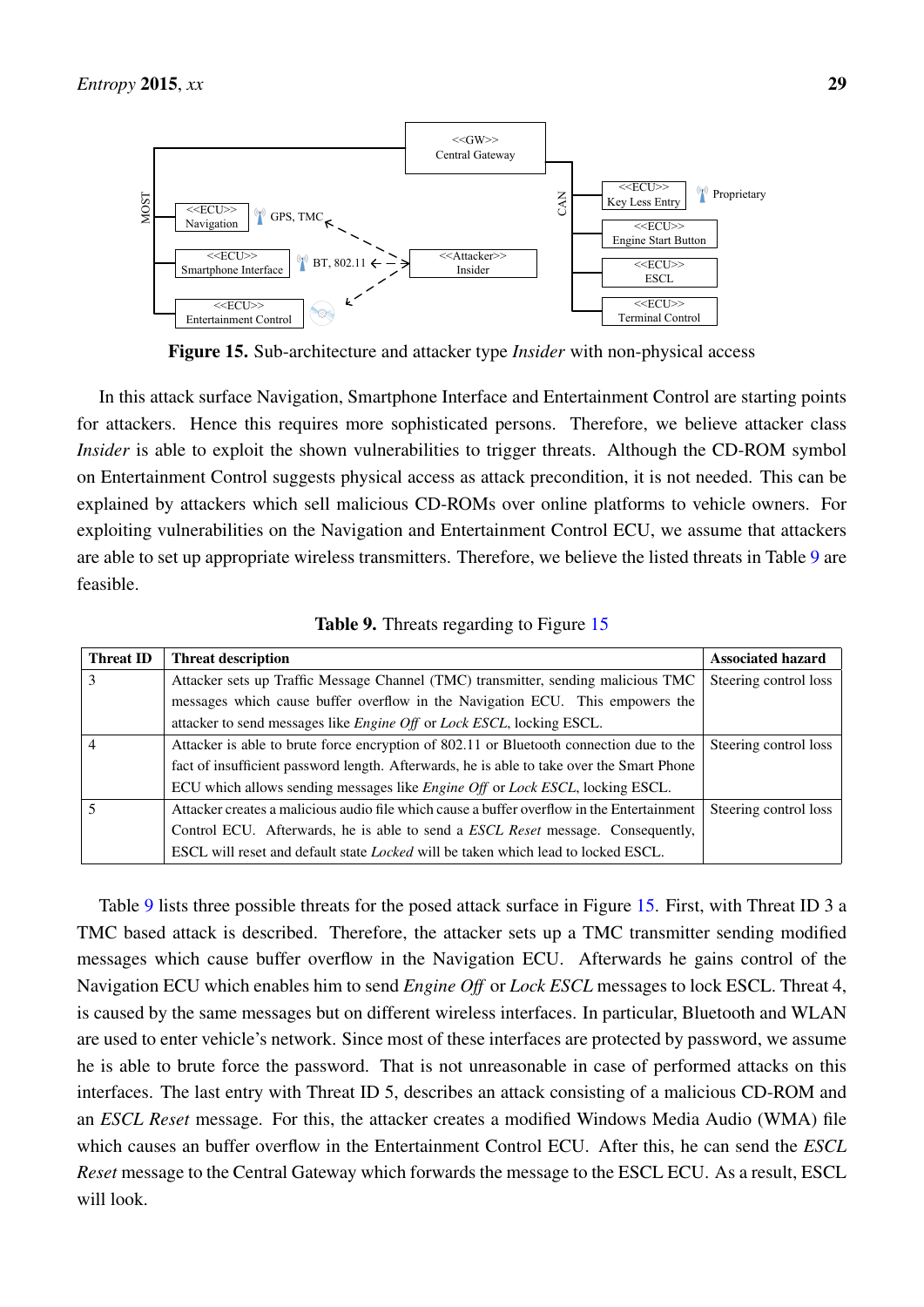**Figure 15.** Sub-architecture and attacker type *Insider* with non-physical access

In this attack surface Navigation, Smartphone Interface and Entertainment Control are starting points for attackers. Hence this requires more sophisticated persons. Therefore, we believe attacker class *Insider* is able to exploit the shown vulnerabilities to trigger threats. Although the CD-ROM symbol on Entertainment Control suggests physical access as attack precondition, it is not needed. This can be explained by attackers which sell malicious CD-ROMs over online platforms to vehicle owners. For exploiting vulnerabilities on the Navigation and Entertainment Control ECU, we assume that attackers are able to set up appropriate wireless transmitters. Therefore, we believe the listed threats in Table 9 are feasible.

**Table 9.** Threats regarding to Figure 15

| Threat ID | Threat description | Associated hazard |
|---|---|---|
| 3 | Attacker sets up Traffic Message Channel (TMC) transmitter, sending malicious TMC messages which cause buffer overflow in the Navigation ECU. This empowers the attacker to send messages like *Engine Off* or *Lock ESCL*, locking ESCL. | Steering control loss |
| 4 | Attacker is able to brute force encryption of 802.11 or Bluetooth connection due to the fact of insufficient password length. Afterwards, he is able to take over the Smart Phone ECU which allows sending messages like *Engine Off* or *Lock ESCL*, locking ESCL. | Steering control loss |
| 5 | Attacker creates a malicious audio file which cause a buffer overflow in the Entertainment Control ECU. Afterwards, he is able to send a *ESCL Reset* message. Consequently, ESCL will reset and default state *Locked* will be taken which lead to locked ESCL. | Steering control loss |

Table 9 lists three possible threats for the posed attack surface in Figure 15. First, with Threat ID 3 a TMC based attack is described. Therefore, the attacker sets up a TMC transmitter sending modified messages which cause buffer overflow in the Navigation ECU. Afterwards he gains control of the Navigation ECU which enables him to send *Engine Off* or *Lock ESCL* messages to lock ESCL. Threat 4, is caused by the same messages but on different wireless interfaces. In particular, Bluetooth and WLAN are used to enter vehicle's network. Since most of these interfaces are protected by password, we assume he is able to brute force the password. That is not unreasonable in case of performed attacks on this interfaces. The last entry with Threat ID 5, describes an attack consisting of a malicious CD-ROM and an *ESCL Reset* message. For this, the attacker creates a modified Windows Media Audio (WMA) file which causes an buffer overflow in the Entertainment Control ECU. After this, he can send the *ESCL Reset* message to the Central Gateway which forwards the message to the ESCL ECU. As a result, ESCL will look.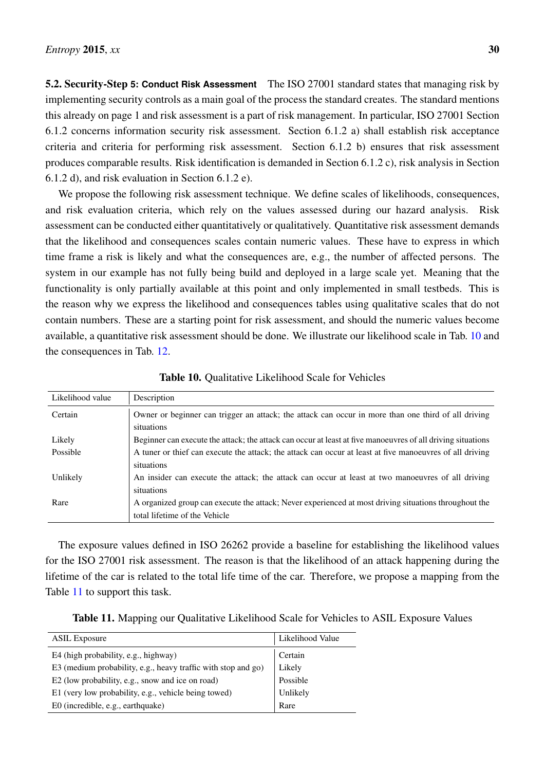### 5.2. Security-Step 5: Conduct Risk Assessment

The ISO 27001 standard states that managing risk by implementing security controls as a main goal of the process the standard creates. The standard mentions this already on page 1 and risk assessment is a part of risk management. In particular, ISO 27001 Section 6.1.2 concerns information security risk assessment. Section 6.1.2 a) shall establish risk acceptance criteria and criteria for performing risk assessment. Section 6.1.2 b) ensures that risk assessment produces comparable results. Risk identification is demanded in Section 6.1.2 c), risk analysis in Section 6.1.2 d), and risk evaluation in Section 6.1.2 e).

We propose the following risk assessment technique. We define scales of likelihoods, consequences, and risk evaluation criteria, which rely on the values assessed during our hazard analysis. Risk assessment can be conducted either quantitatively or qualitatively. Quantitative risk assessment demands that the likelihood and consequences scales contain numeric values. These have to express in which time frame a risk is likely and what the consequences are, e.g., the number of affected persons. The system in our example has not fully being build and deployed in a large scale yet. Meaning that the functionality is only partially available at this point and only implemented in small testbeds. This is the reason why we express the likelihood and consequences tables using qualitative scales that do not contain numbers. These are a starting point for risk assessment, and should the numeric values become available, a quantitative risk assessment should be done. We illustrate our likelihood scale in Tab. 10 and the consequences in Tab. 12.

**Table 10.** Qualitative Likelihood Scale for Vehicles

| Likelihood value | Description |
|---|---|
| Certain | Owner or beginner can trigger an attack; the attack can occur in more than one third of all driving situations |
| Likely | Beginner can execute the attack; the attack can occur at least at five manoeuvres of all driving situations |
| Possible | A tuner or thief can execute the attack; the attack can occur at least at five manoeuvres of all driving situations |
| Unlikely | An insider can execute the attack; the attack can occur at least at two manoeuvres of all driving situations |
| Rare | A organized group can execute the attack; Never experienced at most driving situations throughout the total lifetime of the Vehicle |

The exposure values defined in ISO 26262 provide a baseline for establishing the likelihood values for the ISO 27001 risk assessment. The reason is that the likelihood of an attack happening during the lifetime of the car is related to the total life time of the car. Therefore, we propose a mapping from the Table 11 to support this task.

**Table 11.** Mapping our Qualitative Likelihood Scale for Vehicles to ASIL Exposure Values

| ASIL Exposure | Likelihood Value |
|---|---|
| E4 (high probability, e.g., highway) | Certain |
| E3 (medium probability, e.g., heavy traffic with stop and go) | Likely |
| E2 (low probability, e.g., snow and ice on road) | Possible |
| E1 (very low probability, e.g., vehicle being towed) | Unlikely |
| E0 (incredible, e.g., earthquake) | Rare |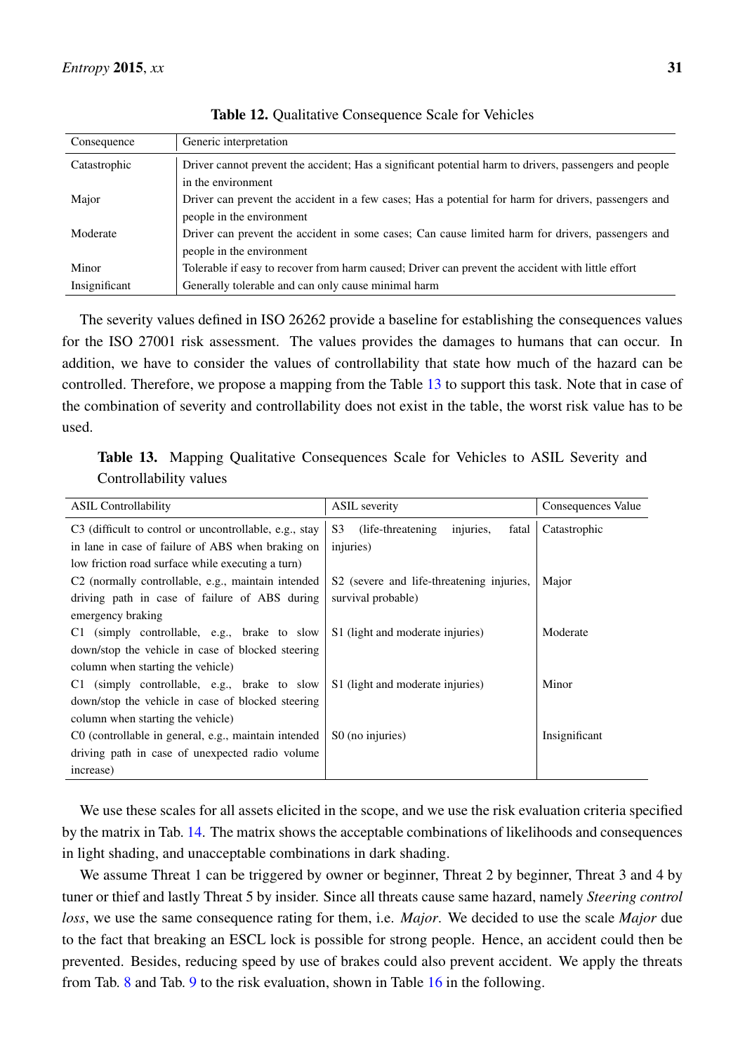**Table 12.** Qualitative Consequence Scale for Vehicles

| Consequence | Generic interpretation |
| --- | --- |
| Catastrophic | Driver cannot prevent the accident; Has a significant potential harm to drivers, passengers and people in the environment |
| Major | Driver can prevent the accident in a few cases; Has a potential for harm for drivers, passengers and people in the environment |
| Moderate | Driver can prevent the accident in some cases; Can cause limited harm for drivers, passengers and people in the environment |
| Minor | Tolerable if easy to recover from harm caused; Driver can prevent the accident with little effort |
| Insignificant | Generally tolerable and can only cause minimal harm |

The severity values defined in ISO 26262 provide a baseline for establishing the consequences values for the ISO 27001 risk assessment. The values provides the damages to humans that can occur. In addition, we have to consider the values of controllability that state how much of the hazard can be controlled. Therefore, we propose a mapping from the Table 13 to support this task. Note that in case of the combination of severity and controllability does not exist in the table, the worst risk value has to be used.

**Table 13.** Mapping Qualitative Consequences Scale for Vehicles to ASIL Severity and Controllability values

| ASIL Controllability | ASIL severity | Consequences Value |
| --- | --- | --- |
| C3 (difficult to control or uncontrollable, e.g., stay in lane in case of failure of ABS when braking on low friction road surface while executing a turn) | S3 (life-threatening injuries, fatal injuries) | Catastrophic |
| C2 (normally controllable, e.g., maintain intended driving path in case of failure of ABS during emergency braking | S2 (severe and life-threatening injuries, survival probable) | Major |
| C1 (simply controllable, e.g., brake to slow down/stop the vehicle in case of blocked steering column when starting the vehicle) | S1 (light and moderate injuries) | Moderate |
| C1 (simply controllable, e.g., brake to slow down/stop the vehicle in case of blocked steering column when starting the vehicle) | S1 (light and moderate injuries) | Minor |
| C0 (controllable in general, e.g., maintain intended driving path in case of unexpected radio volume increase) | S0 (no injuries) | Insignificant |

We use these scales for all assets elicited in the scope, and we use the risk evaluation criteria specified by the matrix in Tab. 14. The matrix shows the acceptable combinations of likelihoods and consequences in light shading, and unacceptable combinations in dark shading.

We assume Threat 1 can be triggered by owner or beginner, Threat 2 by beginner, Threat 3 and 4 by tuner or thief and lastly Threat 5 by insider. Since all threats cause same hazard, namely *Steering control loss*, we use the same consequence rating for them, i.e. *Major*. We decided to use the scale *Major* due to the fact that breaking an ESCL lock is possible for strong people. Hence, an accident could then be prevented. Besides, reducing speed by use of brakes could also prevent accident. We apply the threats from Tab. 8 and Tab. 9 to the risk evaluation, shown in Table 16 in the following.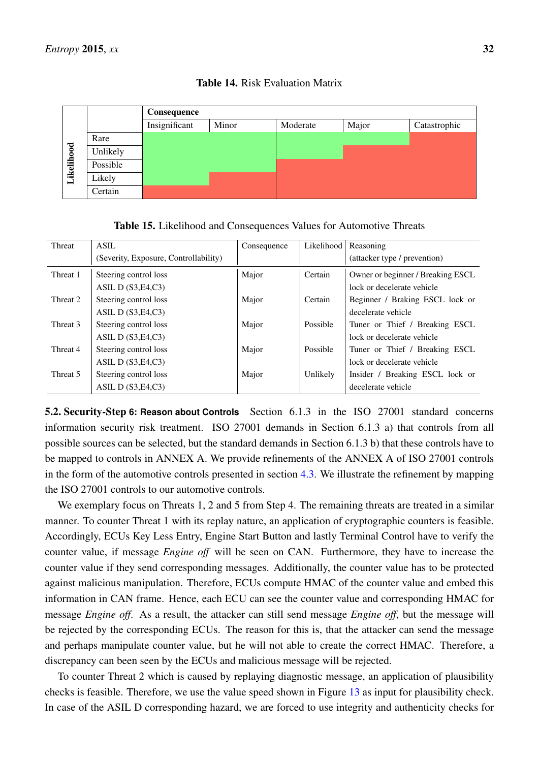**Table 14.** Risk Evaluation Matrix

| | | Consequence | | | | |
|---|---|---|---|---|---|---|
| | | Insignificant | Minor | Moderate | Major | Catastrophic |
| Likelihood | Rare | | | | | |
| | Unlikely | | | | | |
| | Possible | | | | | |
| | Likely | | | | | |
| | Certain | | | | | |

**Table 15.** Likelihood and Consequences Values for Automotive Threats

| Threat | ASIL (Severity, Exposure, Controllability) | Consequence | Likelihood | Reasoning (attacker type / prevention) |
|---|---|---|---|---|
| Threat 1 | Steering control loss ASIL D (S3,E4,C3) | Major | Certain | Owner or beginner / Breaking ESCL lock or decelerate vehicle |
| Threat 2 | Steering control loss ASIL D (S3,E4,C3) | Major | Certain | Beginner / Braking ESCL lock or decelerate vehicle |
| Threat 3 | Steering control loss ASIL D (S3,E4,C3) | Major | Possible | Tuner or Thief / Breaking ESCL lock or decelerate vehicle |
| Threat 4 | Steering control loss ASIL D (S3,E4,C3) | Major | Possible | Tuner or Thief / Breaking ESCL lock or decelerate vehicle |
| Threat 5 | Steering control loss ASIL D (S3,E4,C3) | Major | Unlikely | Insider / Breaking ESCL lock or decelerate vehicle |

**5.2. Security-Step 6: Reason about Controls** Section 6.1.3 in the ISO 27001 standard concerns information security risk treatment. ISO 27001 demands in Section 6.1.3 a) that controls from all possible sources can be selected, but the standard demands in Section 6.1.3 b) that these controls have to be mapped to controls in ANNEX A. We provide refinements of the ANNEX A of ISO 27001 controls in the form of the automotive controls presented in section 4.3. We illustrate the refinement by mapping the ISO 27001 controls to our automotive controls.

We exemplary focus on Threats 1, 2 and 5 from Step 4. The remaining threats are treated in a similar manner. To counter Threat 1 with its replay nature, an application of cryptographic counters is feasible. Accordingly, ECUs Key Less Entry, Engine Start Button and lastly Terminal Control have to verify the counter value, if message *Engine off* will be seen on CAN. Furthermore, they have to increase the counter value if they send corresponding messages. Additionally, the counter value has to be protected against malicious manipulation. Therefore, ECUs compute HMAC of the counter value and embed this information in CAN frame. Hence, each ECU can see the counter value and corresponding HMAC for message *Engine off*. As a result, the attacker can still send message *Engine off*, but the message will be rejected by the corresponding ECUs. The reason for this is, that the attacker can send the message and perhaps manipulate counter value, but he will not able to create the correct HMAC. Therefore, a discrepancy can been seen by the ECUs and malicious message will be rejected.

To counter Threat 2 which is caused by replaying diagnostic message, an application of plausibility checks is feasible. Therefore, we use the value speed shown in Figure 13 as input for plausibility check. In case of the ASIL D corresponding hazard, we are forced to use integrity and authenticity checks for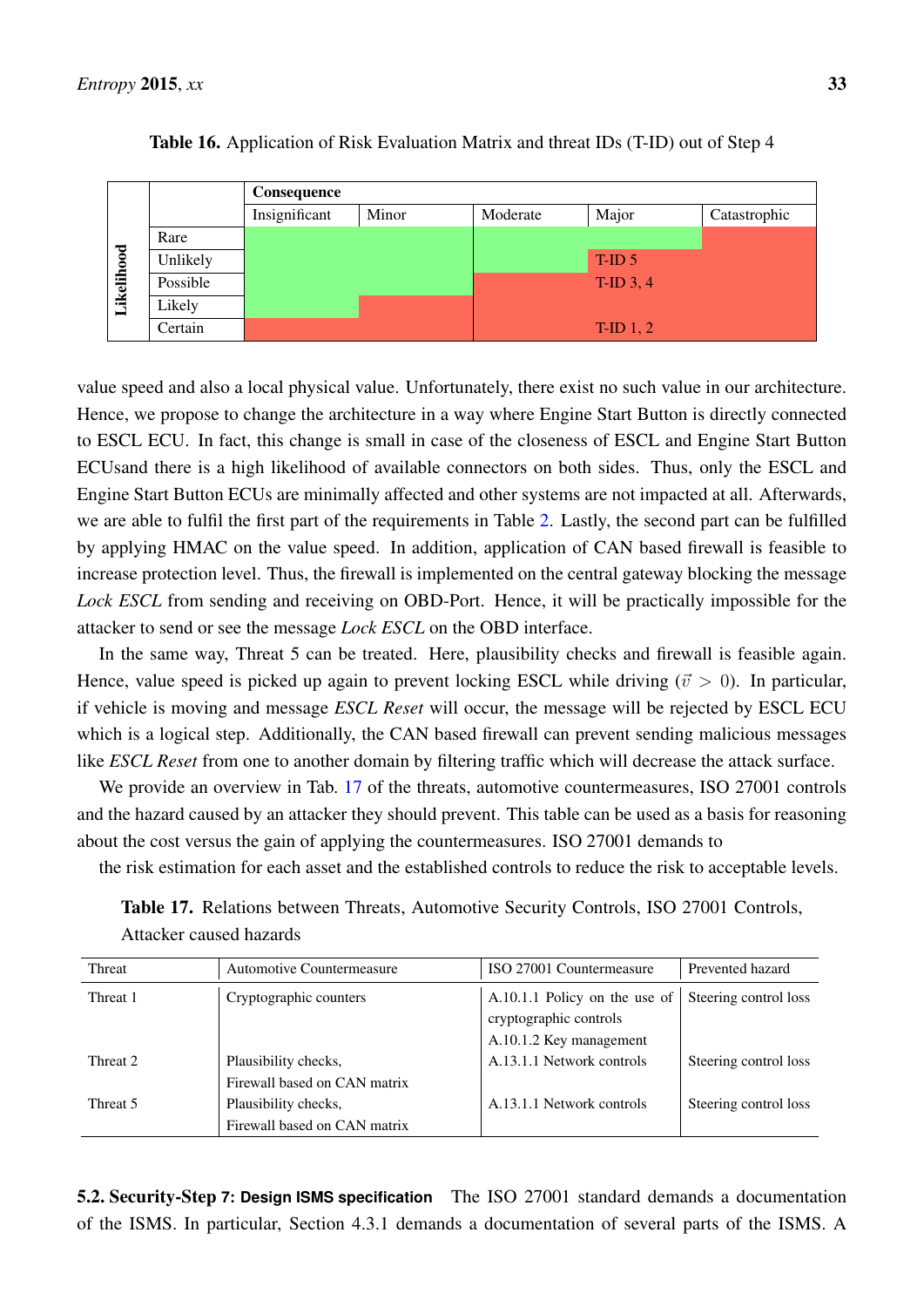**Table 16.** Application of Risk Evaluation Matrix and threat IDs (T-ID) out of Step 4

| | | Consequence | | | | |
|---|---|---|---|---|---|---|
| | | Insignificant | Minor | Moderate | Major | Catastrophic |
| Likelihood | Rare | | | | | |
| | Unlikely | | | | T-ID 5 | |
| | Possible | | | | T-ID 3, 4 | |
| | Likely | | | | | |
| | Certain | | | | T-ID 1, 2 | |

value speed and also a local physical value. Unfortunately, there exist no such value in our architecture. Hence, we propose to change the architecture in a way where Engine Start Button is directly connected to ESCL ECU. In fact, this change is small in case of the closeness of ESCL and Engine Start Button ECUsand there is a high likelihood of available connectors on both sides. Thus, only the ESCL and Engine Start Button ECUs are minimally affected and other systems are not impacted at all. Afterwards, we are able to fulfil the first part of the requirements in Table 2. Lastly, the second part can be fulfilled by applying HMAC on the value speed. In addition, application of CAN based firewall is feasible to increase protection level. Thus, the firewall is implemented on the central gateway blocking the message *Lock ESCL* from sending and receiving on OBD-Port. Hence, it will be practically impossible for the attacker to send or see the message *Lock ESCL* on the OBD interface.

In the same way, Threat 5 can be treated. Here, plausibility checks and firewall is feasible again. Hence, value speed is picked up again to prevent locking ESCL while driving ($\vec{v} > 0$). In particular, if vehicle is moving and message *ESCL Reset* will occur, the message will be rejected by ESCL ECU which is a logical step. Additionally, the CAN based firewall can prevent sending malicious messages like *ESCL Reset* from one to another domain by filtering traffic which will decrease the attack surface.

We provide an overview in Tab. 17 of the threats, automotive countermeasures, ISO 27001 controls and the hazard caused by an attacker they should prevent. This table can be used as a basis for reasoning about the cost versus the gain of applying the countermeasures. ISO 27001 demands to

the risk estimation for each asset and the established controls to reduce the risk to acceptable levels.

**Table 17.** Relations between Threats, Automotive Security Controls, ISO 27001 Controls, Attacker caused hazards

| Threat | Automotive Countermeasure | ISO 27001 Countermeasure | Prevented hazard |
|---|---|---|---|
| Threat 1 | Cryptographic counters | A.10.1.1 Policy on the use of cryptographic controls<br>A.10.1.2 Key management | Steering control loss |
| Threat 2 | Plausibility checks,<br>Firewall based on CAN matrix | A.13.1.1 Network controls | Steering control loss |
| Threat 5 | Plausibility checks,<br>Firewall based on CAN matrix | A.13.1.1 Network controls | Steering control loss |

### 5.2. Security-Step 7: Design ISMS specification

The ISO 27001 standard demands a documentation of the ISMS. In particular, Section 4.3.1 demands a documentation of several parts of the ISMS. A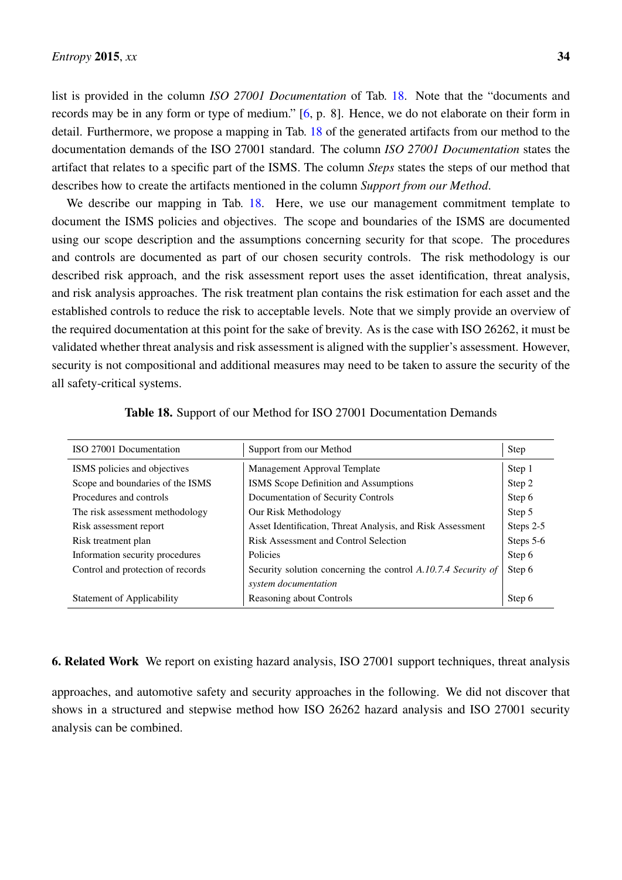list is provided in the column *ISO 27001 Documentation* of Tab. 18. Note that the "documents and records may be in any form or type of medium." [6, p. 8]. Hence, we do not elaborate on their form in detail. Furthermore, we propose a mapping in Tab. 18 of the generated artifacts from our method to the documentation demands of the ISO 27001 standard. The column *ISO 27001 Documentation* states the artifact that relates to a specific part of the ISMS. The column *Steps* states the steps of our method that describes how to create the artifacts mentioned in the column *Support from our Method*.

We describe our mapping in Tab. 18. Here, we use our management commitment template to document the ISMS policies and objectives. The scope and boundaries of the ISMS are documented using our scope description and the assumptions concerning security for that scope. The procedures and controls are documented as part of our chosen security controls. The risk methodology is our described risk approach, and the risk assessment report uses the asset identification, threat analysis, and risk analysis approaches. The risk treatment plan contains the risk estimation for each asset and the established controls to reduce the risk to acceptable levels. Note that we simply provide an overview of the required documentation at this point for the sake of brevity. As is the case with ISO 26262, it must be validated whether threat analysis and risk assessment is aligned with the supplier's assessment. However, security is not compositional and additional measures may need to be taken to assure the security of the all safety-critical systems.

**Table 18.** Support of our Method for ISO 27001 Documentation Demands

| ISO 27001 Documentation | Support from our Method | Step |
|---|---|---|
| ISMS policies and objectives | Management Approval Template | Step 1 |
| Scope and boundaries of the ISMS | ISMS Scope Definition and Assumptions | Step 2 |
| Procedures and controls | Documentation of Security Controls | Step 6 |
| The risk assessment methodology | Our Risk Methodology | Step 5 |
| Risk assessment report | Asset Identification, Threat Analysis, and Risk Assessment | Steps 2-5 |
| Risk treatment plan | Risk Assessment and Control Selection | Steps 5-6 |
| Information security procedures | Policies | Step 6 |
| Control and protection of records | Security solution concerning the control *A.10.7.4 Security of system documentation* | Step 6 |
| Statement of Applicability | Reasoning about Controls | Step 6 |

## 6. Related Work

We report on existing hazard analysis, ISO 27001 support techniques, threat analysis approaches, and automotive safety and security approaches in the following. We did not discover that shows in a structured and stepwise method how ISO 26262 hazard analysis and ISO 27001 security analysis can be combined.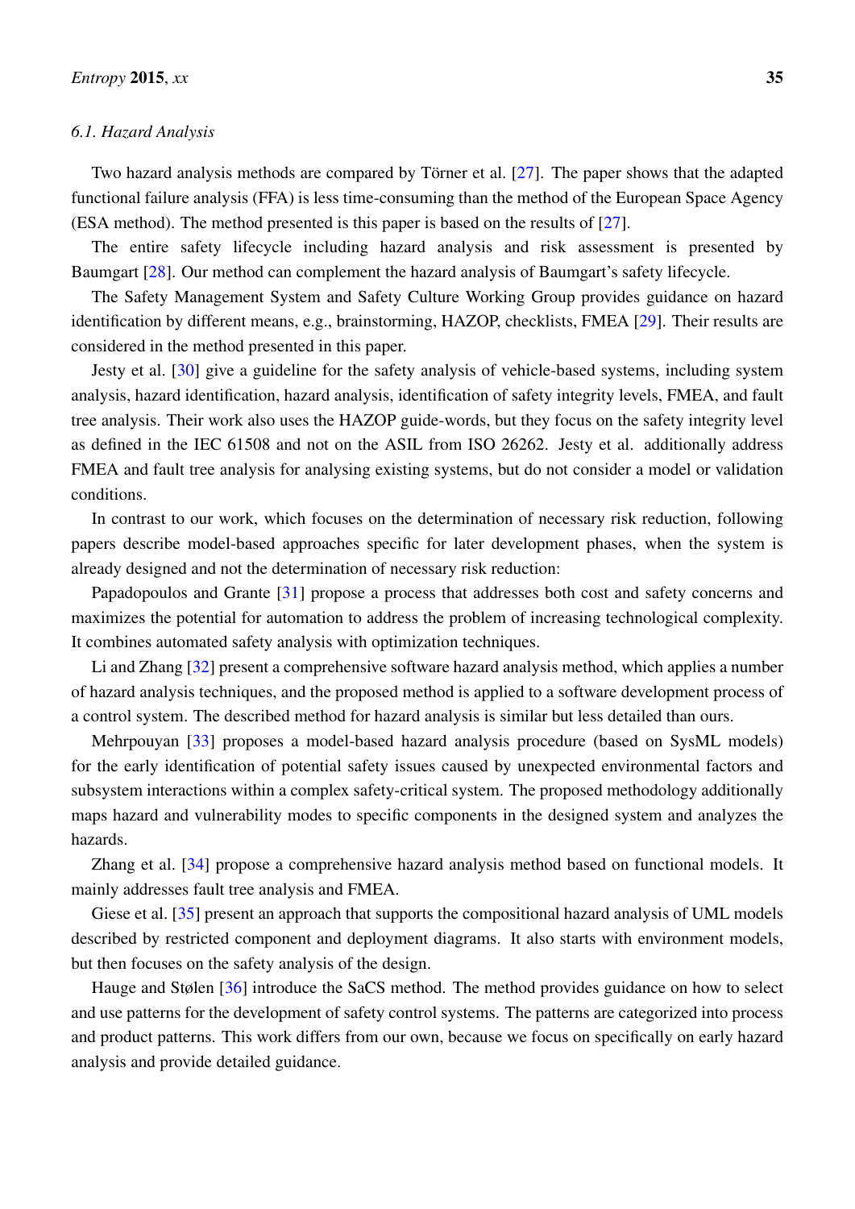### 6.1. Hazard Analysis

Two hazard analysis methods are compared by Törner et al. [27]. The paper shows that the adapted functional failure analysis (FFA) is less time-consuming than the method of the European Space Agency (ESA method). The method presented is this paper is based on the results of [27].

The entire safety lifecycle including hazard analysis and risk assessment is presented by Baumgart [28]. Our method can complement the hazard analysis of Baumgart's safety lifecycle.

The Safety Management System and Safety Culture Working Group provides guidance on hazard identification by different means, e.g., brainstorming, HAZOP, checklists, FMEA [29]. Their results are considered in the method presented in this paper.

Jesty et al. [30] give a guideline for the safety analysis of vehicle-based systems, including system analysis, hazard identification, hazard analysis, identification of safety integrity levels, FMEA, and fault tree analysis. Their work also uses the HAZOP guide-words, but they focus on the safety integrity level as defined in the IEC 61508 and not on the ASIL from ISO 26262. Jesty et al. additionally address FMEA and fault tree analysis for analysing existing systems, but do not consider a model or validation conditions.

In contrast to our work, which focuses on the determination of necessary risk reduction, following papers describe model-based approaches specific for later development phases, when the system is already designed and not the determination of necessary risk reduction:

Papadopoulos and Grante [31] propose a process that addresses both cost and safety concerns and maximizes the potential for automation to address the problem of increasing technological complexity. It combines automated safety analysis with optimization techniques.

Li and Zhang [32] present a comprehensive software hazard analysis method, which applies a number of hazard analysis techniques, and the proposed method is applied to a software development process of a control system. The described method for hazard analysis is similar but less detailed than ours.

Mehrpouyan [33] proposes a model-based hazard analysis procedure (based on SysML models) for the early identification of potential safety issues caused by unexpected environmental factors and subsystem interactions within a complex safety-critical system. The proposed methodology additionally maps hazard and vulnerability modes to specific components in the designed system and analyzes the hazards.

Zhang et al. [34] propose a comprehensive hazard analysis method based on functional models. It mainly addresses fault tree analysis and FMEA.

Giese et al. [35] present an approach that supports the compositional hazard analysis of UML models described by restricted component and deployment diagrams. It also starts with environment models, but then focuses on the safety analysis of the design.

Hauge and Stølen [36] introduce the SaCS method. The method provides guidance on how to select and use patterns for the development of safety control systems. The patterns are categorized into process and product patterns. This work differs from our own, because we focus on specifically on early hazard analysis and provide detailed guidance.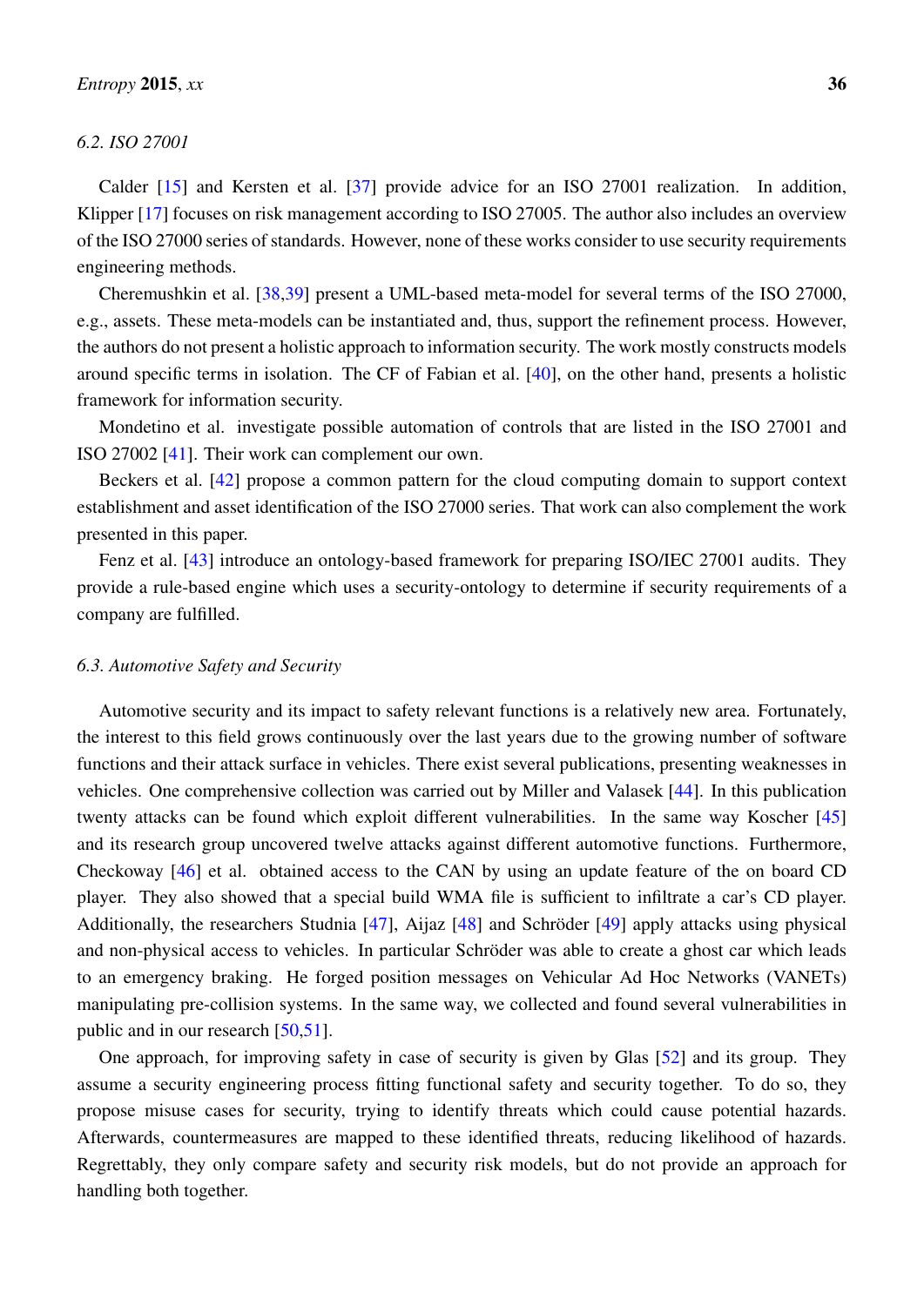### 6.2. ISO 27001

Calder [15] and Kersten et al. [37] provide advice for an ISO 27001 realization. In addition, Klipper [17] focuses on risk management according to ISO 27005. The author also includes an overview of the ISO 27000 series of standards. However, none of these works consider to use security requirements engineering methods.

Cheremushkin et al. [38,39] present a UML-based meta-model for several terms of the ISO 27000, e.g., assets. These meta-models can be instantiated and, thus, support the refinement process. However, the authors do not present a holistic approach to information security. The work mostly constructs models around specific terms in isolation. The CF of Fabian et al. [40], on the other hand, presents a holistic framework for information security.

Mondetino et al. investigate possible automation of controls that are listed in the ISO 27001 and ISO 27002 [41]. Their work can complement our own.

Beckers et al. [42] propose a common pattern for the cloud computing domain to support context establishment and asset identification of the ISO 27000 series. That work can also complement the work presented in this paper.

Fenz et al. [43] introduce an ontology-based framework for preparing ISO/IEC 27001 audits. They provide a rule-based engine which uses a security-ontology to determine if security requirements of a company are fulfilled.

### 6.3. Automotive Safety and Security

Automotive security and its impact to safety relevant functions is a relatively new area. Fortunately, the interest to this field grows continuously over the last years due to the growing number of software functions and their attack surface in vehicles. There exist several publications, presenting weaknesses in vehicles. One comprehensive collection was carried out by Miller and Valasek [44]. In this publication twenty attacks can be found which exploit different vulnerabilities. In the same way Koscher [45] and its research group uncovered twelve attacks against different automotive functions. Furthermore, Checkoway [46] et al. obtained access to the CAN by using an update feature of the on board CD player. They also showed that a special build WMA file is sufficient to infiltrate a car's CD player. Additionally, the researchers Studnia [47], Aijaz [48] and Schröder [49] apply attacks using physical and non-physical access to vehicles. In particular Schröder was able to create a ghost car which leads to an emergency braking. He forged position messages on Vehicular Ad Hoc Networks (VANETs) manipulating pre-collision systems. In the same way, we collected and found several vulnerabilities in public and in our research [50,51].

One approach, for improving safety in case of security is given by Glas [52] and its group. They assume a security engineering process fitting functional safety and security together. To do so, they propose misuse cases for security, trying to identify threats which could cause potential hazards. Afterwards, countermeasures are mapped to these identified threats, reducing likelihood of hazards. Regrettably, they only compare safety and security risk models, but do not provide an approach for handling both together.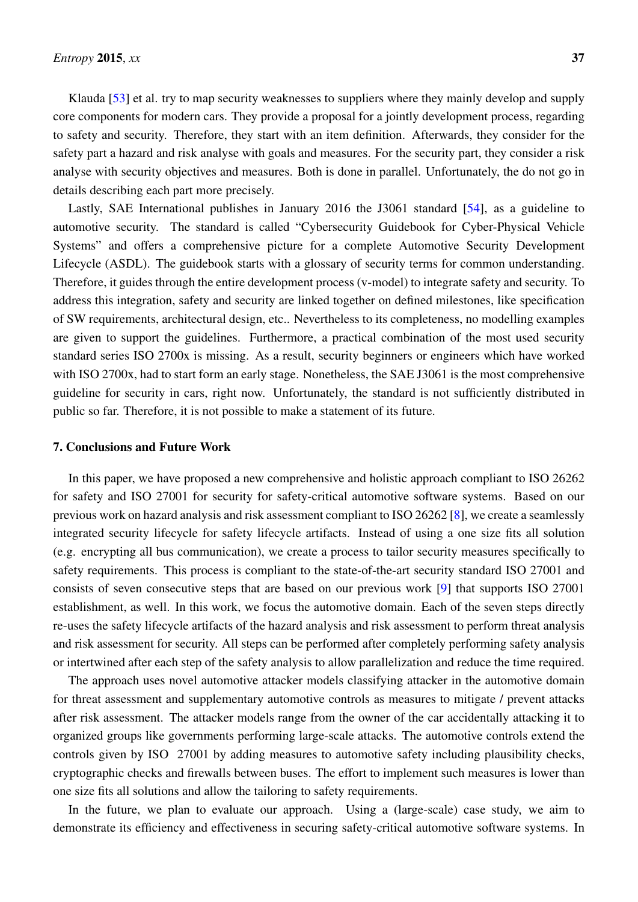Klauda [53] et al. try to map security weaknesses to suppliers where they mainly develop and supply core components for modern cars. They provide a proposal for a jointly development process, regarding to safety and security. Therefore, they start with an item definition. Afterwards, they consider for the safety part a hazard and risk analyse with goals and measures. For the security part, they consider a risk analyse with security objectives and measures. Both is done in parallel. Unfortunately, the do not go in details describing each part more precisely.

Lastly, SAE International publishes in January 2016 the J3061 standard [54], as a guideline to automotive security. The standard is called "Cybersecurity Guidebook for Cyber-Physical Vehicle Systems" and offers a comprehensive picture for a complete Automotive Security Development Lifecycle (ASDL). The guidebook starts with a glossary of security terms for common understanding. Therefore, it guides through the entire development process (v-model) to integrate safety and security. To address this integration, safety and security are linked together on defined milestones, like specification of SW requirements, architectural design, etc.. Nevertheless to its completeness, no modelling examples are given to support the guidelines. Furthermore, a practical combination of the most used security standard series ISO 2700x is missing. As a result, security beginners or engineers which have worked with ISO 2700x, had to start form an early stage. Nonetheless, the SAE J3061 is the most comprehensive guideline for security in cars, right now. Unfortunately, the standard is not sufficiently distributed in public so far. Therefore, it is not possible to make a statement of its future.

## 7. Conclusions and Future Work

In this paper, we have proposed a new comprehensive and holistic approach compliant to ISO 26262 for safety and ISO 27001 for security for safety-critical automotive software systems. Based on our previous work on hazard analysis and risk assessment compliant to ISO 26262 [8], we create a seamlessly integrated security lifecycle for safety lifecycle artifacts. Instead of using a one size fits all solution (e.g. encrypting all bus communication), we create a process to tailor security measures specifically to safety requirements. This process is compliant to the state-of-the-art security standard ISO 27001 and consists of seven consecutive steps that are based on our previous work [9] that supports ISO 27001 establishment, as well. In this work, we focus the automotive domain. Each of the seven steps directly re-uses the safety lifecycle artifacts of the hazard analysis and risk assessment to perform threat analysis and risk assessment for security. All steps can be performed after completely performing safety analysis or intertwined after each step of the safety analysis to allow parallelization and reduce the time required.

The approach uses novel automotive attacker models classifying attacker in the automotive domain for threat assessment and supplementary automotive controls as measures to mitigate / prevent attacks after risk assessment. The attacker models range from the owner of the car accidentally attacking it to organized groups like governments performing large-scale attacks. The automotive controls extend the controls given by ISO 27001 by adding measures to automotive safety including plausibility checks, cryptographic checks and firewalls between buses. The effort to implement such measures is lower than one size fits all solutions and allow the tailoring to safety requirements.

In the future, we plan to evaluate our approach. Using a (large-scale) case study, we aim to demonstrate its efficiency and effectiveness in securing safety-critical automotive software systems. In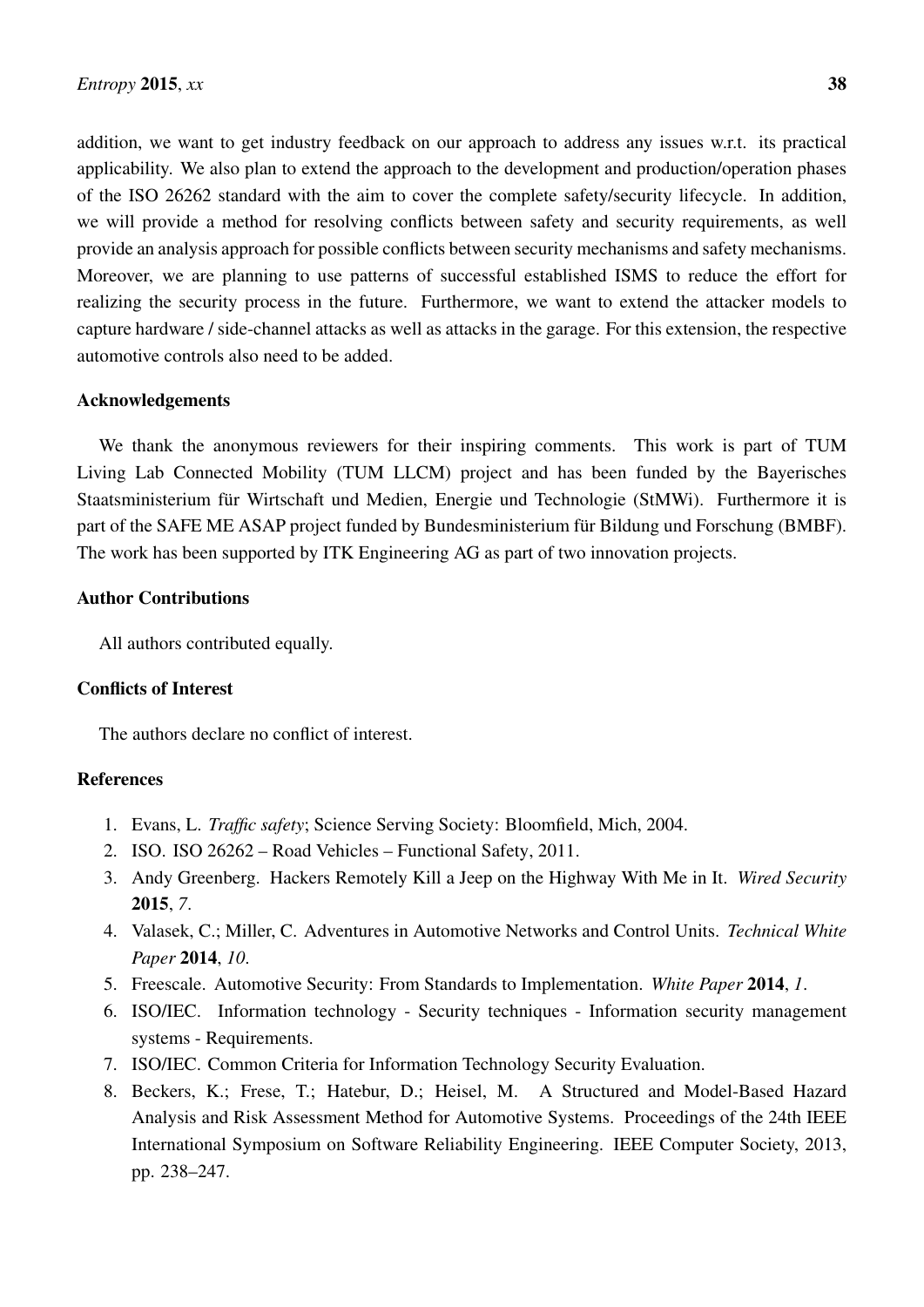addition, we want to get industry feedback on our approach to address any issues w.r.t. its practical applicability. We also plan to extend the approach to the development and production/operation phases of the ISO 26262 standard with the aim to cover the complete safety/security lifecycle. In addition, we will provide a method for resolving conflicts between safety and security requirements, as well provide an analysis approach for possible conflicts between security mechanisms and safety mechanisms. Moreover, we are planning to use patterns of successful established ISMS to reduce the effort for realizing the security process in the future. Furthermore, we want to extend the attacker models to capture hardware / side-channel attacks as well as attacks in the garage. For this extension, the respective automotive controls also need to be added.

### Acknowledgements

We thank the anonymous reviewers for their inspiring comments. This work is part of TUM Living Lab Connected Mobility (TUM LLCM) project and has been funded by the Bayerisches Staatsministerium für Wirtschaft und Medien, Energie und Technologie (StMWi). Furthermore it is part of the SAFE ME ASAP project funded by Bundesministerium für Bildung und Forschung (BMBF). The work has been supported by ITK Engineering AG as part of two innovation projects.

### Author Contributions

All authors contributed equally.

### Conflicts of Interest

The authors declare no conflict of interest.

### References

1. Evans, L. *Traffic safety*; Science Serving Society: Bloomfield, Mich, 2004.
2. ISO. ISO 26262 – Road Vehicles – Functional Safety, 2011.
3. Andy Greenberg. Hackers Remotely Kill a Jeep on the Highway With Me in It. *Wired Security* **2015**, *7*.
4. Valasek, C.; Miller, C. Adventures in Automotive Networks and Control Units. *Technical White Paper* **2014**, *10*.
5. Freescale. Automotive Security: From Standards to Implementation. *White Paper* **2014**, *1*.
6. ISO/IEC. Information technology - Security techniques - Information security management systems - Requirements.
7. ISO/IEC. Common Criteria for Information Technology Security Evaluation.
8. Beckers, K.; Frese, T.; Hatebur, D.; Heisel, M. A Structured and Model-Based Hazard Analysis and Risk Assessment Method for Automotive Systems. Proceedings of the 24th IEEE International Symposium on Software Reliability Engineering. IEEE Computer Society, 2013, pp. 238–247.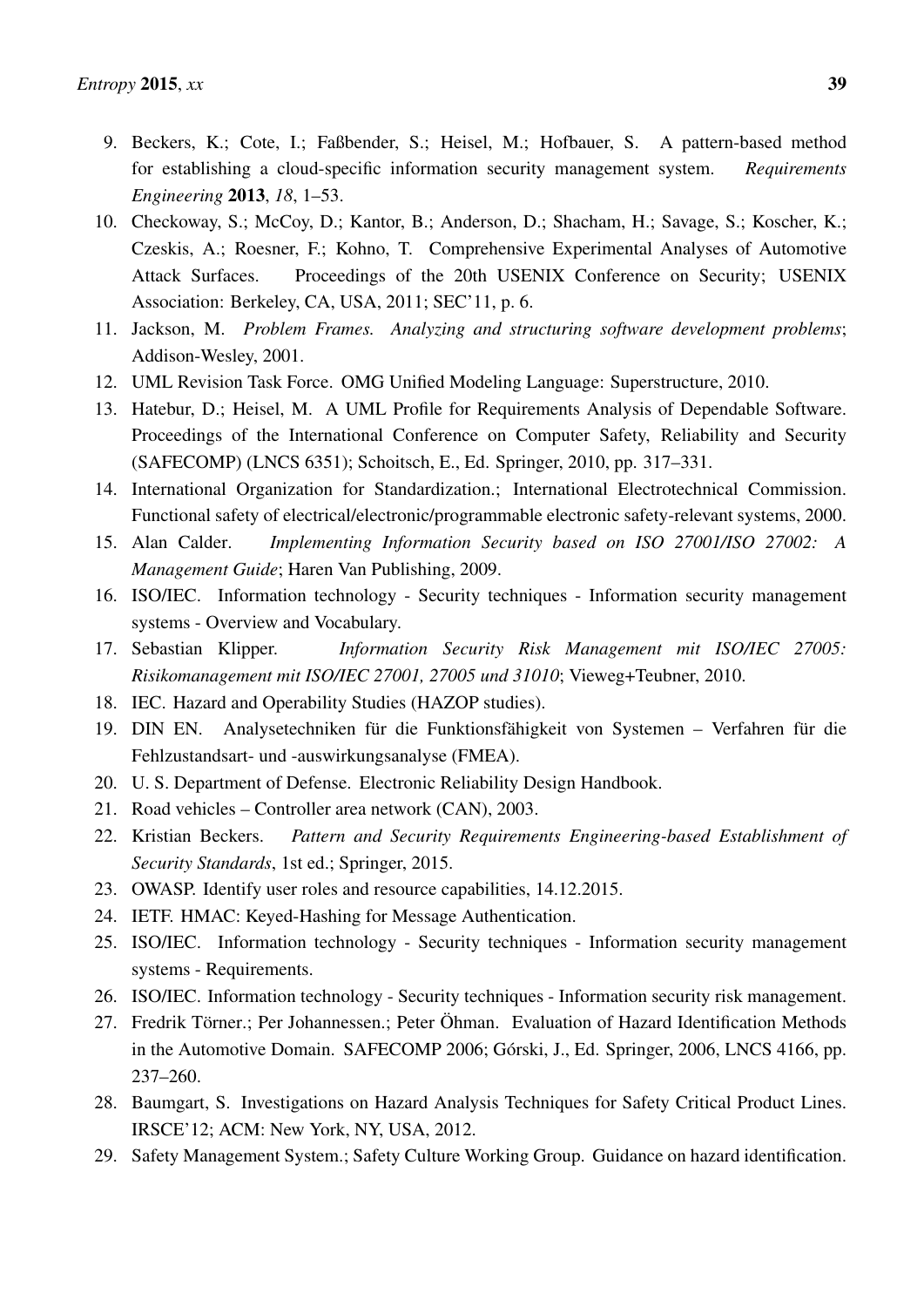9. Beckers, K.; Cote, I.; Faßbender, S.; Heisel, M.; Hofbauer, S. A pattern-based method for establishing a cloud-specific information security management system. *Requirements Engineering* **2013**, *18*, 1–53.
10. Checkoway, S.; McCoy, D.; Kantor, B.; Anderson, D.; Shacham, H.; Savage, S.; Koscher, K.; Czeskis, A.; Roesner, F.; Kohno, T. Comprehensive Experimental Analyses of Automotive Attack Surfaces. Proceedings of the 20th USENIX Conference on Security; USENIX Association: Berkeley, CA, USA, 2011; SEC'11, p. 6.
11. Jackson, M. *Problem Frames. Analyzing and structuring software development problems*; Addison-Wesley, 2001.
12. UML Revision Task Force. OMG Unified Modeling Language: Superstructure, 2010.
13. Hatebur, D.; Heisel, M. A UML Profile for Requirements Analysis of Dependable Software. Proceedings of the International Conference on Computer Safety, Reliability and Security (SAFECOMP) (LNCS 6351); Schoitsch, E., Ed. Springer, 2010, pp. 317–331.
14. International Organization for Standardization.; International Electrotechnical Commission. Functional safety of electrical/electronic/programmable electronic safety-relevant systems, 2000.
15. Alan Calder. *Implementing Information Security based on ISO 27001/ISO 27002: A Management Guide*; Haren Van Publishing, 2009.
16. ISO/IEC. Information technology - Security techniques - Information security management systems - Overview and Vocabulary.
17. Sebastian Klipper. *Information Security Risk Management mit ISO/IEC 27005: Risikomanagement mit ISO/IEC 27001, 27005 und 31010*; Vieweg+Teubner, 2010.
18. IEC. Hazard and Operability Studies (HAZOP studies).
19. DIN EN. Analysetechniken für die Funktionsfähigkeit von Systemen – Verfahren für die Fehlzustandsart- und -auswirkungsanalyse (FMEA).
20. U. S. Department of Defense. Electronic Reliability Design Handbook.
21. Road vehicles – Controller area network (CAN), 2003.
22. Kristian Beckers. *Pattern and Security Requirements Engineering-based Establishment of Security Standards*, 1st ed.; Springer, 2015.
23. OWASP. Identify user roles and resource capabilities, 14.12.2015.
24. IETF. HMAC: Keyed-Hashing for Message Authentication.
25. ISO/IEC. Information technology - Security techniques - Information security management systems - Requirements.
26. ISO/IEC. Information technology - Security techniques - Information security risk management.
27. Fredrik Törner.; Per Johannessen.; Peter Öhman. Evaluation of Hazard Identification Methods in the Automotive Domain. SAFECOMP 2006; Górski, J., Ed. Springer, 2006, LNCS 4166, pp. 237–260.
28. Baumgart, S. Investigations on Hazard Analysis Techniques for Safety Critical Product Lines. IRSCE'12; ACM: New York, NY, USA, 2012.
29. Safety Management System.; Safety Culture Working Group. Guidance on hazard identification.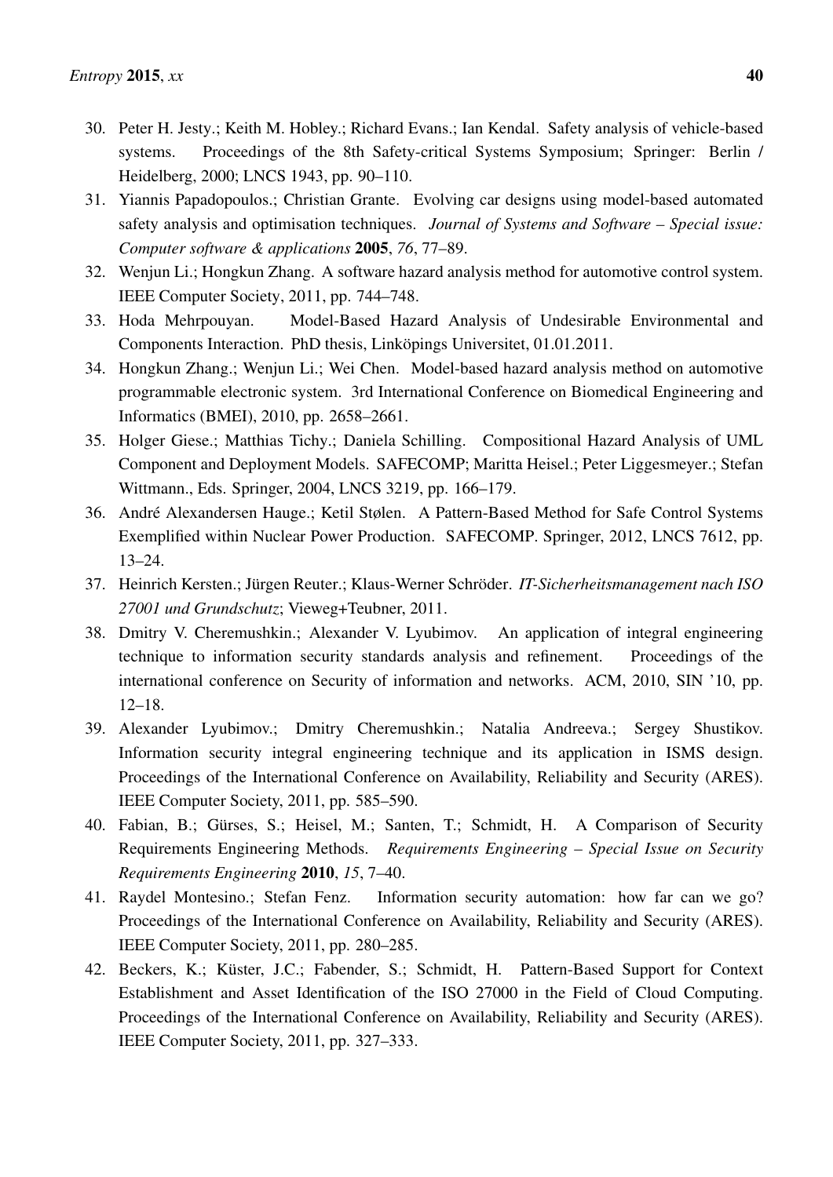30. Peter H. Jesty.; Keith M. Hobley.; Richard Evans.; Ian Kendal. Safety analysis of vehicle-based systems. Proceedings of the 8th Safety-critical Systems Symposium; Springer: Berlin / Heidelberg, 2000; LNCS 1943, pp. 90–110.
31. Yiannis Papadopoulos.; Christian Grante. Evolving car designs using model-based automated safety analysis and optimisation techniques. *Journal of Systems and Software – Special issue: Computer software & applications* **2005**, *76*, 77–89.
32. Wenjun Li.; Hongkun Zhang. A software hazard analysis method for automotive control system. IEEE Computer Society, 2011, pp. 744–748.
33. Hoda Mehrpouyan. Model-Based Hazard Analysis of Undesirable Environmental and Components Interaction. PhD thesis, Linköpings Universitet, 01.01.2011.
34. Hongkun Zhang.; Wenjun Li.; Wei Chen. Model-based hazard analysis method on automotive programmable electronic system. 3rd International Conference on Biomedical Engineering and Informatics (BMEI), 2010, pp. 2658–2661.
35. Holger Giese.; Matthias Tichy.; Daniela Schilling. Compositional Hazard Analysis of UML Component and Deployment Models. SAFECOMP; Maritta Heisel.; Peter Liggesmeyer.; Stefan Wittmann., Eds. Springer, 2004, LNCS 3219, pp. 166–179.
36. André Alexandersen Hauge.; Ketil Stølen. A Pattern-Based Method for Safe Control Systems Exemplified within Nuclear Power Production. SAFECOMP. Springer, 2012, LNCS 7612, pp. 13–24.
37. Heinrich Kersten.; Jürgen Reuter.; Klaus-Werner Schröder. *IT-Sicherheitsmanagement nach ISO 27001 und Grundschutz*; Vieweg+Teubner, 2011.
38. Dmitry V. Cheremushkin.; Alexander V. Lyubimov. An application of integral engineering technique to information security standards analysis and refinement. Proceedings of the international conference on Security of information and networks. ACM, 2010, SIN '10, pp. 12–18.
39. Alexander Lyubimov.; Dmitry Cheremushkin.; Natalia Andreeva.; Sergey Shustikov. Information security integral engineering technique and its application in ISMS design. Proceedings of the International Conference on Availability, Reliability and Security (ARES). IEEE Computer Society, 2011, pp. 585–590.
40. Fabian, B.; Gürses, S.; Heisel, M.; Santen, T.; Schmidt, H. A Comparison of Security Requirements Engineering Methods. *Requirements Engineering – Special Issue on Security Requirements Engineering* **2010**, *15*, 7–40.
41. Raydel Montesino.; Stefan Fenz. Information security automation: how far can we go? Proceedings of the International Conference on Availability, Reliability and Security (ARES). IEEE Computer Society, 2011, pp. 280–285.
42. Beckers, K.; Küster, J.C.; Fabender, S.; Schmidt, H. Pattern-Based Support for Context Establishment and Asset Identification of the ISO 27000 in the Field of Cloud Computing. Proceedings of the International Conference on Availability, Reliability and Security (ARES). IEEE Computer Society, 2011, pp. 327–333.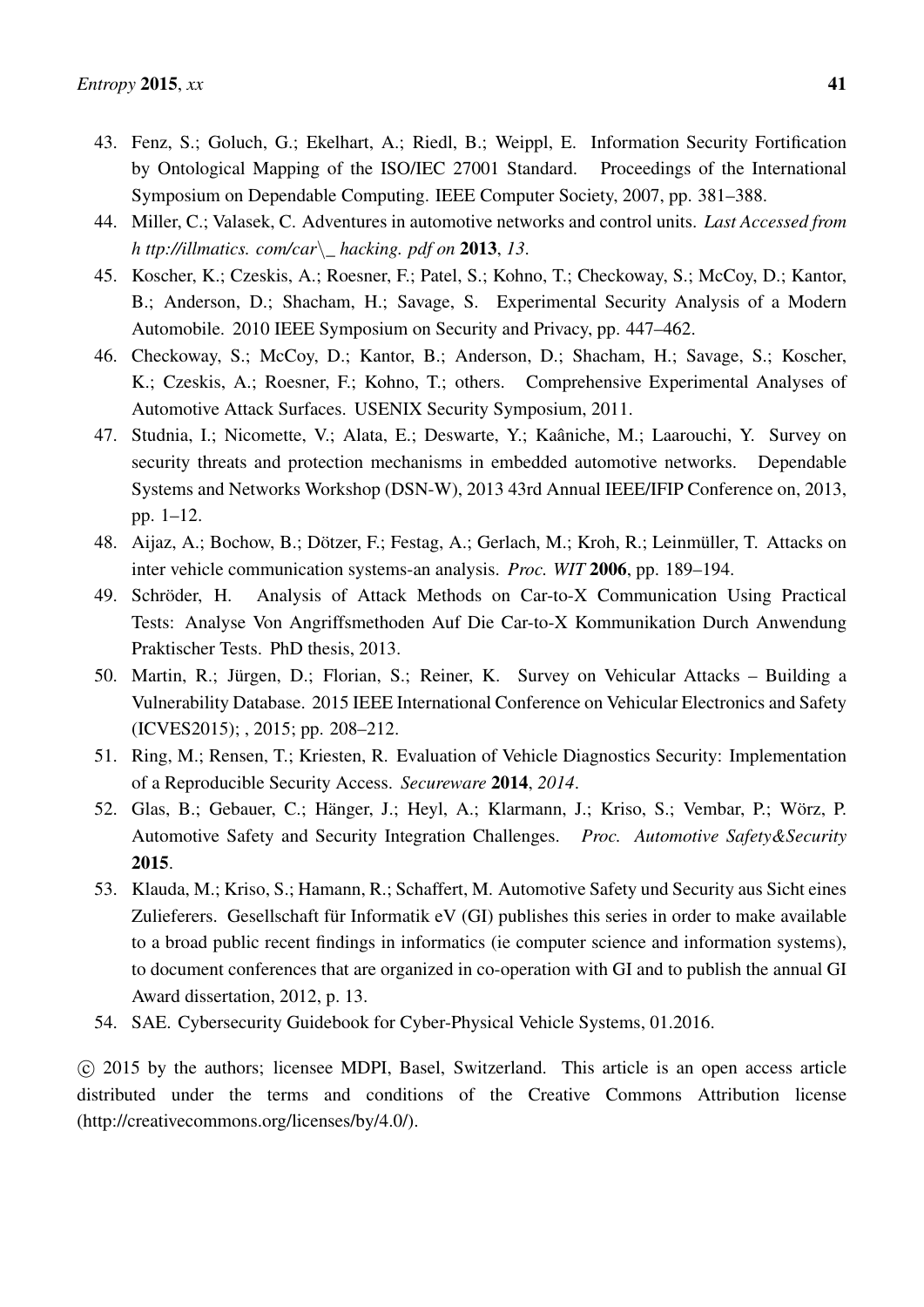43. Fenz, S.; Goluch, G.; Ekelhart, A.; Riedl, B.; Weippl, E. Information Security Fortification by Ontological Mapping of the ISO/IEC 27001 Standard. Proceedings of the International Symposium on Dependable Computing. IEEE Computer Society, 2007, pp. 381–388.
44. Miller, C.; Valasek, C. Adventures in automotive networks and control units. *Last Accessed from h ttp://illmatics. com/car\_ hacking. pdf on* **2013**, *13*.
45. Koscher, K.; Czeskis, A.; Roesner, F.; Patel, S.; Kohno, T.; Checkoway, S.; McCoy, D.; Kantor, B.; Anderson, D.; Shacham, H.; Savage, S. Experimental Security Analysis of a Modern Automobile. 2010 IEEE Symposium on Security and Privacy, pp. 447–462.
46. Checkoway, S.; McCoy, D.; Kantor, B.; Anderson, D.; Shacham, H.; Savage, S.; Koscher, K.; Czeskis, A.; Roesner, F.; Kohno, T.; others. Comprehensive Experimental Analyses of Automotive Attack Surfaces. USENIX Security Symposium, 2011.
47. Studnia, I.; Nicomette, V.; Alata, E.; Deswarte, Y.; Kaâniche, M.; Laarouchi, Y. Survey on security threats and protection mechanisms in embedded automotive networks. Dependable Systems and Networks Workshop (DSN-W), 2013 43rd Annual IEEE/IFIP Conference on, 2013, pp. 1–12.
48. Aijaz, A.; Bochow, B.; Dötzer, F.; Festag, A.; Gerlach, M.; Kroh, R.; Leinmüller, T. Attacks on inter vehicle communication systems-an analysis. *Proc. WIT* **2006**, pp. 189–194.
49. Schröder, H. Analysis of Attack Methods on Car-to-X Communication Using Practical Tests: Analyse Von Angriffsmethoden Auf Die Car-to-X Kommunikation Durch Anwendung Praktischer Tests. PhD thesis, 2013.
50. Martin, R.; Jürgen, D.; Florian, S.; Reiner, K. Survey on Vehicular Attacks – Building a Vulnerability Database. 2015 IEEE International Conference on Vehicular Electronics and Safety (ICVES2015); , 2015; pp. 208–212.
51. Ring, M.; Rensen, T.; Kriesten, R. Evaluation of Vehicle Diagnostics Security: Implementation of a Reproducible Security Access. *Secureware* **2014**, *2014*.
52. Glas, B.; Gebauer, C.; Hänger, J.; Heyl, A.; Klarmann, J.; Kriso, S.; Vembar, P.; Wörz, P. Automotive Safety and Security Integration Challenges. *Proc. Automotive Safety&Security* **2015**.
53. Klauda, M.; Kriso, S.; Hamann, R.; Schaffert, M. Automotive Safety und Security aus Sicht eines Zulieferers. Gesellschaft für Informatik eV (GI) publishes this series in order to make available to a broad public recent findings in informatics (ie computer science and information systems), to document conferences that are organized in co-operation with GI and to publish the annual GI Award dissertation, 2012, p. 13.
54. SAE. Cybersecurity Guidebook for Cyber-Physical Vehicle Systems, 01.2016.

© 2015 by the authors; licensee MDPI, Basel, Switzerland. This article is an open access article distributed under the terms and conditions of the Creative Commons Attribution license (http://creativecommons.org/licenses/by/4.0/).